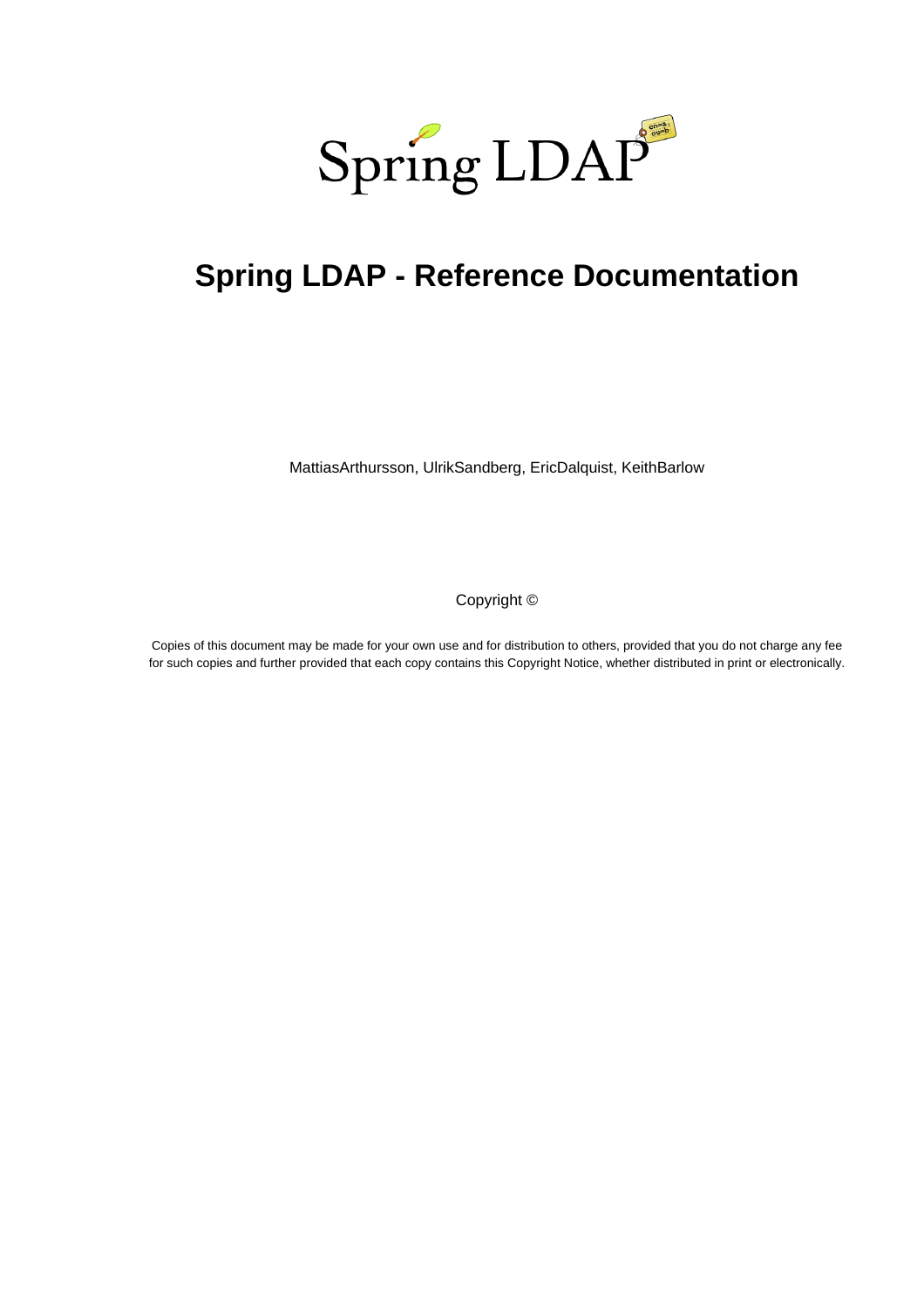Spring LDAP

# Spring LDAP - Reference Documentation

MattiasArthursson, UlrikSandberg, EricDalquist, KeithBarlow

Copyright ©

Copies of this document may be made for your own use and for distribution to others, provided that you do not charge any fee for such copies and further provided that each copy contains this Copyright Notice, whether distributed in print or electronically.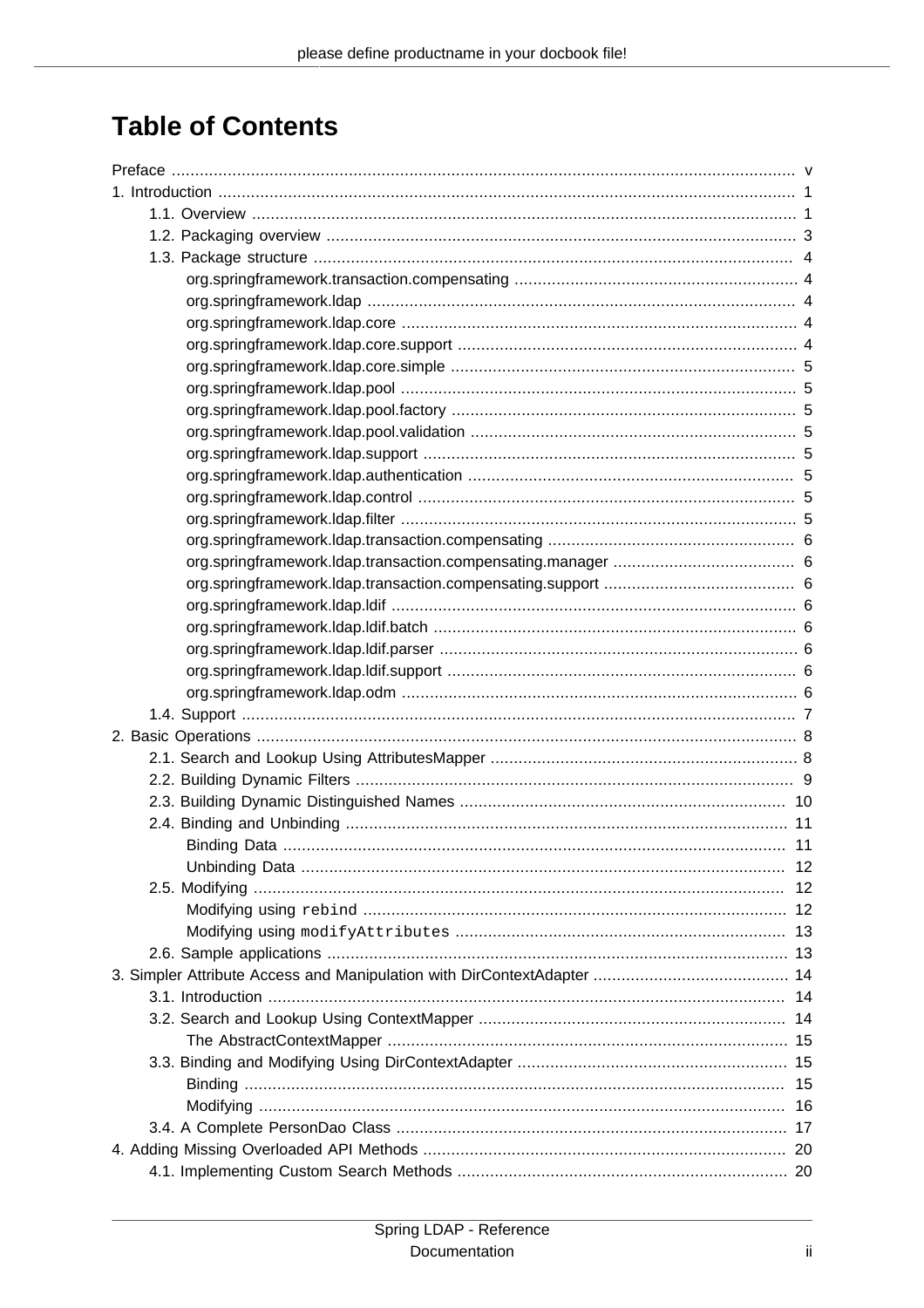# Table of Contents

- Preface ..... v
- 1. Introduction ..... 1
  - 1.1. Overview ..... 1
  - 1.2. Packaging overview ..... 3
  - 1.3. Package structure ..... 4
    - org.springframework.transaction.compensating ..... 4
    - org.springframework.ldap ..... 4
    - org.springframework.ldap.core ..... 4
    - org.springframework.ldap.core.support ..... 4
    - org.springframework.ldap.core.simple ..... 5
    - org.springframework.ldap.pool ..... 5
    - org.springframework.ldap.pool.factory ..... 5
    - org.springframework.ldap.pool.validation ..... 5
    - org.springframework.ldap.support ..... 5
    - org.springframework.ldap.authentication ..... 5
    - org.springframework.ldap.control ..... 5
    - org.springframework.ldap.filter ..... 5
    - org.springframework.ldap.transaction.compensating ..... 6
    - org.springframework.ldap.transaction.compensating.manager ..... 6
    - org.springframework.ldap.transaction.compensating.support ..... 6
    - org.springframework.ldap.ldif ..... 6
    - org.springframework.ldap.ldif.batch ..... 6
    - org.springframework.ldap.ldif.parser ..... 6
    - org.springframework.ldap.ldif.support ..... 6
    - org.springframework.ldap.odm ..... 6
  - 1.4. Support ..... 7
- 2. Basic Operations ..... 8
  - 2.1. Search and Lookup Using AttributesMapper ..... 8
  - 2.2. Building Dynamic Filters ..... 9
  - 2.3. Building Dynamic Distinguished Names ..... 10
  - 2.4. Binding and Unbinding ..... 11
    - Binding Data ..... 11
    - Unbinding Data ..... 12
  - 2.5. Modifying ..... 12
    - Modifying using `rebind` ..... 12
    - Modifying using `modifyAttributes` ..... 13
  - 2.6. Sample applications ..... 13
- 3. Simpler Attribute Access and Manipulation with DirContextAdapter ..... 14
  - 3.1. Introduction ..... 14
  - 3.2. Search and Lookup Using ContextMapper ..... 14
    - The AbstractContextMapper ..... 15
  - 3.3. Binding and Modifying Using DirContextAdapter ..... 15
    - Binding ..... 15
    - Modifying ..... 16
  - 3.4. A Complete PersonDao Class ..... 17
- 4. Adding Missing Overloaded API Methods ..... 20
  - 4.1. Implementing Custom Search Methods ..... 20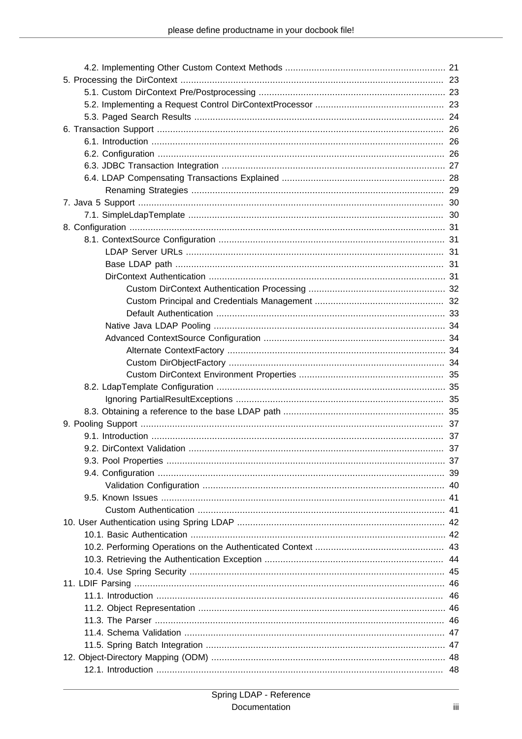- 4.2. Implementing Other Custom Context Methods ... 21
- 5. Processing the DirContext ... 23
  - 5.1. Custom DirContext Pre/Postprocessing ... 23
  - 5.2. Implementing a Request Control DirContextProcessor ... 23
  - 5.3. Paged Search Results ... 24
- 6. Transaction Support ... 26
  - 6.1. Introduction ... 26
  - 6.2. Configuration ... 26
  - 6.3. JDBC Transaction Integration ... 27
  - 6.4. LDAP Compensating Transactions Explained ... 28
    - Renaming Strategies ... 29
- 7. Java 5 Support ... 30
  - 7.1. SimpleLdapTemplate ... 30
- 8. Configuration ... 31
  - 8.1. ContextSource Configuration ... 31
    - LDAP Server URLs ... 31
    - Base LDAP path ... 31
    - DirContext Authentication ... 31
      - Custom DirContext Authentication Processing ... 32
      - Custom Principal and Credentials Management ... 32
      - Default Authentication ... 33
    - Native Java LDAP Pooling ... 34
    - Advanced ContextSource Configuration ... 34
      - Alternate ContextFactory ... 34
      - Custom DirObjectFactory ... 34
      - Custom DirContext Environment Properties ... 35
  - 8.2. LdapTemplate Configuration ... 35
    - Ignoring PartialResultExceptions ... 35
  - 8.3. Obtaining a reference to the base LDAP path ... 35
- 9. Pooling Support ... 37
  - 9.1. Introduction ... 37
  - 9.2. DirContext Validation ... 37
  - 9.3. Pool Properties ... 37
  - 9.4. Configuration ... 39
    - Validation Configuration ... 40
  - 9.5. Known Issues ... 41
    - Custom Authentication ... 41
- 10. User Authentication using Spring LDAP ... 42
  - 10.1. Basic Authentication ... 42
  - 10.2. Performing Operations on the Authenticated Context ... 43
  - 10.3. Retrieving the Authentication Exception ... 44
  - 10.4. Use Spring Security ... 45
- 11. LDIF Parsing ... 46
  - 11.1. Introduction ... 46
  - 11.2. Object Representation ... 46
  - 11.3. The Parser ... 46
  - 11.4. Schema Validation ... 47
  - 11.5. Spring Batch Integration ... 47
- 12. Object-Directory Mapping (ODM) ... 48
  - 12.1. Introduction ... 48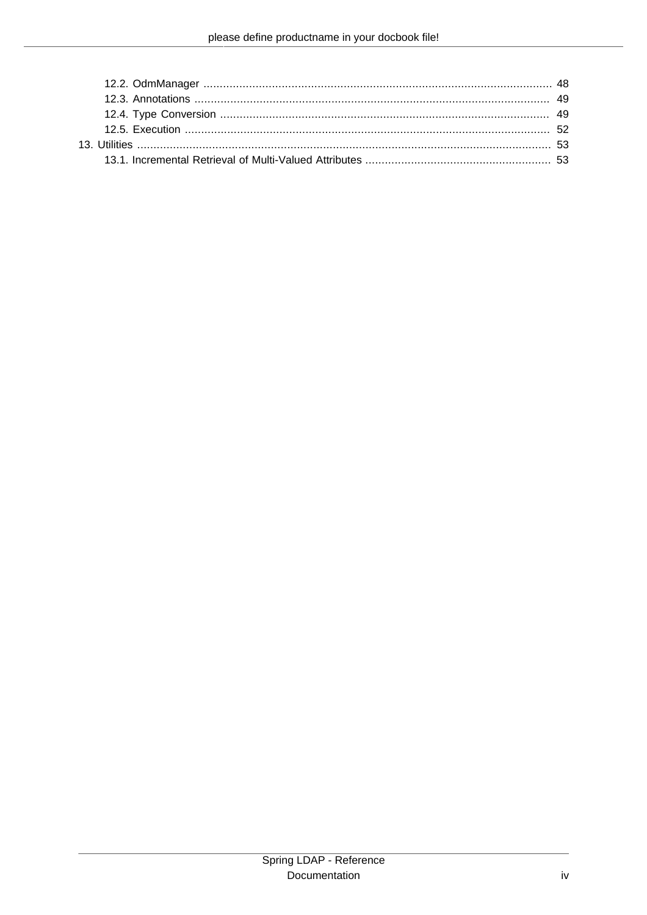- 12.2. OdmManager ........................................................................................................... 48
- 12.3. Annotations ............................................................................................................. 49
- 12.4. Type Conversion ..................................................................................................... 49
- 12.5. Execution ................................................................................................................ 52

13. Utilities ............................................................................................................................... 53
- 13.1. Incremental Retrieval of Multi-Valued Attributes ......................................................... 53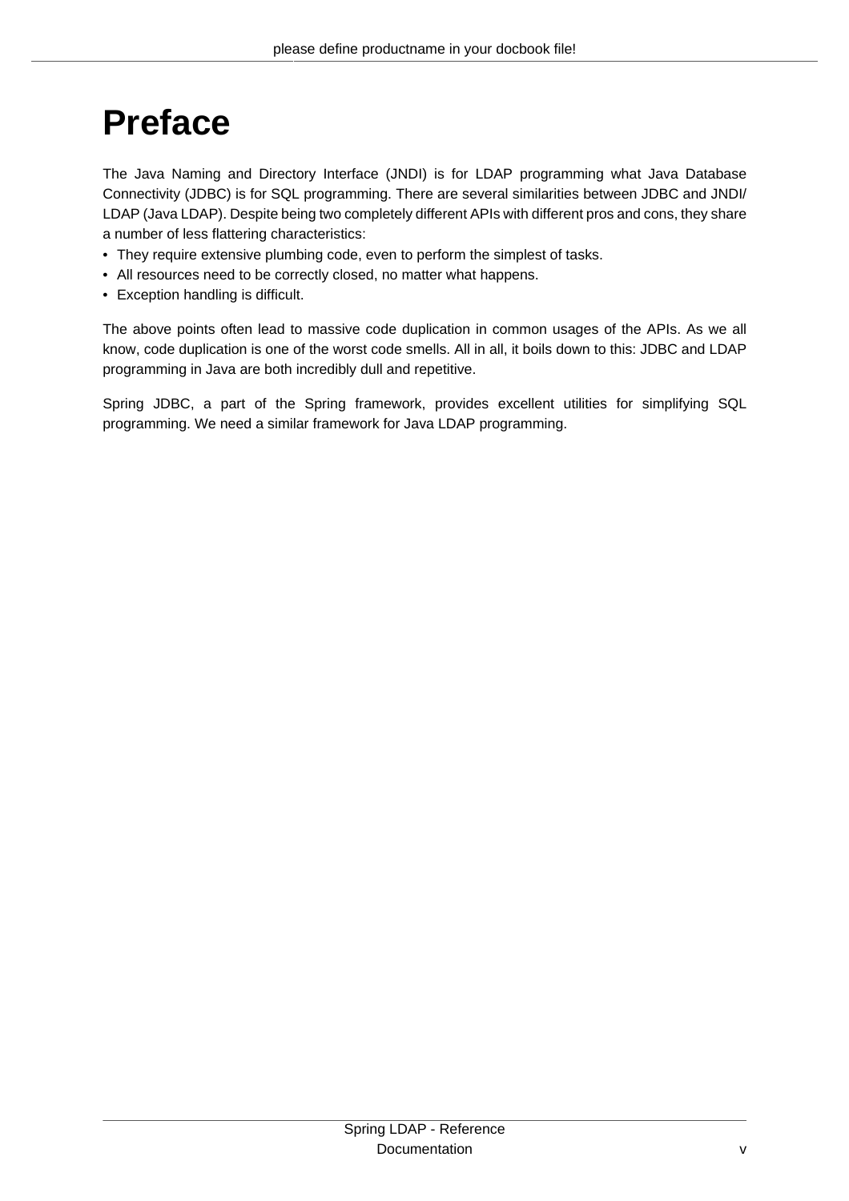# Preface

The Java Naming and Directory Interface (JNDI) is for LDAP programming what Java Database Connectivity (JDBC) is for SQL programming. There are several similarities between JDBC and JNDI/ LDAP (Java LDAP). Despite being two completely different APIs with different pros and cons, they share a number of less flattering characteristics:

- They require extensive plumbing code, even to perform the simplest of tasks.
- All resources need to be correctly closed, no matter what happens.
- Exception handling is difficult.

The above points often lead to massive code duplication in common usages of the APIs. As we all know, code duplication is one of the worst code smells. All in all, it boils down to this: JDBC and LDAP programming in Java are both incredibly dull and repetitive.

Spring JDBC, a part of the Spring framework, provides excellent utilities for simplifying SQL programming. We need a similar framework for Java LDAP programming.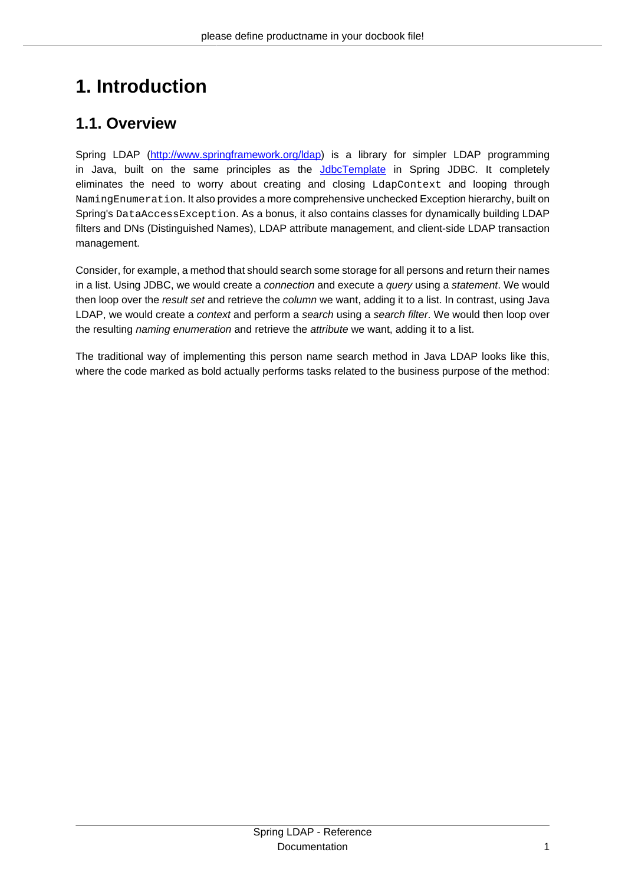# 1. Introduction

## 1.1. Overview

Spring LDAP (http://www.springframework.org/ldap) is a library for simpler LDAP programming in Java, built on the same principles as the JdbcTemplate in Spring JDBC. It completely eliminates the need to worry about creating and closing `LdapContext` and looping through `NamingEnumeration`. It also provides a more comprehensive unchecked Exception hierarchy, built on Spring's `DataAccessException`. As a bonus, it also contains classes for dynamically building LDAP filters and DNs (Distinguished Names), LDAP attribute management, and client-side LDAP transaction management.

Consider, for example, a method that should search some storage for all persons and return their names in a list. Using JDBC, we would create a *connection* and execute a *query* using a *statement*. We would then loop over the *result set* and retrieve the *column* we want, adding it to a list. In contrast, using Java LDAP, we would create a *context* and perform a *search* using a *search filter*. We would then loop over the resulting *naming enumeration* and retrieve the *attribute* we want, adding it to a list.

The traditional way of implementing this person name search method in Java LDAP looks like this, where the code marked as bold actually performs tasks related to the business purpose of the method: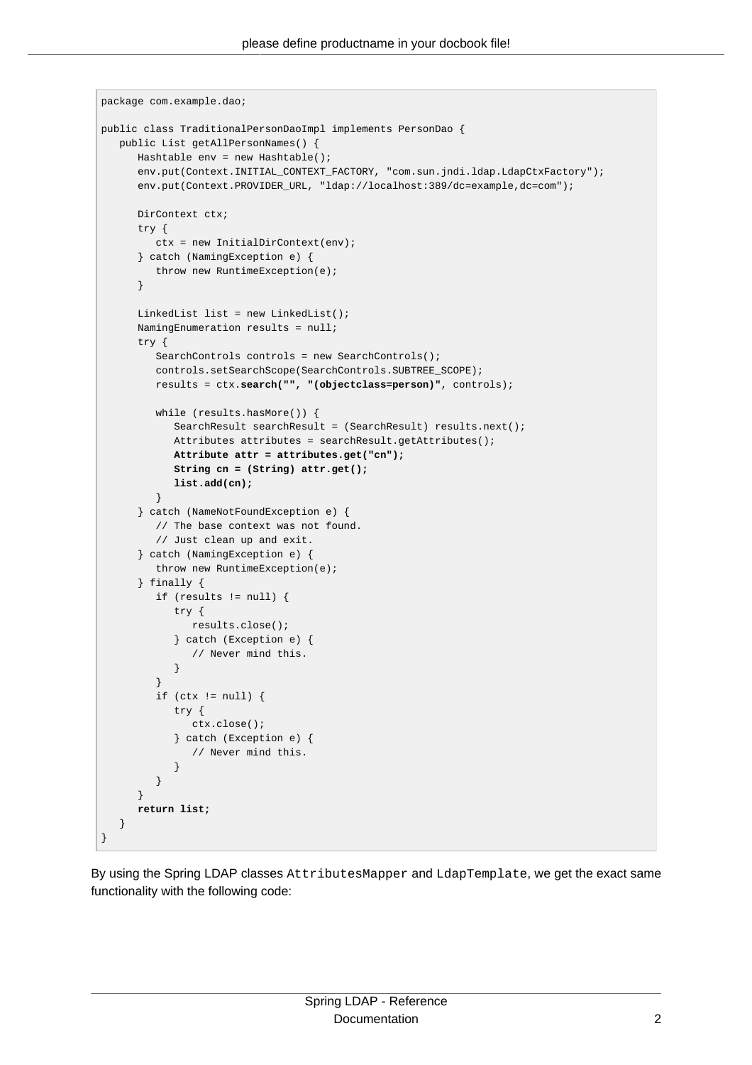```
package com.example.dao;

public class TraditionalPersonDaoImpl implements PersonDao {
   public List getAllPersonNames() {
      Hashtable env = new Hashtable();
      env.put(Context.INITIAL_CONTEXT_FACTORY, "com.sun.jndi.ldap.LdapCtxFactory");
      env.put(Context.PROVIDER_URL, "ldap://localhost:389/dc=example,dc=com");

      DirContext ctx;
      try {
         ctx = new InitialDirContext(env);
      } catch (NamingException e) {
         throw new RuntimeException(e);
      }

      LinkedList list = new LinkedList();
      NamingEnumeration results = null;
      try {
         SearchControls controls = new SearchControls();
         controls.setSearchScope(SearchControls.SUBTREE_SCOPE);
         results = ctx.search("", "(objectclass=person)", controls);

         while (results.hasMore()) {
            SearchResult searchResult = (SearchResult) results.next();
            Attributes attributes = searchResult.getAttributes();
            Attribute attr = attributes.get("cn");
            String cn = (String) attr.get();
            list.add(cn);
         }
      } catch (NameNotFoundException e) {
         // The base context was not found.
         // Just clean up and exit.
      } catch (NamingException e) {
         throw new RuntimeException(e);
      } finally {
         if (results != null) {
            try {
               results.close();
            } catch (Exception e) {
               // Never mind this.
            }
         }
         if (ctx != null) {
            try {
               ctx.close();
            } catch (Exception e) {
               // Never mind this.
            }
         }
      }
      return list;
   }
}
```

By using the Spring LDAP classes `AttributesMapper` and `LdapTemplate`, we get the exact same functionality with the following code: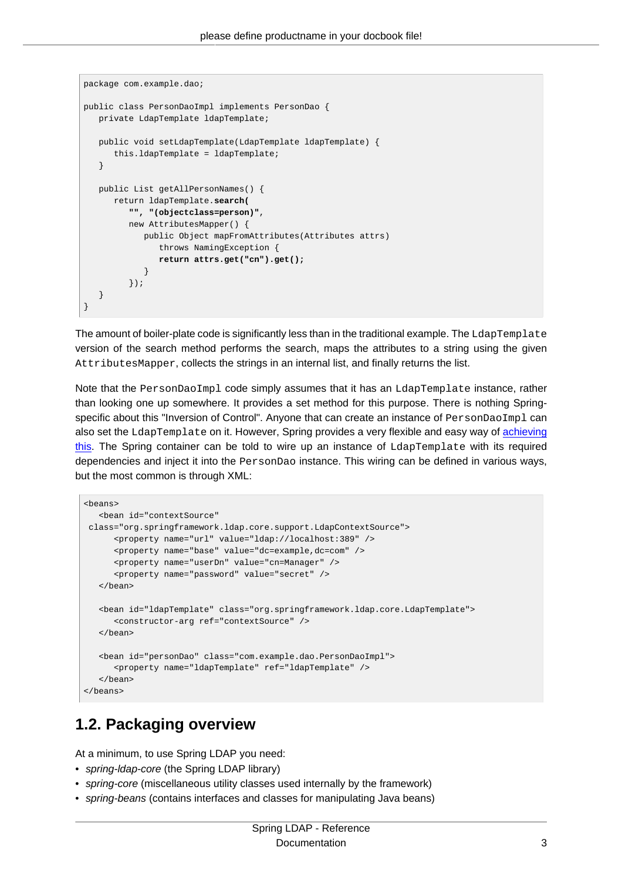```
package com.example.dao;

public class PersonDaoImpl implements PersonDao {
   private LdapTemplate ldapTemplate;

   public void setLdapTemplate(LdapTemplate ldapTemplate) {
      this.ldapTemplate = ldapTemplate;
   }

   public List getAllPersonNames() {
      return ldapTemplate.search(
         "", "(objectclass=person)",
         new AttributesMapper() {
            public Object mapFromAttributes(Attributes attrs)
               throws NamingException {
               return attrs.get("cn").get();
            }
         });
   }
}
```

The amount of boiler-plate code is significantly less than in the traditional example. The `LdapTemplate` version of the search method performs the search, maps the attributes to a string using the given `AttributesMapper`, collects the strings in an internal list, and finally returns the list.

Note that the `PersonDaoImpl` code simply assumes that it has an `LdapTemplate` instance, rather than looking one up somewhere. It provides a set method for this purpose. There is nothing Spring-specific about this "Inversion of Control". Anyone that can create an instance of `PersonDaoImpl` can also set the `LdapTemplate` on it. However, Spring provides a very flexible and easy way of [achieving this](). The Spring container can be told to wire up an instance of `LdapTemplate` with its required dependencies and inject it into the `PersonDao` instance. This wiring can be defined in various ways, but the most common is through XML:

```
<beans>
   <bean id="contextSource"
 class="org.springframework.ldap.core.support.LdapContextSource">
      <property name="url" value="ldap://localhost:389" />
      <property name="base" value="dc=example,dc=com" />
      <property name="userDn" value="cn=Manager" />
      <property name="password" value="secret" />
   </bean>

   <bean id="ldapTemplate" class="org.springframework.ldap.core.LdapTemplate">
      <constructor-arg ref="contextSource" />
   </bean>

   <bean id="personDao" class="com.example.dao.PersonDaoImpl">
      <property name="ldapTemplate" ref="ldapTemplate" />
   </bean>
</beans>
```

## 1.2. Packaging overview

At a minimum, to use Spring LDAP you need:

- *spring-ldap-core* (the Spring LDAP library)
- *spring-core* (miscellaneous utility classes used internally by the framework)
- *spring-beans* (contains interfaces and classes for manipulating Java beans)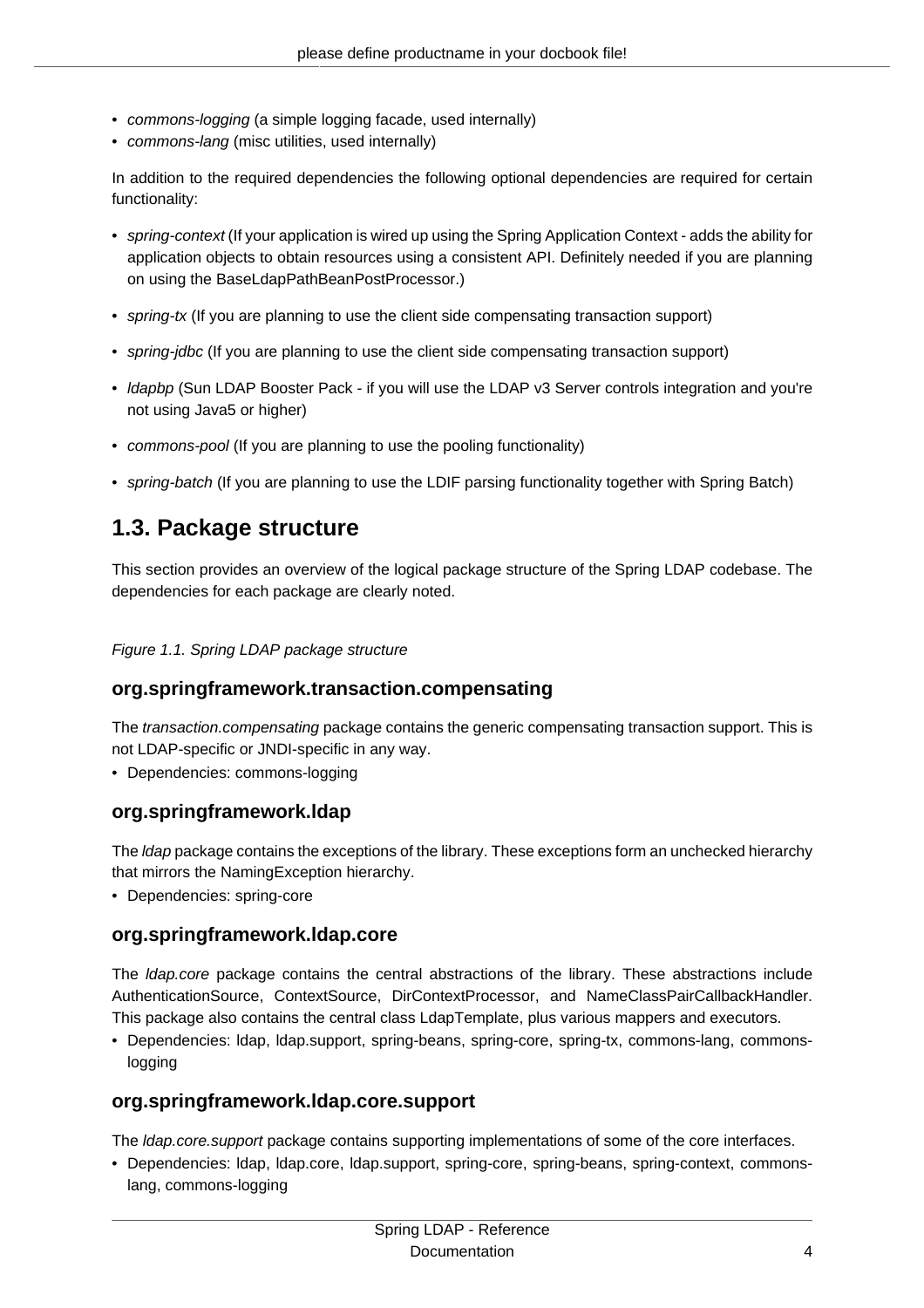- *commons-logging* (a simple logging facade, used internally)
- *commons-lang* (misc utilities, used internally)

In addition to the required dependencies the following optional dependencies are required for certain functionality:

- *spring-context* (If your application is wired up using the Spring Application Context - adds the ability for application objects to obtain resources using a consistent API. Definitely needed if you are planning on using the BaseLdapPathBeanPostProcessor.)
- *spring-tx* (If you are planning to use the client side compensating transaction support)
- *spring-jdbc* (If you are planning to use the client side compensating transaction support)
- *ldapbp* (Sun LDAP Booster Pack - if you will use the LDAP v3 Server controls integration and you're not using Java5 or higher)
- *commons-pool* (If you are planning to use the pooling functionality)
- *spring-batch* (If you are planning to use the LDIF parsing functionality together with Spring Batch)

## 1.3. Package structure

This section provides an overview of the logical package structure of the Spring LDAP codebase. The dependencies for each package are clearly noted.

*Figure 1.1. Spring LDAP package structure*

### org.springframework.transaction.compensating

The *transaction.compensating* package contains the generic compensating transaction support. This is not LDAP-specific or JNDI-specific in any way.

- Dependencies: commons-logging

### org.springframework.ldap

The *ldap* package contains the exceptions of the library. These exceptions form an unchecked hierarchy that mirrors the NamingException hierarchy.

- Dependencies: spring-core

### org.springframework.ldap.core

The *ldap.core* package contains the central abstractions of the library. These abstractions include AuthenticationSource, ContextSource, DirContextProcessor, and NameClassPairCallbackHandler. This package also contains the central class LdapTemplate, plus various mappers and executors.

- Dependencies: ldap, ldap.support, spring-beans, spring-core, spring-tx, commons-lang, commons-logging

### org.springframework.ldap.core.support

The *ldap.core.support* package contains supporting implementations of some of the core interfaces.

- Dependencies: ldap, ldap.core, ldap.support, spring-core, spring-beans, spring-context, commons-lang, commons-logging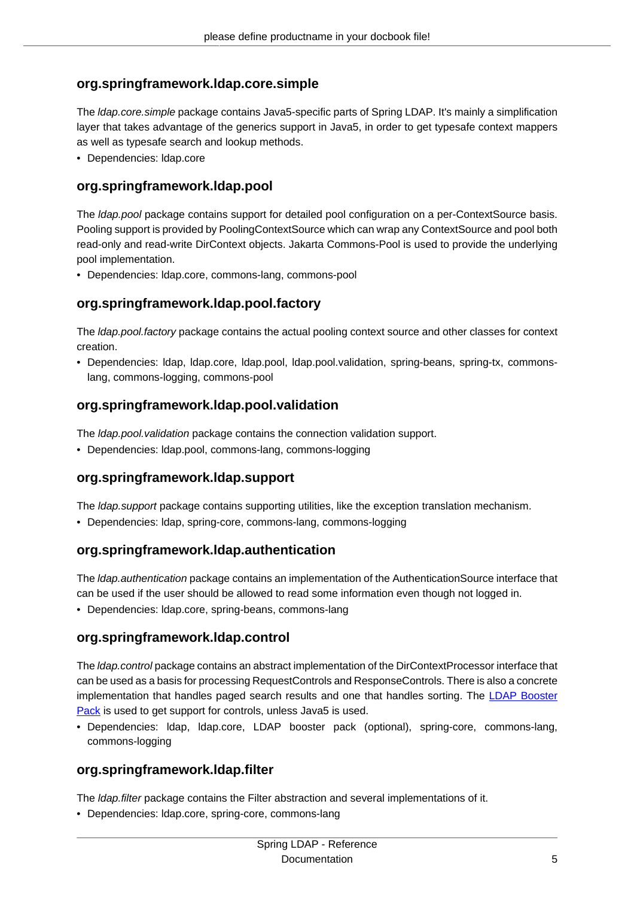### org.springframework.ldap.core.simple

The *ldap.core.simple* package contains Java5-specific parts of Spring LDAP. It's mainly a simplification layer that takes advantage of the generics support in Java5, in order to get typesafe context mappers as well as typesafe search and lookup methods.

- Dependencies: ldap.core

### org.springframework.ldap.pool

The *ldap.pool* package contains support for detailed pool configuration on a per-ContextSource basis. Pooling support is provided by PoolingContextSource which can wrap any ContextSource and pool both read-only and read-write DirContext objects. Jakarta Commons-Pool is used to provide the underlying pool implementation.

- Dependencies: ldap.core, commons-lang, commons-pool

### org.springframework.ldap.pool.factory

The *ldap.pool.factory* package contains the actual pooling context source and other classes for context creation.

- Dependencies: ldap, ldap.core, ldap.pool, ldap.pool.validation, spring-beans, spring-tx, commons-lang, commons-logging, commons-pool

### org.springframework.ldap.pool.validation

The *ldap.pool.validation* package contains the connection validation support.

- Dependencies: ldap.pool, commons-lang, commons-logging

### org.springframework.ldap.support

The *ldap.support* package contains supporting utilities, like the exception translation mechanism.

- Dependencies: ldap, spring-core, commons-lang, commons-logging

### org.springframework.ldap.authentication

The *ldap.authentication* package contains an implementation of the AuthenticationSource interface that can be used if the user should be allowed to read some information even though not logged in.

- Dependencies: ldap.core, spring-beans, commons-lang

### org.springframework.ldap.control

The *ldap.control* package contains an abstract implementation of the DirContextProcessor interface that can be used as a basis for processing RequestControls and ResponseControls. There is also a concrete implementation that handles paged search results and one that handles sorting. The LDAP Booster Pack is used to get support for controls, unless Java5 is used.

- Dependencies: ldap, ldap.core, LDAP booster pack (optional), spring-core, commons-lang, commons-logging

### org.springframework.ldap.filter

The *ldap.filter* package contains the Filter abstraction and several implementations of it.

- Dependencies: ldap.core, spring-core, commons-lang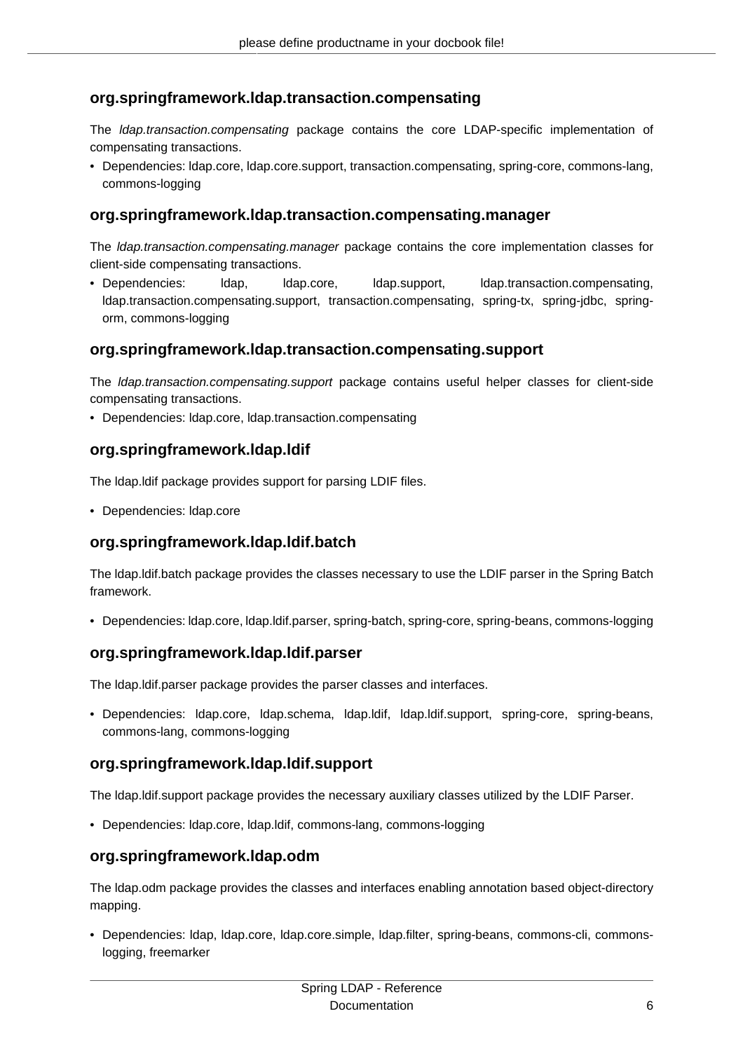### org.springframework.ldap.transaction.compensating

The *ldap.transaction.compensating* package contains the core LDAP-specific implementation of compensating transactions.

- Dependencies: ldap.core, ldap.core.support, transaction.compensating, spring-core, commons-lang, commons-logging

### org.springframework.ldap.transaction.compensating.manager

The *ldap.transaction.compensating.manager* package contains the core implementation classes for client-side compensating transactions.

- Dependencies: ldap, ldap.core, ldap.support, ldap.transaction.compensating, ldap.transaction.compensating.support, transaction.compensating, spring-tx, spring-jdbc, spring-orm, commons-logging

### org.springframework.ldap.transaction.compensating.support

The *ldap.transaction.compensating.support* package contains useful helper classes for client-side compensating transactions.

- Dependencies: ldap.core, ldap.transaction.compensating

### org.springframework.ldap.ldif

The ldap.ldif package provides support for parsing LDIF files.

- Dependencies: ldap.core

### org.springframework.ldap.ldif.batch

The ldap.ldif.batch package provides the classes necessary to use the LDIF parser in the Spring Batch framework.

- Dependencies: ldap.core, ldap.ldif.parser, spring-batch, spring-core, spring-beans, commons-logging

### org.springframework.ldap.ldif.parser

The ldap.ldif.parser package provides the parser classes and interfaces.

- Dependencies: ldap.core, ldap.schema, ldap.ldif, ldap.ldif.support, spring-core, spring-beans, commons-lang, commons-logging

### org.springframework.ldap.ldif.support

The ldap.ldif.support package provides the necessary auxiliary classes utilized by the LDIF Parser.

- Dependencies: ldap.core, ldap.ldif, commons-lang, commons-logging

### org.springframework.ldap.odm

The ldap.odm package provides the classes and interfaces enabling annotation based object-directory mapping.

- Dependencies: ldap, ldap.core, ldap.core.simple, ldap.filter, spring-beans, commons-cli, commons-logging, freemarker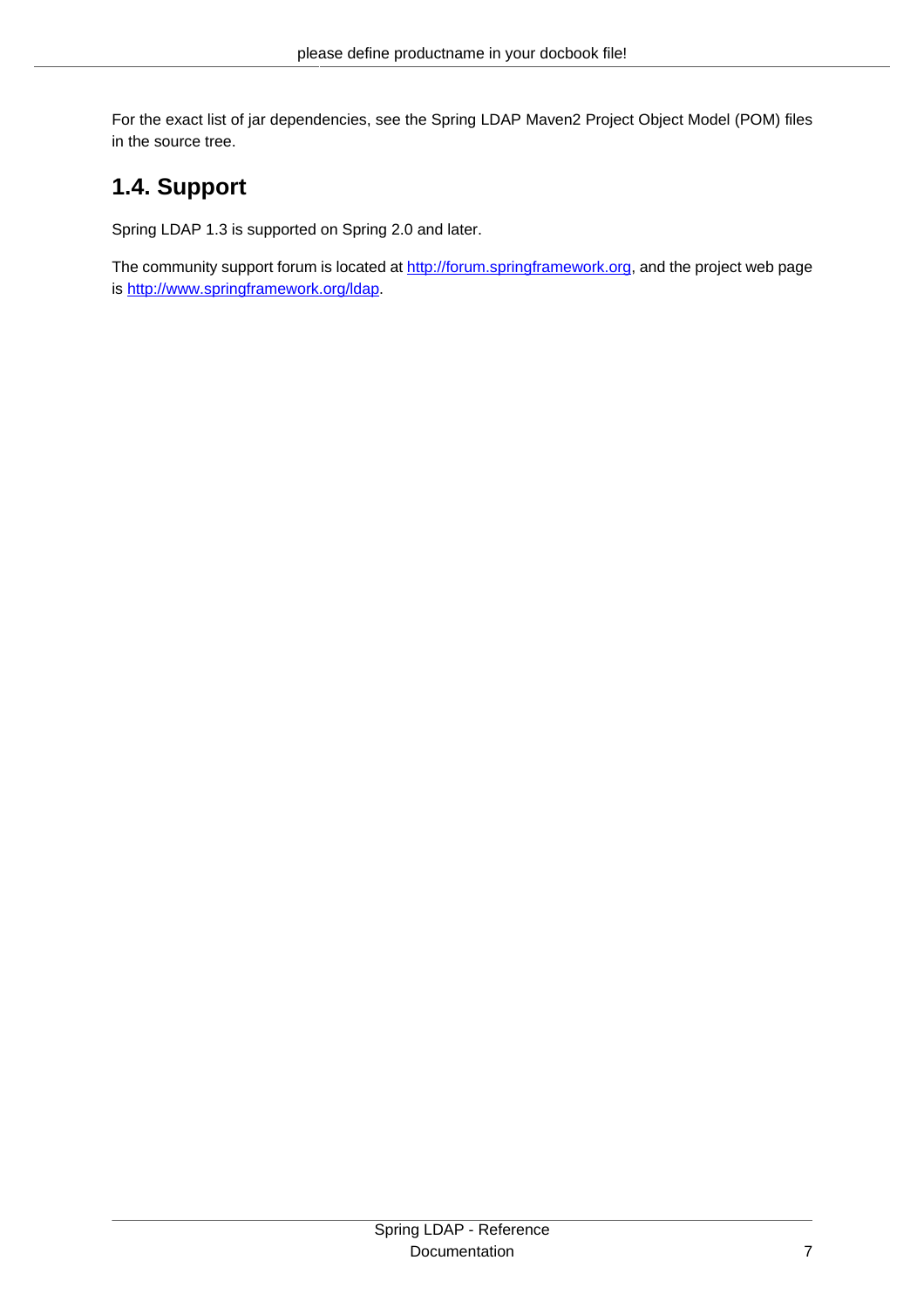For the exact list of jar dependencies, see the Spring LDAP Maven2 Project Object Model (POM) files in the source tree.

## 1.4. Support

Spring LDAP 1.3 is supported on Spring 2.0 and later.

The community support forum is located at [http://forum.springframework.org](http://forum.springframework.org), and the project web page is [http://www.springframework.org/ldap](http://www.springframework.org/ldap).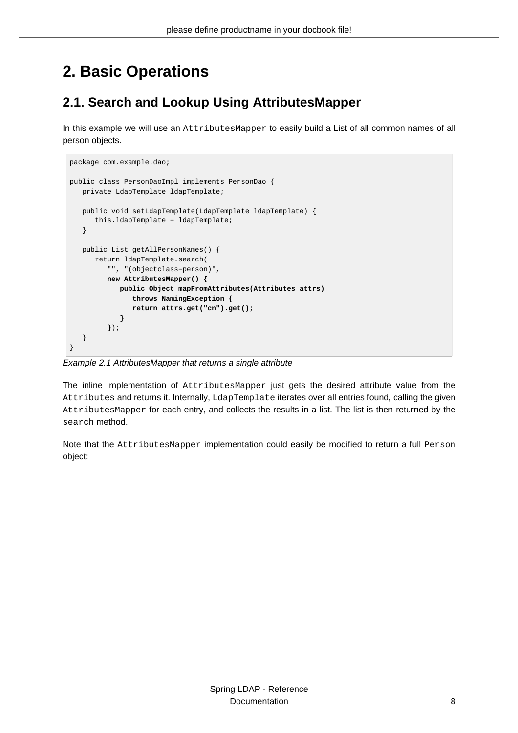# 2. Basic Operations

## 2.1. Search and Lookup Using AttributesMapper

In this example we will use an `AttributesMapper` to easily build a List of all common names of all person objects.

```
package com.example.dao;

public class PersonDaoImpl implements PersonDao {
   private LdapTemplate ldapTemplate;

   public void setLdapTemplate(LdapTemplate ldapTemplate) {
      this.ldapTemplate = ldapTemplate;
   }

   public List getAllPersonNames() {
      return ldapTemplate.search(
         "", "(objectclass=person)",
         new AttributesMapper() {
            public Object mapFromAttributes(Attributes attrs)
               throws NamingException {
               return attrs.get("cn").get();
            }
         });
   }
}
```

*Example 2.1 AttributesMapper that returns a single attribute*

The inline implementation of `AttributesMapper` just gets the desired attribute value from the `Attributes` and returns it. Internally, `LdapTemplate` iterates over all entries found, calling the given `AttributesMapper` for each entry, and collects the results in a list. The list is then returned by the `search` method.

Note that the `AttributesMapper` implementation could easily be modified to return a full `Person` object: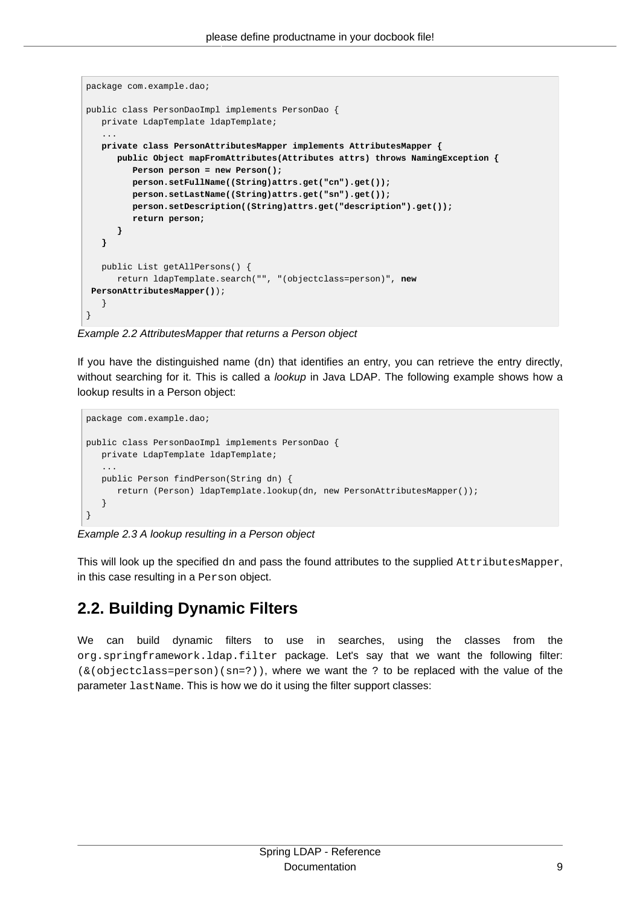```
package com.example.dao;

public class PersonDaoImpl implements PersonDao {
   private LdapTemplate ldapTemplate;
   ...
   private class PersonAttributesMapper implements AttributesMapper {
      public Object mapFromAttributes(Attributes attrs) throws NamingException {
         Person person = new Person();
         person.setFullName((String)attrs.get("cn").get());
         person.setLastName((String)attrs.get("sn").get());
         person.setDescription((String)attrs.get("description").get());
         return person;
      }
   }

   public List getAllPersons() {
      return ldapTemplate.search("", "(objectclass=person)", new
 PersonAttributesMapper());
   }
}
```

*Example 2.2 AttributesMapper that returns a Person object*

If you have the distinguished name (dn) that identifies an entry, you can retrieve the entry directly, without searching for it. This is called a *lookup* in Java LDAP. The following example shows how a lookup results in a Person object:

```
package com.example.dao;

public class PersonDaoImpl implements PersonDao {
   private LdapTemplate ldapTemplate;
   ...
   public Person findPerson(String dn) {
      return (Person) ldapTemplate.lookup(dn, new PersonAttributesMapper());
   }
}
```

*Example 2.3 A lookup resulting in a Person object*

This will look up the specified dn and pass the found attributes to the supplied `AttributesMapper`, in this case resulting in a `Person` object.

## 2.2. Building Dynamic Filters

We can build dynamic filters to use in searches, using the classes from the `org.springframework.ldap.filter` package. Let's say that we want the following filter: `(&(objectclass=person)(sn=?))`, where we want the `?` to be replaced with the value of the parameter `lastName`. This is how we do it using the filter support classes: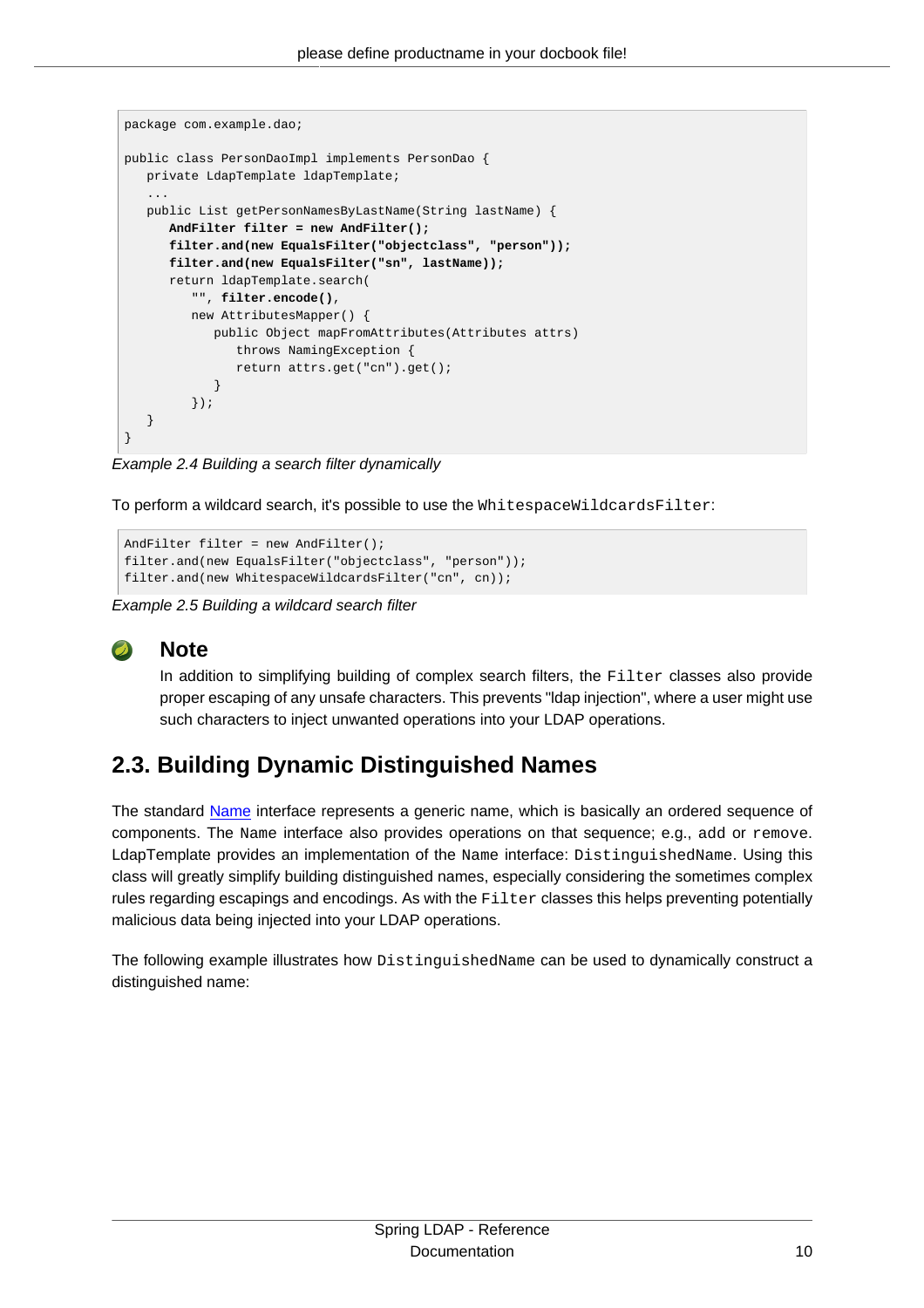```
package com.example.dao;

public class PersonDaoImpl implements PersonDao {
   private LdapTemplate ldapTemplate;
   ...
   public List getPersonNamesByLastName(String lastName) {
      AndFilter filter = new AndFilter();
      filter.and(new EqualsFilter("objectclass", "person"));
      filter.and(new EqualsFilter("sn", lastName));
      return ldapTemplate.search(
         "", filter.encode(),
         new AttributesMapper() {
            public Object mapFromAttributes(Attributes attrs)
               throws NamingException {
               return attrs.get("cn").get();
            }
         });
   }
}
```

*Example 2.4 Building a search filter dynamically*

To perform a wildcard search, it's possible to use the `WhitespaceWildcardsFilter`:

```
AndFilter filter = new AndFilter();
filter.and(new EqualsFilter("objectclass", "person"));
filter.and(new WhitespaceWildcardsFilter("cn", cn));
```

*Example 2.5 Building a wildcard search filter*

### Note

In addition to simplifying building of complex search filters, the `Filter` classes also provide proper escaping of any unsafe characters. This prevents "ldap injection", where a user might use such characters to inject unwanted operations into your LDAP operations.

## 2.3. Building Dynamic Distinguished Names

The standard Name interface represents a generic name, which is basically an ordered sequence of components. The `Name` interface also provides operations on that sequence; e.g., `add` or `remove`. LdapTemplate provides an implementation of the `Name` interface: `DistinguishedName`. Using this class will greatly simplify building distinguished names, especially considering the sometimes complex rules regarding escapings and encodings. As with the `Filter` classes this helps preventing potentially malicious data being injected into your LDAP operations.

The following example illustrates how `DistinguishedName` can be used to dynamically construct a distinguished name: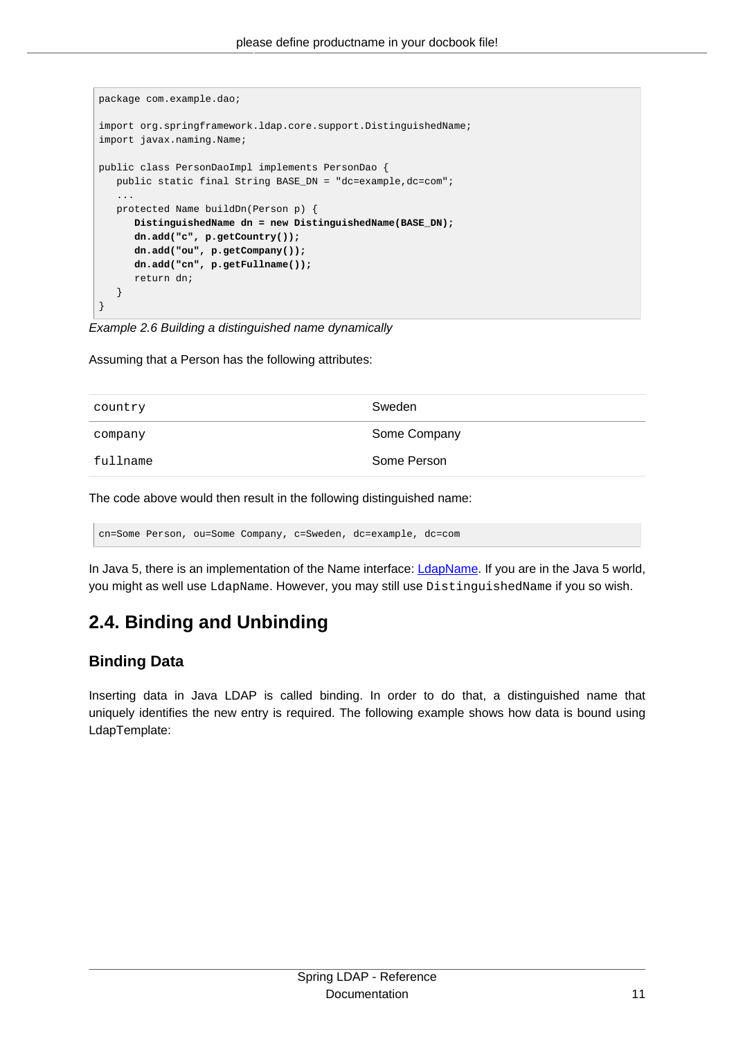```
package com.example.dao;

import org.springframework.ldap.core.support.DistinguishedName;
import javax.naming.Name;

public class PersonDaoImpl implements PersonDao {
   public static final String BASE_DN = "dc=example,dc=com";
   ...
   protected Name buildDn(Person p) {
      DistinguishedName dn = new DistinguishedName(BASE_DN);
      dn.add("c", p.getCountry());
      dn.add("ou", p.getCompany());
      dn.add("cn", p.getFullname());
      return dn;
   }
}
```

*Example 2.6 Building a distinguished name dynamically*

Assuming that a Person has the following attributes:

| | |
|---|---|
| `country` | Sweden |
| `company` | Some Company |
| `fullname` | Some Person |

The code above would then result in the following distinguished name:

```
cn=Some Person, ou=Some Company, c=Sweden, dc=example, dc=com
```

In Java 5, there is an implementation of the Name interface: [LdapName](). If you are in the Java 5 world, you might as well use `LdapName`. However, you may still use `DistinguishedName` if you so wish.

## 2.4. Binding and Unbinding

### Binding Data

Inserting data in Java LDAP is called binding. In order to do that, a distinguished name that uniquely identifies the new entry is required. The following example shows how data is bound using LdapTemplate: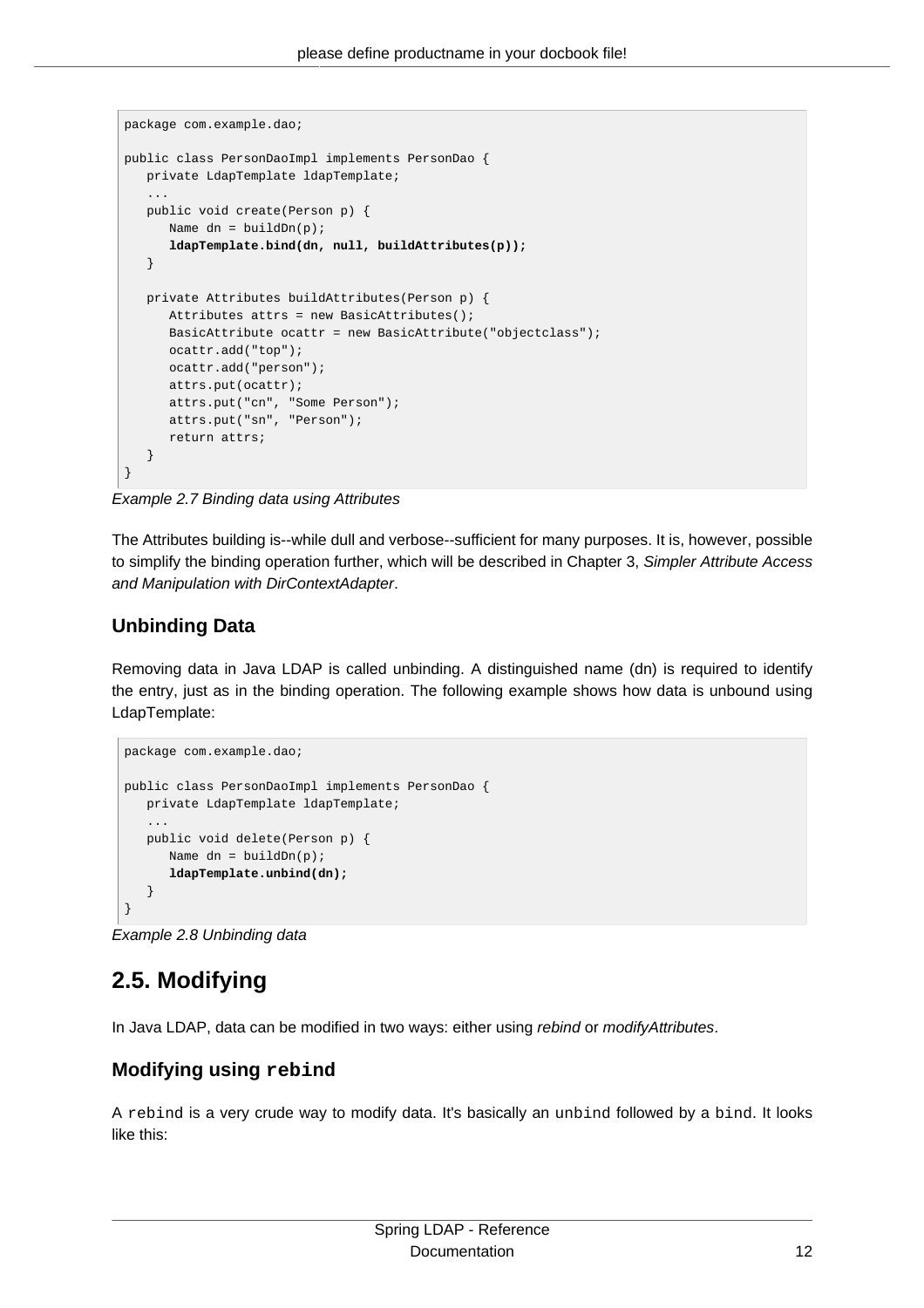```
package com.example.dao;

public class PersonDaoImpl implements PersonDao {
   private LdapTemplate ldapTemplate;
   ...
   public void create(Person p) {
      Name dn = buildDn(p);
      ldapTemplate.bind(dn, null, buildAttributes(p));
   }

   private Attributes buildAttributes(Person p) {
      Attributes attrs = new BasicAttributes();
      BasicAttribute ocattr = new BasicAttribute("objectclass");
      ocattr.add("top");
      ocattr.add("person");
      attrs.put(ocattr);
      attrs.put("cn", "Some Person");
      attrs.put("sn", "Person");
      return attrs;
   }
}
```

*Example 2.7 Binding data using Attributes*

The Attributes building is--while dull and verbose--sufficient for many purposes. It is, however, possible to simplify the binding operation further, which will be described in Chapter 3, *Simpler Attribute Access and Manipulation with DirContextAdapter*.

### Unbinding Data

Removing data in Java LDAP is called unbinding. A distinguished name (dn) is required to identify the entry, just as in the binding operation. The following example shows how data is unbound using LdapTemplate:

```
package com.example.dao;

public class PersonDaoImpl implements PersonDao {
   private LdapTemplate ldapTemplate;
   ...
   public void delete(Person p) {
      Name dn = buildDn(p);
      ldapTemplate.unbind(dn);
   }
}
```

*Example 2.8 Unbinding data*

## 2.5. Modifying

In Java LDAP, data can be modified in two ways: either using *rebind* or *modifyAttributes*.

### Modifying using `rebind`

A `rebind` is a very crude way to modify data. It's basically an `unbind` followed by a `bind`. It looks like this: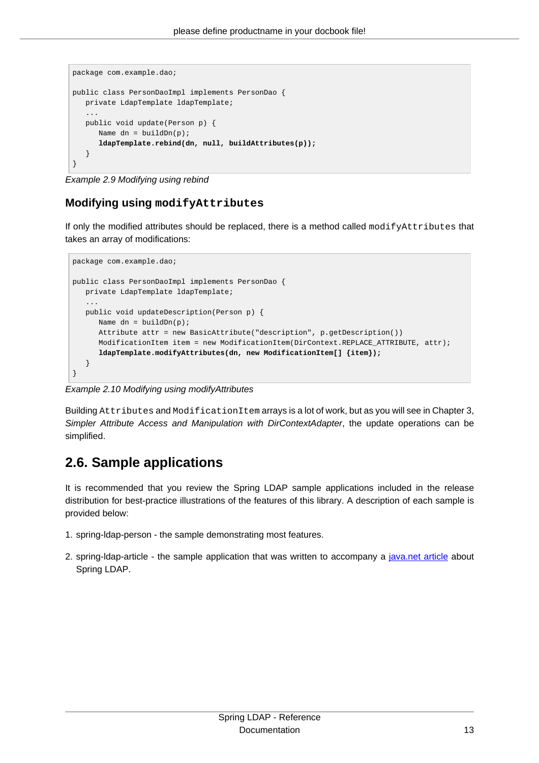```
package com.example.dao;

public class PersonDaoImpl implements PersonDao {
   private LdapTemplate ldapTemplate;
   ...
   public void update(Person p) {
      Name dn = buildDn(p);
      ldapTemplate.rebind(dn, null, buildAttributes(p));
   }
}
```

*Example 2.9 Modifying using rebind*

### Modifying using `modifyAttributes`

If only the modified attributes should be replaced, there is a method called `modifyAttributes` that takes an array of modifications:

```
package com.example.dao;

public class PersonDaoImpl implements PersonDao {
   private LdapTemplate ldapTemplate;
   ...
   public void updateDescription(Person p) {
      Name dn = buildDn(p);
      Attribute attr = new BasicAttribute("description", p.getDescription())
      ModificationItem item = new ModificationItem(DirContext.REPLACE_ATTRIBUTE, attr);
      ldapTemplate.modifyAttributes(dn, new ModificationItem[] {item});
   }
}
```

*Example 2.10 Modifying using modifyAttributes*

Building `Attributes` and `ModificationItem` arrays is a lot of work, but as you will see in Chapter 3, *Simpler Attribute Access and Manipulation with DirContextAdapter*, the update operations can be simplified.

## 2.6. Sample applications

It is recommended that you review the Spring LDAP sample applications included in the release distribution for best-practice illustrations of the features of this library. A description of each sample is provided below:

1. spring-ldap-person - the sample demonstrating most features.
2. spring-ldap-article - the sample application that was written to accompany a java.net article about Spring LDAP.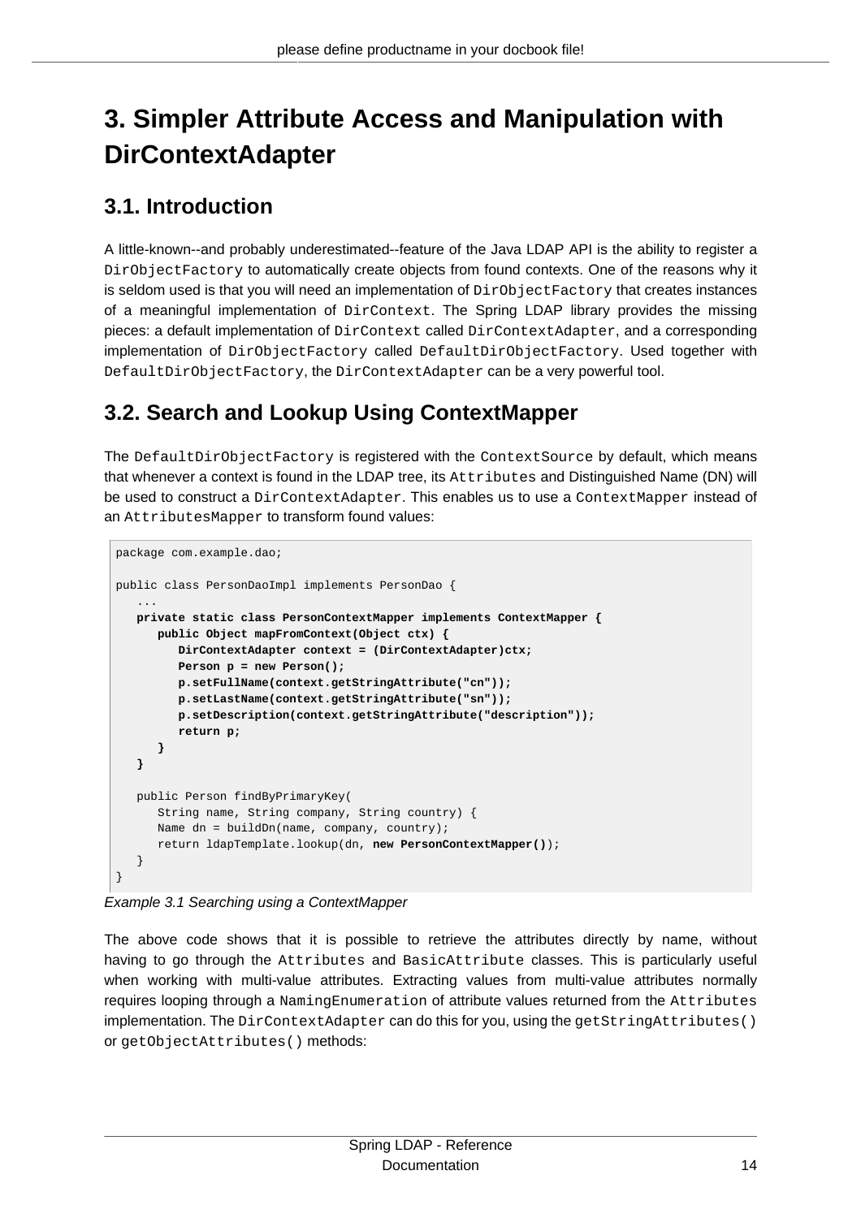# 3. Simpler Attribute Access and Manipulation with DirContextAdapter

## 3.1. Introduction

A little-known--and probably underestimated--feature of the Java LDAP API is the ability to register a `DirObjectFactory` to automatically create objects from found contexts. One of the reasons why it is seldom used is that you will need an implementation of `DirObjectFactory` that creates instances of a meaningful implementation of `DirContext`. The Spring LDAP library provides the missing pieces: a default implementation of `DirContext` called `DirContextAdapter`, and a corresponding implementation of `DirObjectFactory` called `DefaultDirObjectFactory`. Used together with `DefaultDirObjectFactory`, the `DirContextAdapter` can be a very powerful tool.

## 3.2. Search and Lookup Using ContextMapper

The `DefaultDirObjectFactory` is registered with the `ContextSource` by default, which means that whenever a context is found in the LDAP tree, its `Attributes` and Distinguished Name (DN) will be used to construct a `DirContextAdapter`. This enables us to use a `ContextMapper` instead of an `AttributesMapper` to transform found values:

```
package com.example.dao;

public class PersonDaoImpl implements PersonDao {
   ...
   private static class PersonContextMapper implements ContextMapper {
      public Object mapFromContext(Object ctx) {
         DirContextAdapter context = (DirContextAdapter)ctx;
         Person p = new Person();
         p.setFullName(context.getStringAttribute("cn"));
         p.setLastName(context.getStringAttribute("sn"));
         p.setDescription(context.getStringAttribute("description"));
         return p;
      }
   }

   public Person findByPrimaryKey(
      String name, String company, String country) {
      Name dn = buildDn(name, company, country);
      return ldapTemplate.lookup(dn, new PersonContextMapper());
   }
}
```

*Example 3.1 Searching using a ContextMapper*

The above code shows that it is possible to retrieve the attributes directly by name, without having to go through the `Attributes` and `BasicAttribute` classes. This is particularly useful when working with multi-value attributes. Extracting values from multi-value attributes normally requires looping through a `NamingEnumeration` of attribute values returned from the `Attributes` implementation. The `DirContextAdapter` can do this for you, using the `getStringAttributes()` or `getObjectAttributes()` methods: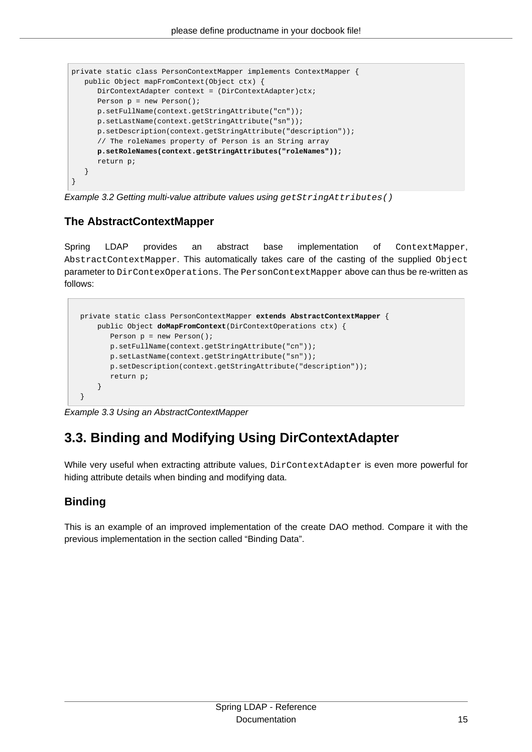```
private static class PersonContextMapper implements ContextMapper {
   public Object mapFromContext(Object ctx) {
      DirContextAdapter context = (DirContextAdapter)ctx;
      Person p = new Person();
      p.setFullName(context.getStringAttribute("cn"));
      p.setLastName(context.getStringAttribute("sn"));
      p.setDescription(context.getStringAttribute("description"));
      // The roleNames property of Person is an String array
      p.setRoleNames(context.getStringAttributes("roleNames"));
      return p;
   }
}
```

*Example 3.2 Getting multi-value attribute values using `getStringAttributes()`*

### The AbstractContextMapper

Spring LDAP provides an abstract base implementation of `ContextMapper`, `AbstractContextMapper`. This automatically takes care of the casting of the supplied `Object` parameter to `DirContexOperations`. The `PersonContextMapper` above can thus be re-written as follows:

```
  private static class PersonContextMapper extends AbstractContextMapper {
      public Object doMapFromContext(DirContextOperations ctx) {
         Person p = new Person();
         p.setFullName(context.getStringAttribute("cn"));
         p.setLastName(context.getStringAttribute("sn"));
         p.setDescription(context.getStringAttribute("description"));
         return p;
      }
  }
```

*Example 3.3 Using an AbstractContextMapper*

## 3.3. Binding and Modifying Using DirContextAdapter

While very useful when extracting attribute values, `DirContextAdapter` is even more powerful for hiding attribute details when binding and modifying data.

### Binding

This is an example of an improved implementation of the create DAO method. Compare it with the previous implementation in the section called “Binding Data”.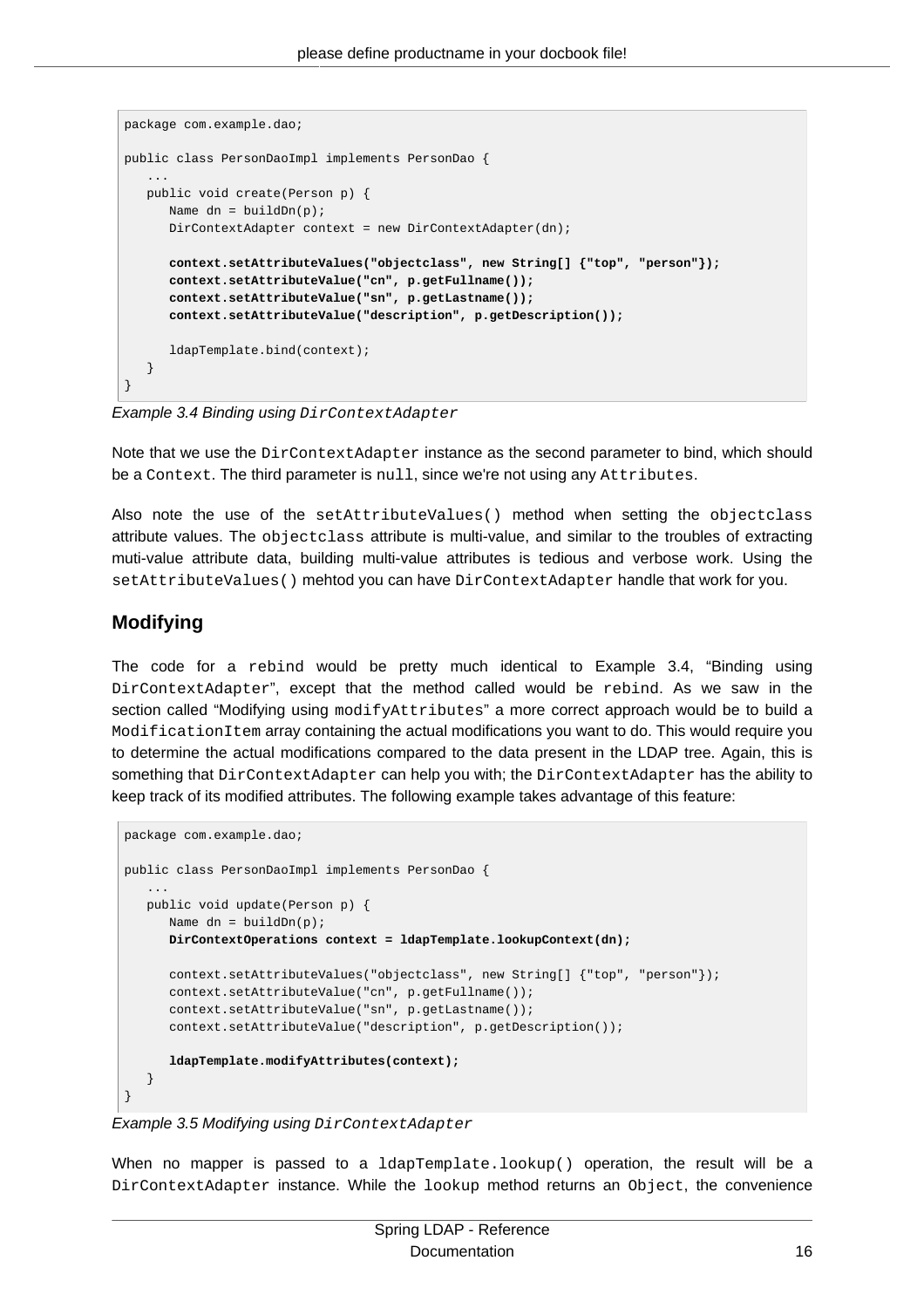```
package com.example.dao;

public class PersonDaoImpl implements PersonDao {
   ...
   public void create(Person p) {
      Name dn = buildDn(p);
      DirContextAdapter context = new DirContextAdapter(dn);

      context.setAttributeValues("objectclass", new String[] {"top", "person"});
      context.setAttributeValue("cn", p.getFullname());
      context.setAttributeValue("sn", p.getLastname());
      context.setAttributeValue("description", p.getDescription());

      ldapTemplate.bind(context);
   }
}
```

*Example 3.4 Binding using `DirContextAdapter`*

Note that we use the `DirContextAdapter` instance as the second parameter to bind, which should be a `Context`. The third parameter is `null`, since we're not using any `Attributes`.

Also note the use of the `setAttributeValues()` method when setting the `objectclass` attribute values. The `objectclass` attribute is multi-value, and similar to the troubles of extracting muti-value attribute data, building multi-value attributes is tedious and verbose work. Using the `setAttributeValues()` mehtod you can have `DirContextAdapter` handle that work for you.

## Modifying

The code for a `rebind` would be pretty much identical to Example 3.4, "Binding using `DirContextAdapter`", except that the method called would be `rebind`. As we saw in the section called "Modifying using `modifyAttributes`" a more correct approach would be to build a `ModificationItem` array containing the actual modifications you want to do. This would require you to determine the actual modifications compared to the data present in the LDAP tree. Again, this is something that `DirContextAdapter` can help you with; the `DirContextAdapter` has the ability to keep track of its modified attributes. The following example takes advantage of this feature:

```
package com.example.dao;

public class PersonDaoImpl implements PersonDao {
   ...
   public void update(Person p) {
      Name dn = buildDn(p);
      DirContextOperations context = ldapTemplate.lookupContext(dn);

      context.setAttributeValues("objectclass", new String[] {"top", "person"});
      context.setAttributeValue("cn", p.getFullname());
      context.setAttributeValue("sn", p.getLastname());
      context.setAttributeValue("description", p.getDescription());

      ldapTemplate.modifyAttributes(context);
   }
}
```

*Example 3.5 Modifying using `DirContextAdapter`*

When no mapper is passed to a `ldapTemplate.lookup()` operation, the result will be a `DirContextAdapter` instance. While the `lookup` method returns an `Object`, the convenience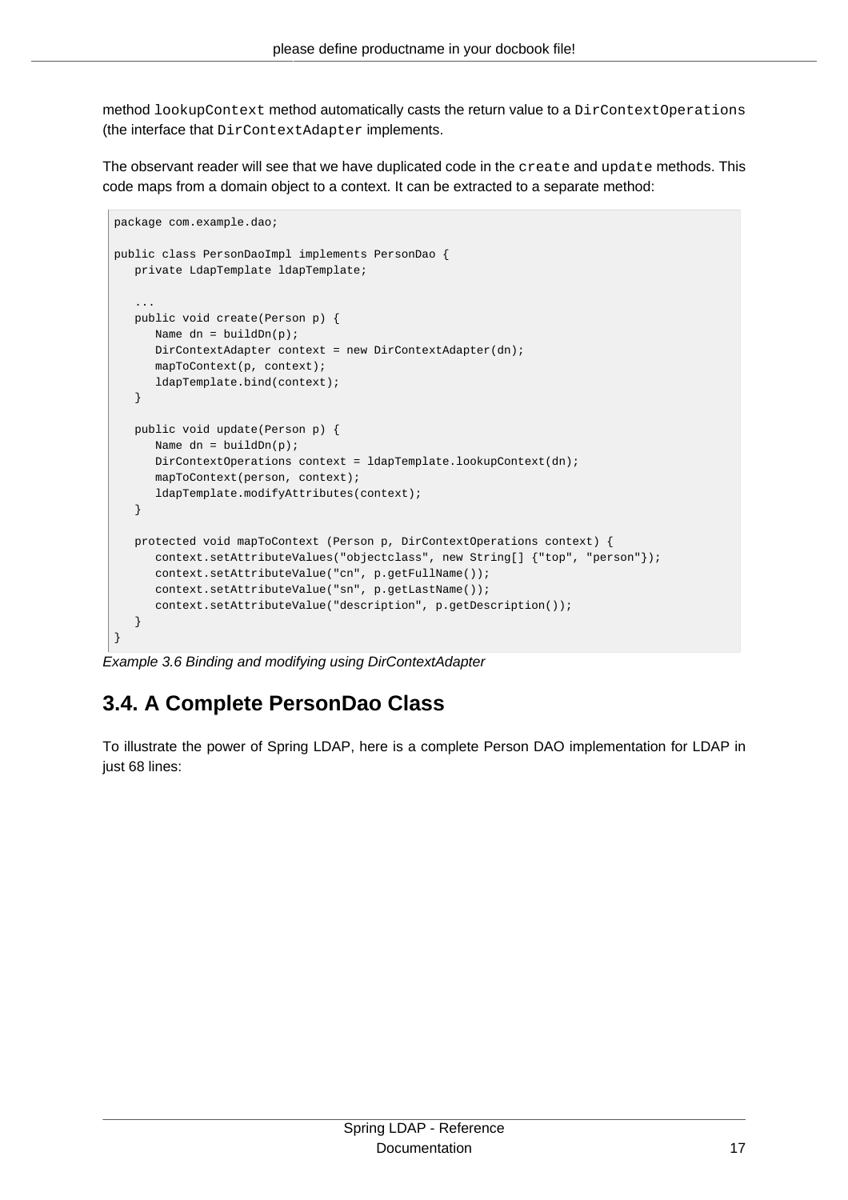method `lookupContext` method automatically casts the return value to a `DirContextOperations` (the interface that `DirContextAdapter` implements.

The observant reader will see that we have duplicated code in the `create` and `update` methods. This code maps from a domain object to a context. It can be extracted to a separate method:

```
package com.example.dao;

public class PersonDaoImpl implements PersonDao {
   private LdapTemplate ldapTemplate;

   ...
   public void create(Person p) {
      Name dn = buildDn(p);
      DirContextAdapter context = new DirContextAdapter(dn);
      mapToContext(p, context);
      ldapTemplate.bind(context);
   }

   public void update(Person p) {
      Name dn = buildDn(p);
      DirContextOperations context = ldapTemplate.lookupContext(dn);
      mapToContext(person, context);
      ldapTemplate.modifyAttributes(context);
   }

   protected void mapToContext (Person p, DirContextOperations context) {
      context.setAttributeValues("objectclass", new String[] {"top", "person"});
      context.setAttributeValue("cn", p.getFullName());
      context.setAttributeValue("sn", p.getLastName());
      context.setAttributeValue("description", p.getDescription());
   }
}
```

*Example 3.6 Binding and modifying using DirContextAdapter*

## 3.4. A Complete PersonDao Class

To illustrate the power of Spring LDAP, here is a complete Person DAO implementation for LDAP in just 68 lines: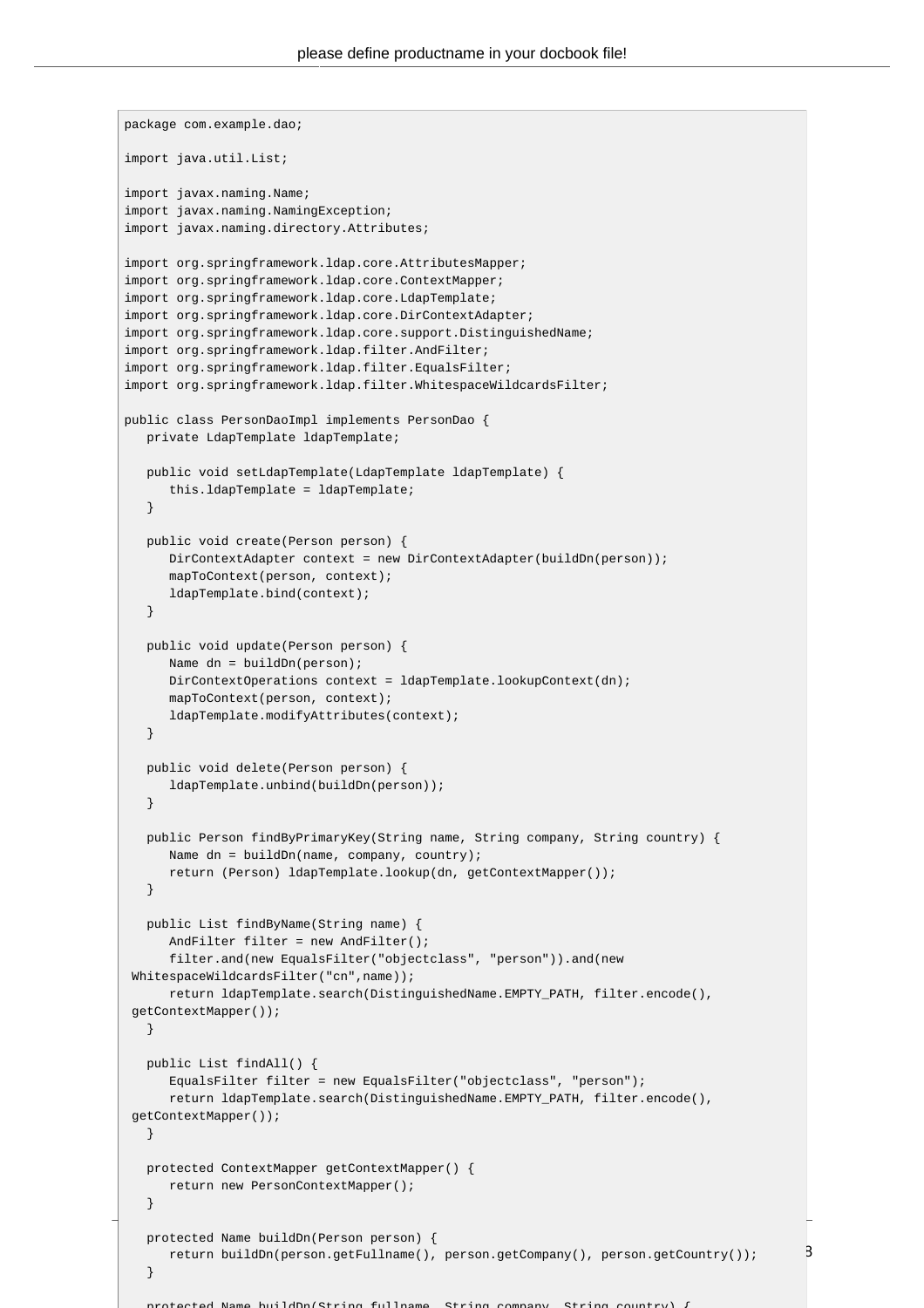```
package com.example.dao;

import java.util.List;

import javax.naming.Name;
import javax.naming.NamingException;
import javax.naming.directory.Attributes;

import org.springframework.ldap.core.AttributesMapper;
import org.springframework.ldap.core.ContextMapper;
import org.springframework.ldap.core.LdapTemplate;
import org.springframework.ldap.core.DirContextAdapter;
import org.springframework.ldap.core.support.DistinguishedName;
import org.springframework.ldap.filter.AndFilter;
import org.springframework.ldap.filter.EqualsFilter;
import org.springframework.ldap.filter.WhitespaceWildcardsFilter;

public class PersonDaoImpl implements PersonDao {
   private LdapTemplate ldapTemplate;

   public void setLdapTemplate(LdapTemplate ldapTemplate) {
      this.ldapTemplate = ldapTemplate;
   }

   public void create(Person person) {
      DirContextAdapter context = new DirContextAdapter(buildDn(person));
      mapToContext(person, context);
      ldapTemplate.bind(context);
   }

   public void update(Person person) {
      Name dn = buildDn(person);
      DirContextOperations context = ldapTemplate.lookupContext(dn);
      mapToContext(person, context);
      ldapTemplate.modifyAttributes(context);
   }

   public void delete(Person person) {
      ldapTemplate.unbind(buildDn(person));
   }

   public Person findByPrimaryKey(String name, String company, String country) {
      Name dn = buildDn(name, company, country);
      return (Person) ldapTemplate.lookup(dn, getContextMapper());
   }

   public List findByName(String name) {
      AndFilter filter = new AndFilter();
      filter.and(new EqualsFilter("objectclass", "person")).and(new
 WhitespaceWildcardsFilter("cn",name));
      return ldapTemplate.search(DistinguishedName.EMPTY_PATH, filter.encode(),
 getContextMapper());
   }

   public List findAll() {
      EqualsFilter filter = new EqualsFilter("objectclass", "person");
      return ldapTemplate.search(DistinguishedName.EMPTY_PATH, filter.encode(),
 getContextMapper());
   }

   protected ContextMapper getContextMapper() {
      return new PersonContextMapper();
   }

   protected Name buildDn(Person person) {
      return buildDn(person.getFullname(), person.getCompany(), person.getCountry());
   }

   protected Name buildDn(String fullname, String company, String country) {
```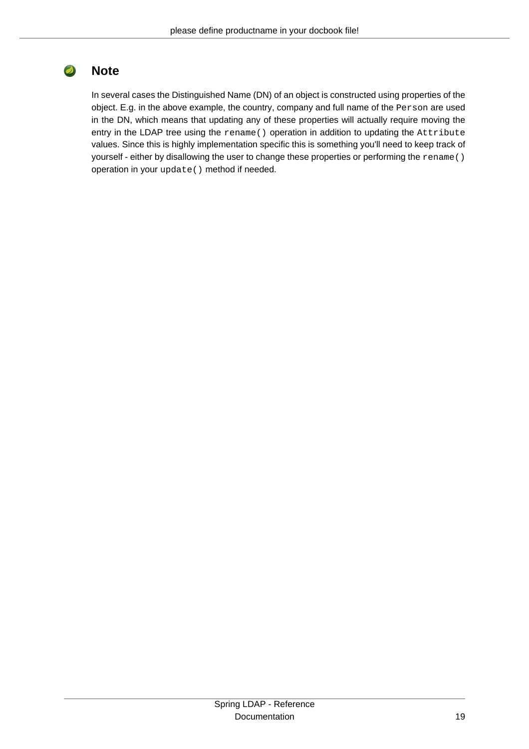> **Note**
>
> In several cases the Distinguished Name (DN) of an object is constructed using properties of the object. E.g. in the above example, the country, company and full name of the `Person` are used in the DN, which means that updating any of these properties will actually require moving the entry in the LDAP tree using the `rename()` operation in addition to updating the `Attribute` values. Since this is highly implementation specific this is something you'll need to keep track of yourself - either by disallowing the user to change these properties or performing the `rename()` operation in your `update()` method if needed.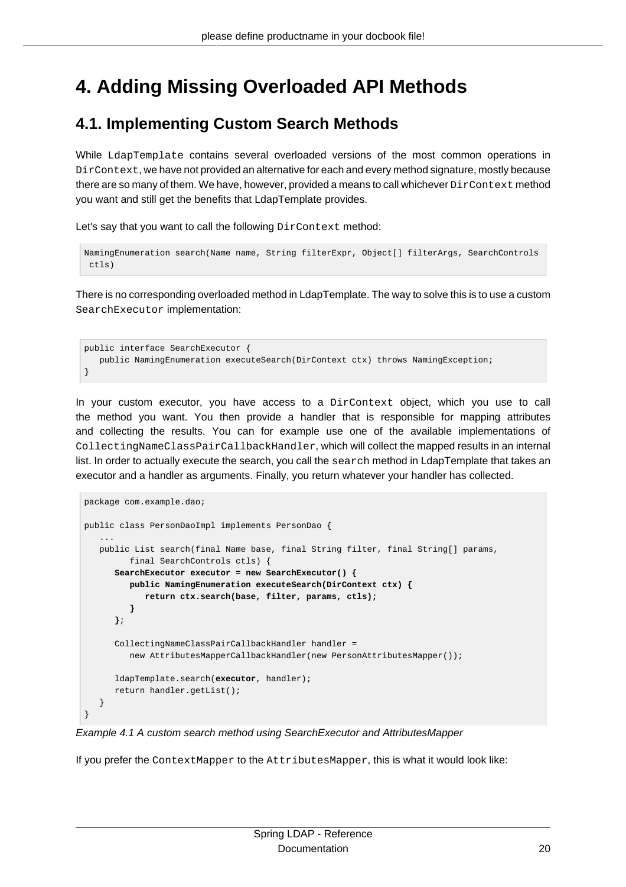# 4. Adding Missing Overloaded API Methods

## 4.1. Implementing Custom Search Methods

While `LdapTemplate` contains several overloaded versions of the most common operations in `DirContext`, we have not provided an alternative for each and every method signature, mostly because there are so many of them. We have, however, provided a means to call whichever `DirContext` method you want and still get the benefits that LdapTemplate provides.

Let's say that you want to call the following `DirContext` method:

```
NamingEnumeration search(Name name, String filterExpr, Object[] filterArgs, SearchControls
 ctls)
```

There is no corresponding overloaded method in LdapTemplate. The way to solve this is to use a custom `SearchExecutor` implementation:

```
public interface SearchExecutor {
   public NamingEnumeration executeSearch(DirContext ctx) throws NamingException;
}
```

In your custom executor, you have access to a `DirContext` object, which you use to call the method you want. You then provide a handler that is responsible for mapping attributes and collecting the results. You can for example use one of the available implementations of `CollectingNameClassPairCallbackHandler`, which will collect the mapped results in an internal list. In order to actually execute the search, you call the `search` method in LdapTemplate that takes an executor and a handler as arguments. Finally, you return whatever your handler has collected.

```
package com.example.dao;

public class PersonDaoImpl implements PersonDao {
   ...
   public List search(final Name base, final String filter, final String[] params,
         final SearchControls ctls) {
      SearchExecutor executor = new SearchExecutor() {
         public NamingEnumeration executeSearch(DirContext ctx) {
            return ctx.search(base, filter, params, ctls);
         }
      };

      CollectingNameClassPairCallbackHandler handler =
         new AttributesMapperCallbackHandler(new PersonAttributesMapper());

      ldapTemplate.search(executor, handler);
      return handler.getList();
   }
}
```

*Example 4.1 A custom search method using SearchExecutor and AttributesMapper*

If you prefer the `ContextMapper` to the `AttributesMapper`, this is what it would look like: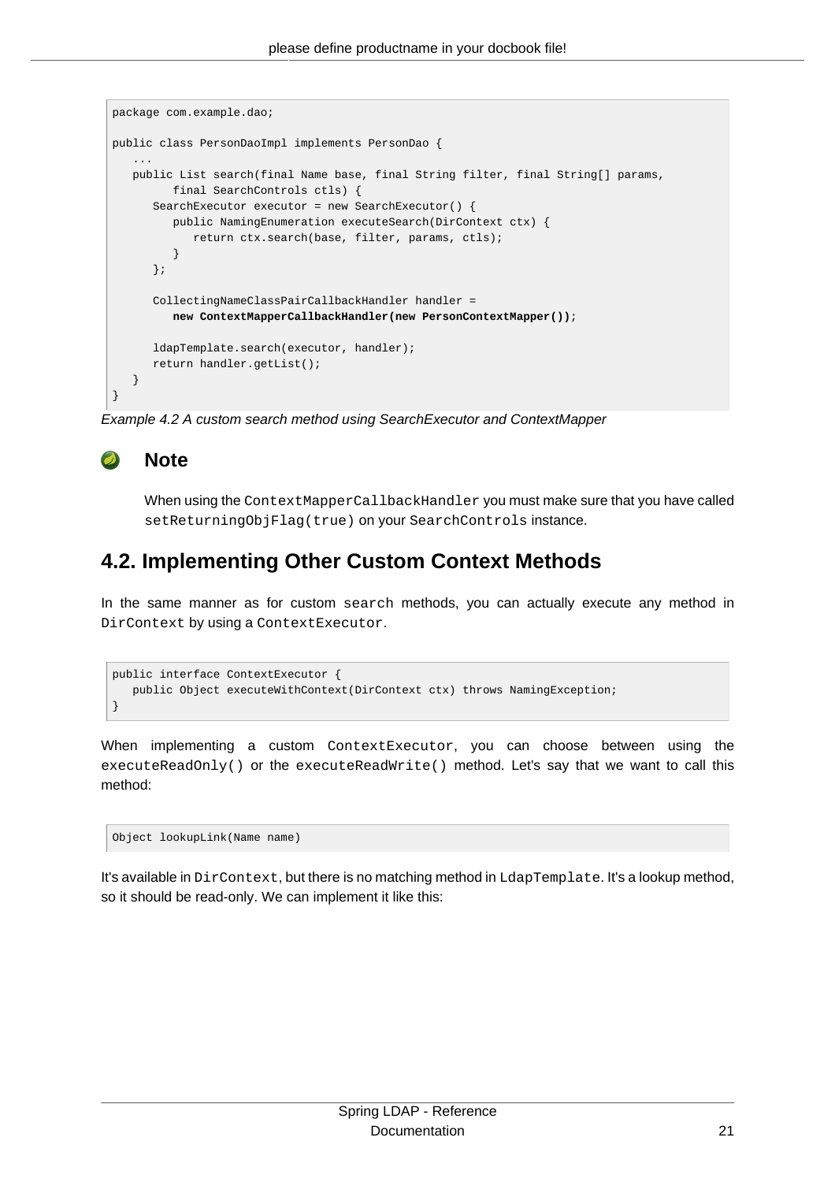```
package com.example.dao;

public class PersonDaoImpl implements PersonDao {
   ...
   public List search(final Name base, final String filter, final String[] params,
         final SearchControls ctls) {
      SearchExecutor executor = new SearchExecutor() {
         public NamingEnumeration executeSearch(DirContext ctx) {
            return ctx.search(base, filter, params, ctls);
         }
      };

      CollectingNameClassPairCallbackHandler handler =
         new ContextMapperCallbackHandler(new PersonContextMapper());

      ldapTemplate.search(executor, handler);
      return handler.getList();
   }
}
```

*Example 4.2 A custom search method using SearchExecutor and ContextMapper*

### Note

When using the `ContextMapperCallbackHandler` you must make sure that you have called `setReturningObjFlag(true)` on your `SearchControls` instance.

## 4.2. Implementing Other Custom Context Methods

In the same manner as for custom `search` methods, you can actually execute any method in `DirContext` by using a `ContextExecutor`.

```
public interface ContextExecutor {
   public Object executeWithContext(DirContext ctx) throws NamingException;
}
```

When implementing a custom `ContextExecutor`, you can choose between using the `executeReadOnly()` or the `executeReadWrite()` method. Let's say that we want to call this method:

```
Object lookupLink(Name name)
```

It's available in `DirContext`, but there is no matching method in `LdapTemplate`. It's a lookup method, so it should be read-only. We can implement it like this: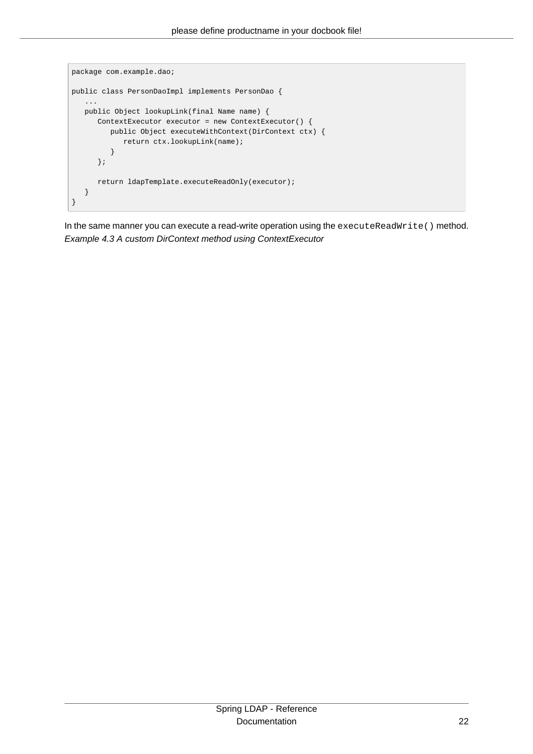```
package com.example.dao;

public class PersonDaoImpl implements PersonDao {
   ...
   public Object lookupLink(final Name name) {
      ContextExecutor executor = new ContextExecutor() {
         public Object executeWithContext(DirContext ctx) {
            return ctx.lookupLink(name);
         }
      };

      return ldapTemplate.executeReadOnly(executor);
   }
}
```

In the same manner you can execute a read-write operation using the `executeReadWrite()` method.

*Example 4.3 A custom DirContext method using ContextExecutor*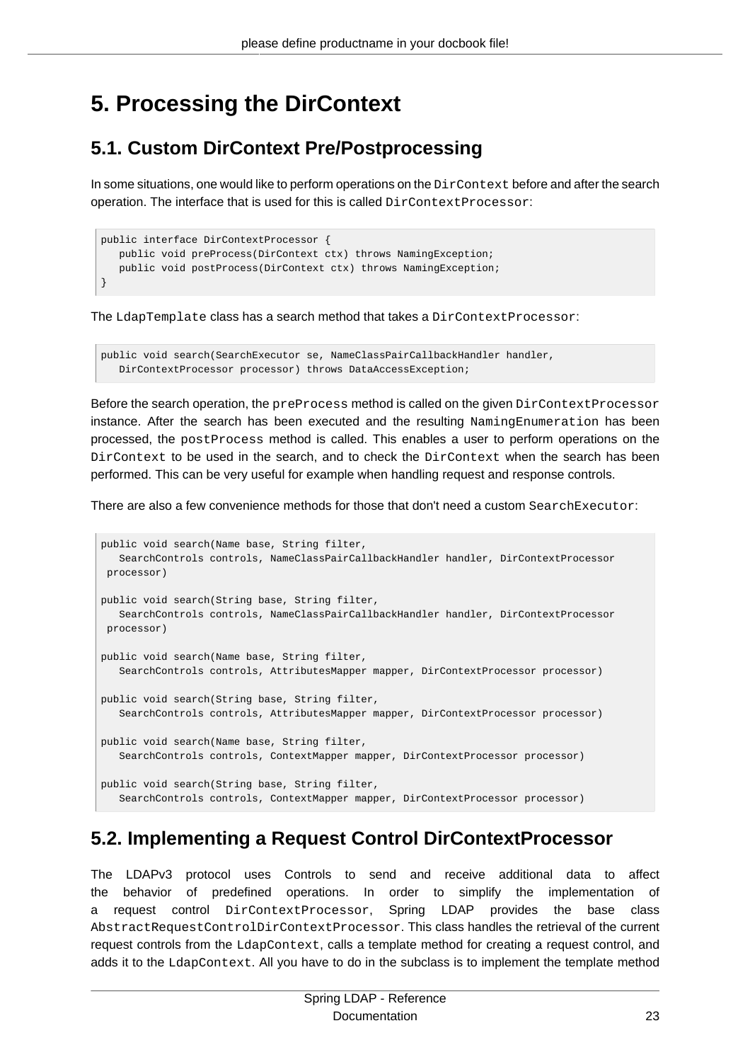# 5. Processing the DirContext

## 5.1. Custom DirContext Pre/Postprocessing

In some situations, one would like to perform operations on the `DirContext` before and after the search operation. The interface that is used for this is called `DirContextProcessor`:

```
public interface DirContextProcessor {
   public void preProcess(DirContext ctx) throws NamingException;
   public void postProcess(DirContext ctx) throws NamingException;
}
```

The `LdapTemplate` class has a search method that takes a `DirContextProcessor`:

```
public void search(SearchExecutor se, NameClassPairCallbackHandler handler,
   DirContextProcessor processor) throws DataAccessException;
```

Before the search operation, the `preProcess` method is called on the given `DirContextProcessor` instance. After the search has been executed and the resulting `NamingEnumeration` has been processed, the `postProcess` method is called. This enables a user to perform operations on the `DirContext` to be used in the search, and to check the `DirContext` when the search has been performed. This can be very useful for example when handling request and response controls.

There are also a few convenience methods for those that don't need a custom `SearchExecutor`:

```
public void search(Name base, String filter,
   SearchControls controls, NameClassPairCallbackHandler handler, DirContextProcessor
 processor)

public void search(String base, String filter,
   SearchControls controls, NameClassPairCallbackHandler handler, DirContextProcessor
 processor)

public void search(Name base, String filter,
   SearchControls controls, AttributesMapper mapper, DirContextProcessor processor)

public void search(String base, String filter,
   SearchControls controls, AttributesMapper mapper, DirContextProcessor processor)

public void search(Name base, String filter,
   SearchControls controls, ContextMapper mapper, DirContextProcessor processor)

public void search(String base, String filter,
   SearchControls controls, ContextMapper mapper, DirContextProcessor processor)
```

## 5.2. Implementing a Request Control DirContextProcessor

The LDAPv3 protocol uses Controls to send and receive additional data to affect the behavior of predefined operations. In order to simplify the implementation of a request control `DirContextProcessor`, Spring LDAP provides the base class `AbstractRequestControlDirContextProcessor`. This class handles the retrieval of the current request controls from the `LdapContext`, calls a template method for creating a request control, and adds it to the `LdapContext`. All you have to do in the subclass is to implement the template method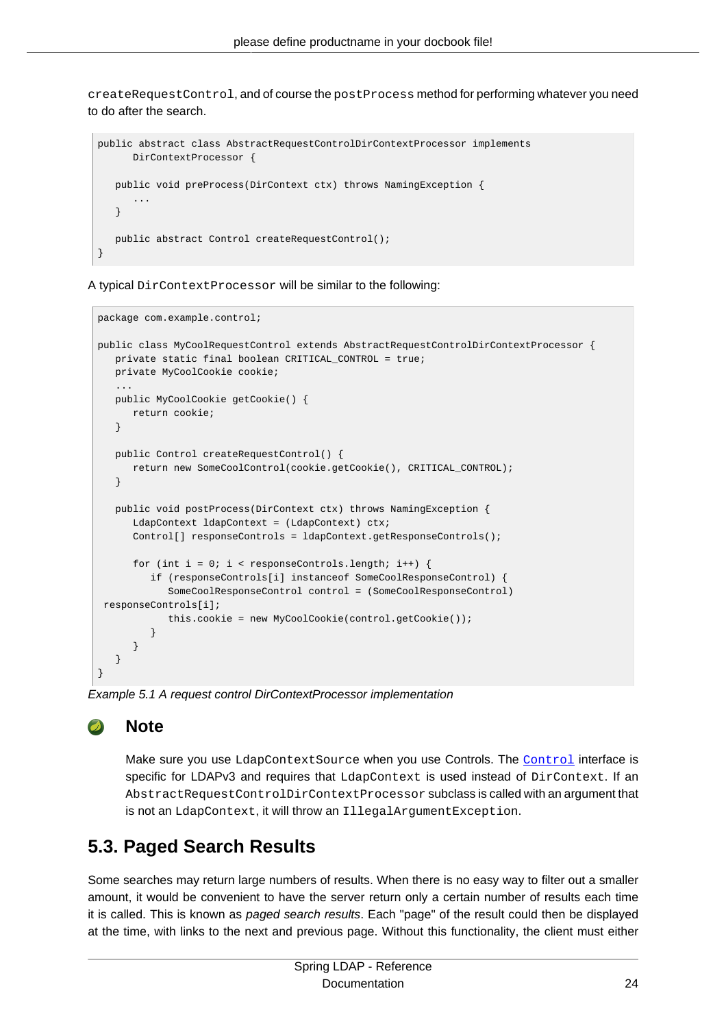`createRequestControl`, and of course the `postProcess` method for performing whatever you need to do after the search.

```
public abstract class AbstractRequestControlDirContextProcessor implements
      DirContextProcessor {

   public void preProcess(DirContext ctx) throws NamingException {
      ...
   }

   public abstract Control createRequestControl();
}
```

A typical `DirContextProcessor` will be similar to the following:

```
package com.example.control;

public class MyCoolRequestControl extends AbstractRequestControlDirContextProcessor {
   private static final boolean CRITICAL_CONTROL = true;
   private MyCoolCookie cookie;
   ...
   public MyCoolCookie getCookie() {
      return cookie;
   }

   public Control createRequestControl() {
      return new SomeCoolControl(cookie.getCookie(), CRITICAL_CONTROL);
   }

   public void postProcess(DirContext ctx) throws NamingException {
      LdapContext ldapContext = (LdapContext) ctx;
      Control[] responseControls = ldapContext.getResponseControls();

      for (int i = 0; i < responseControls.length; i++) {
         if (responseControls[i] instanceof SomeCoolResponseControl) {
            SomeCoolResponseControl control = (SomeCoolResponseControl)
 responseControls[i];
            this.cookie = new MyCoolCookie(control.getCookie());
         }
      }
   }
}
```

*Example 5.1 A request control DirContextProcessor implementation*

### Note

Make sure you use `LdapContextSource` when you use Controls. The `Control` interface is specific for LDAPv3 and requires that `LdapContext` is used instead of `DirContext`. If an `AbstractRequestControlDirContextProcessor` subclass is called with an argument that is not an `LdapContext`, it will throw an `IllegalArgumentException`.

## 5.3. Paged Search Results

Some searches may return large numbers of results. When there is no easy way to filter out a smaller amount, it would be convenient to have the server return only a certain number of results each time it is called. This is known as *paged search results*. Each "page" of the result could then be displayed at the time, with links to the next and previous page. Without this functionality, the client must either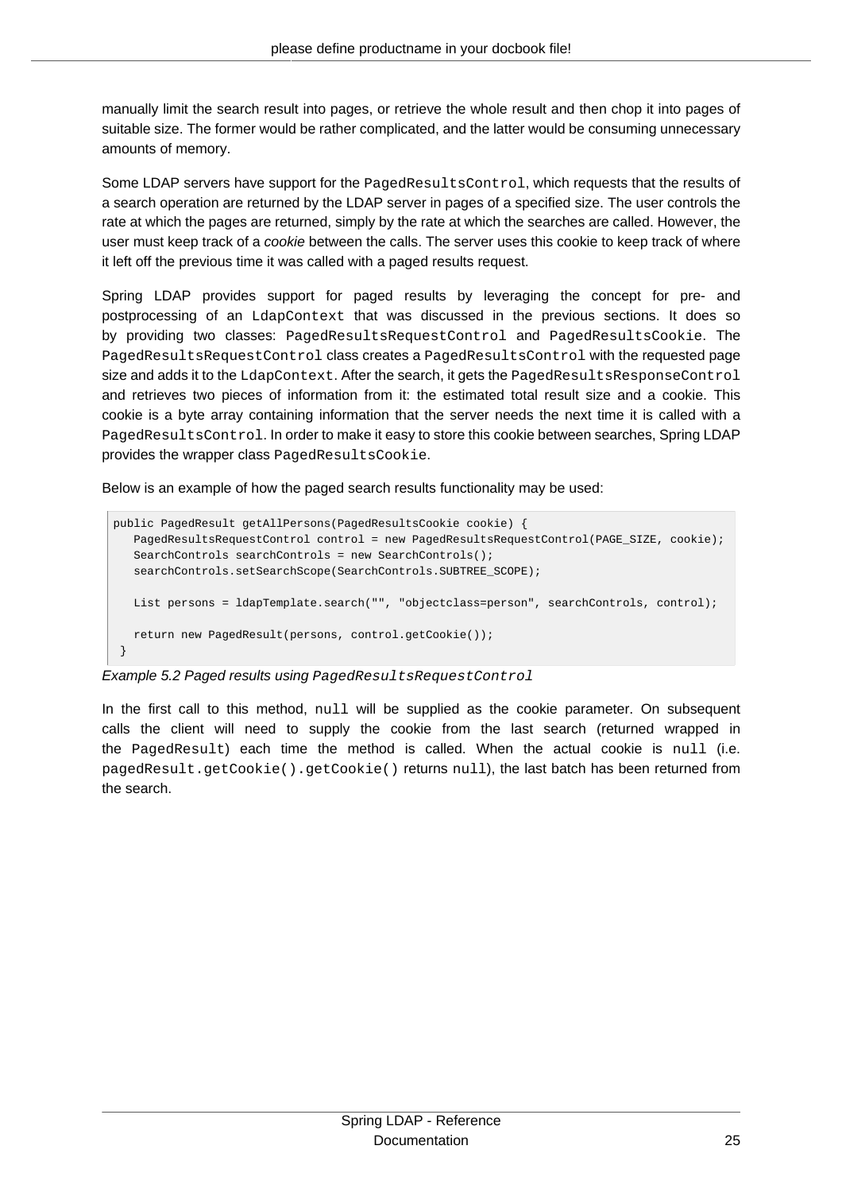manually limit the search result into pages, or retrieve the whole result and then chop it into pages of suitable size. The former would be rather complicated, and the latter would be consuming unnecessary amounts of memory.

Some LDAP servers have support for the `PagedResultsControl`, which requests that the results of a search operation are returned by the LDAP server in pages of a specified size. The user controls the rate at which the pages are returned, simply by the rate at which the searches are called. However, the user must keep track of a *cookie* between the calls. The server uses this cookie to keep track of where it left off the previous time it was called with a paged results request.

Spring LDAP provides support for paged results by leveraging the concept for pre- and postprocessing of an `LdapContext` that was discussed in the previous sections. It does so by providing two classes: `PagedResultsRequestControl` and `PagedResultsCookie`. The `PagedResultsRequestControl` class creates a `PagedResultsControl` with the requested page size and adds it to the `LdapContext`. After the search, it gets the `PagedResultsResponseControl` and retrieves two pieces of information from it: the estimated total result size and a cookie. This cookie is a byte array containing information that the server needs the next time it is called with a `PagedResultsControl`. In order to make it easy to store this cookie between searches, Spring LDAP provides the wrapper class `PagedResultsCookie`.

Below is an example of how the paged search results functionality may be used:

```
public PagedResult getAllPersons(PagedResultsCookie cookie) {
   PagedResultsRequestControl control = new PagedResultsRequestControl(PAGE_SIZE, cookie);
   SearchControls searchControls = new SearchControls();
   searchControls.setSearchScope(SearchControls.SUBTREE_SCOPE);

   List persons = ldapTemplate.search("", "objectclass=person", searchControls, control);

   return new PagedResult(persons, control.getCookie());
 }
```

*Example 5.2 Paged results using `PagedResultsRequestControl`*

In the first call to this method, `null` will be supplied as the cookie parameter. On subsequent calls the client will need to supply the cookie from the last search (returned wrapped in the `PagedResult`) each time the method is called. When the actual cookie is `null` (i.e. `pagedResult.getCookie().getCookie()` returns `null`), the last batch has been returned from the search.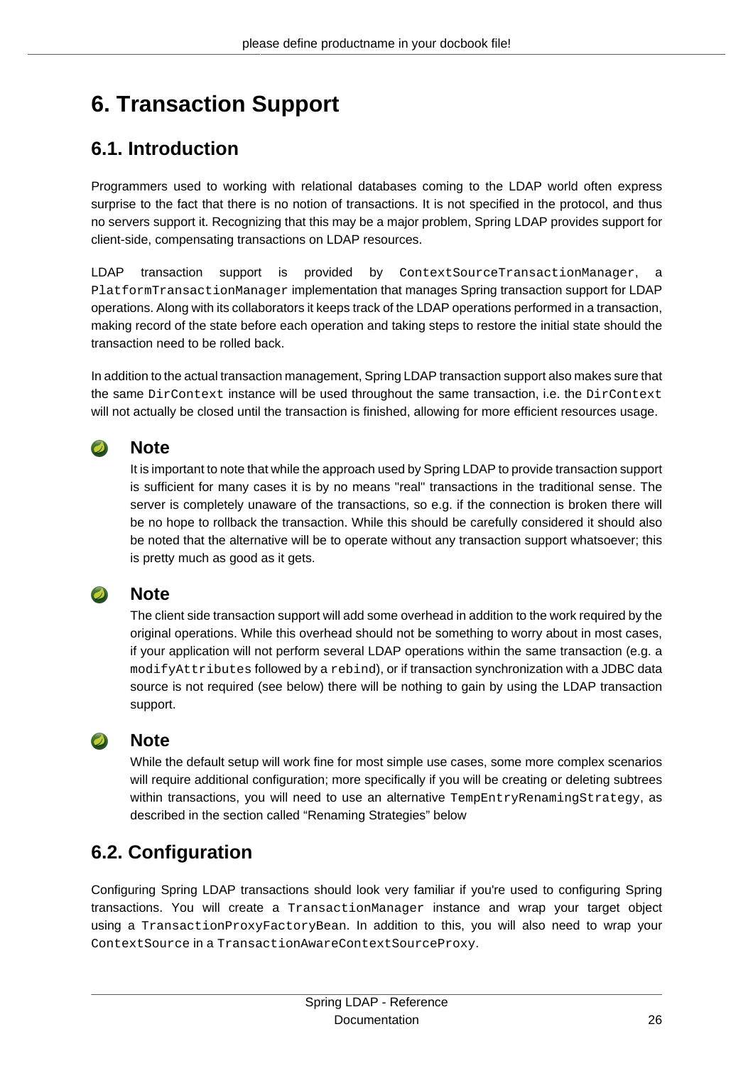# 6. Transaction Support

## 6.1. Introduction

Programmers used to working with relational databases coming to the LDAP world often express surprise to the fact that there is no notion of transactions. It is not specified in the protocol, and thus no servers support it. Recognizing that this may be a major problem, Spring LDAP provides support for client-side, compensating transactions on LDAP resources.

LDAP transaction support is provided by `ContextSourceTransactionManager`, a `PlatformTransactionManager` implementation that manages Spring transaction support for LDAP operations. Along with its collaborators it keeps track of the LDAP operations performed in a transaction, making record of the state before each operation and taking steps to restore the initial state should the transaction need to be rolled back.

In addition to the actual transaction management, Spring LDAP transaction support also makes sure that the same `DirContext` instance will be used throughout the same transaction, i.e. the `DirContext` will not actually be closed until the transaction is finished, allowing for more efficient resources usage.

> **Note**
>
> It is important to note that while the approach used by Spring LDAP to provide transaction support is sufficient for many cases it is by no means "real" transactions in the traditional sense. The server is completely unaware of the transactions, so e.g. if the connection is broken there will be no hope to rollback the transaction. While this should be carefully considered it should also be noted that the alternative will be to operate without any transaction support whatsoever; this is pretty much as good as it gets.

> **Note**
>
> The client side transaction support will add some overhead in addition to the work required by the original operations. While this overhead should not be something to worry about in most cases, if your application will not perform several LDAP operations within the same transaction (e.g. a `modifyAttributes` followed by a `rebind`), or if transaction synchronization with a JDBC data source is not required (see below) there will be nothing to gain by using the LDAP transaction support.

> **Note**
>
> While the default setup will work fine for most simple use cases, some more complex scenarios will require additional configuration; more specifically if you will be creating or deleting subtrees within transactions, you will need to use an alternative `TempEntryRenamingStrategy`, as described in the section called “Renaming Strategies” below

## 6.2. Configuration

Configuring Spring LDAP transactions should look very familiar if you're used to configuring Spring transactions. You will create a `TransactionManager` instance and wrap your target object using a `TransactionProxyFactoryBean`. In addition to this, you will also need to wrap your `ContextSource` in a `TransactionAwareContextSourceProxy`.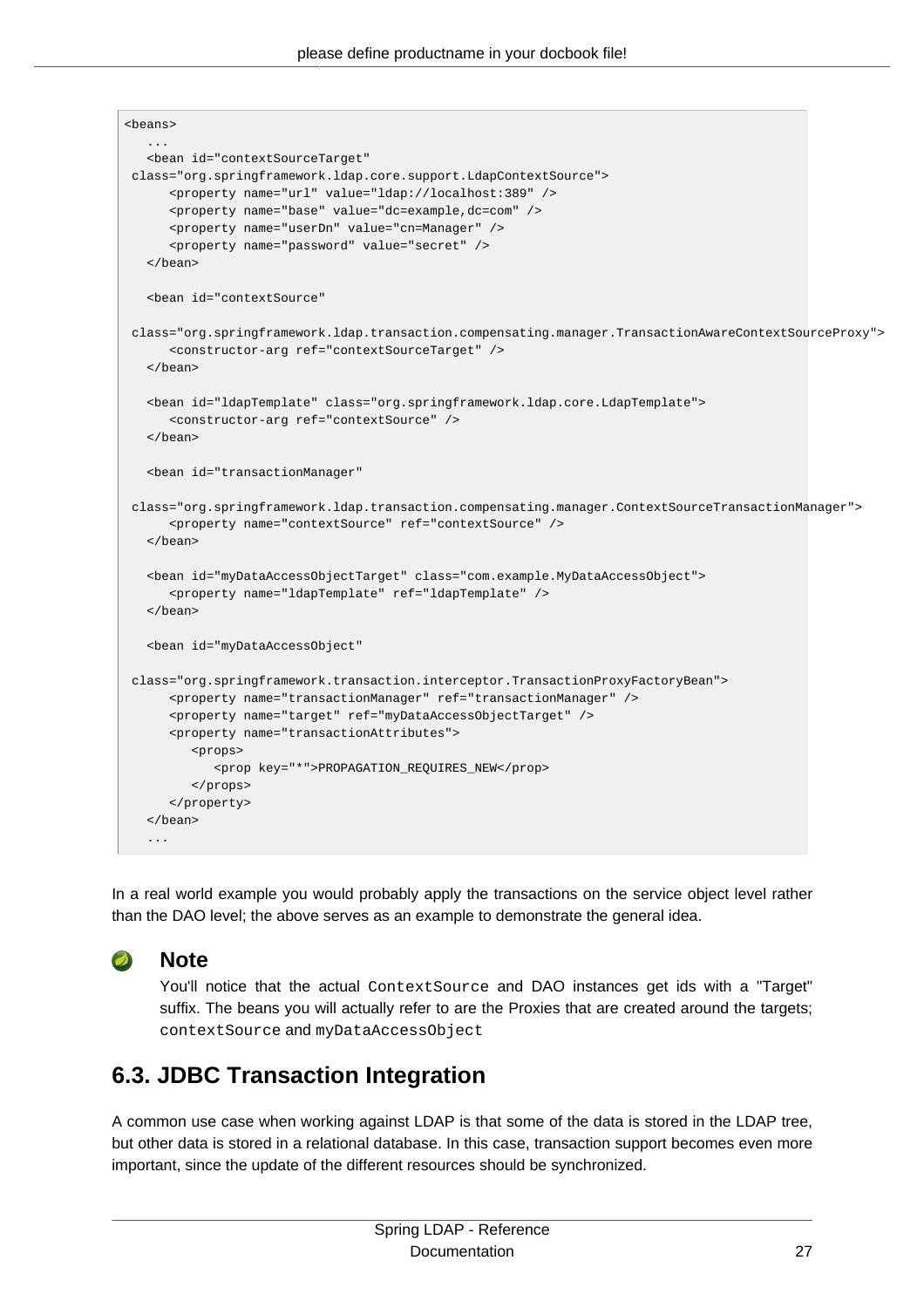```
<beans>
   ...
   <bean id="contextSourceTarget"
 class="org.springframework.ldap.core.support.LdapContextSource">
      <property name="url" value="ldap://localhost:389" />
      <property name="base" value="dc=example,dc=com" />
      <property name="userDn" value="cn=Manager" />
      <property name="password" value="secret" />
   </bean>

   <bean id="contextSource"

 class="org.springframework.ldap.transaction.compensating.manager.TransactionAwareContextSourceProxy">
      <constructor-arg ref="contextSourceTarget" />
   </bean>

   <bean id="ldapTemplate" class="org.springframework.ldap.core.LdapTemplate">
      <constructor-arg ref="contextSource" />
   </bean>

   <bean id="transactionManager"

 class="org.springframework.ldap.transaction.compensating.manager.ContextSourceTransactionManager">
      <property name="contextSource" ref="contextSource" />
   </bean>

   <bean id="myDataAccessObjectTarget" class="com.example.MyDataAccessObject">
      <property name="ldapTemplate" ref="ldapTemplate" />
   </bean>

   <bean id="myDataAccessObject"

 class="org.springframework.transaction.interceptor.TransactionProxyFactoryBean">
      <property name="transactionManager" ref="transactionManager" />
      <property name="target" ref="myDataAccessObjectTarget" />
      <property name="transactionAttributes">
         <props>
            <prop key="*">PROPAGATION_REQUIRES_NEW</prop>
         </props>
      </property>
   </bean>
   ...
```

In a real world example you would probably apply the transactions on the service object level rather than the DAO level; the above serves as an example to demonstrate the general idea.

> **Note**
>
> You'll notice that the actual `ContextSource` and DAO instances get ids with a "Target" suffix. The beans you will actually refer to are the Proxies that are created around the targets; `contextSource` and `myDataAccessObject`

## 6.3. JDBC Transaction Integration

A common use case when working against LDAP is that some of the data is stored in the LDAP tree, but other data is stored in a relational database. In this case, transaction support becomes even more important, since the update of the different resources should be synchronized.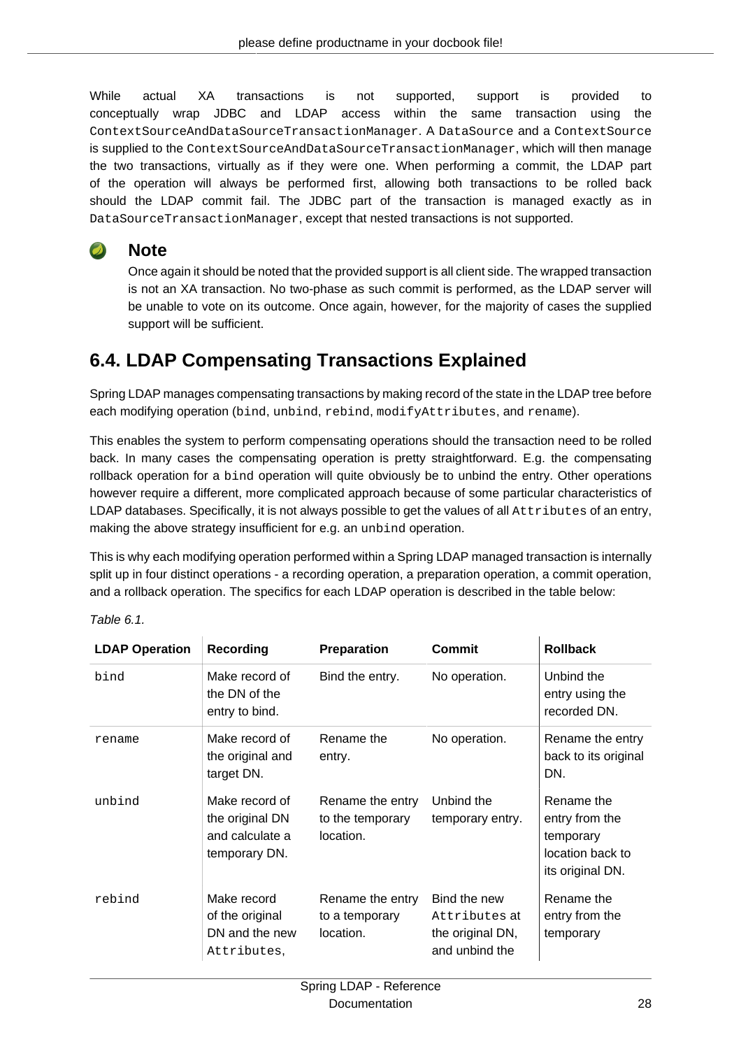While actual XA transactions is not supported, support is provided to conceptually wrap JDBC and LDAP access within the same transaction using the `ContextSourceAndDataSourceTransactionManager`. A `DataSource` and a `ContextSource` is supplied to the `ContextSourceAndDataSourceTransactionManager`, which will then manage the two transactions, virtually as if they were one. When performing a commit, the LDAP part of the operation will always be performed first, allowing both transactions to be rolled back should the LDAP commit fail. The JDBC part of the transaction is managed exactly as in `DataSourceTransactionManager`, except that nested transactions is not supported.

> **Note**
>
> Once again it should be noted that the provided support is all client side. The wrapped transaction is not an XA transaction. No two-phase as such commit is performed, as the LDAP server will be unable to vote on its outcome. Once again, however, for the majority of cases the supplied support will be sufficient.

## 6.4. LDAP Compensating Transactions Explained

Spring LDAP manages compensating transactions by making record of the state in the LDAP tree before each modifying operation (`bind`, `unbind`, `rebind`, `modifyAttributes`, and `rename`).

This enables the system to perform compensating operations should the transaction need to be rolled back. In many cases the compensating operation is pretty straightforward. E.g. the compensating rollback operation for a `bind` operation will quite obviously be to unbind the entry. Other operations however require a different, more complicated approach because of some particular characteristics of LDAP databases. Specifically, it is not always possible to get the values of all `Attributes` of an entry, making the above strategy insufficient for e.g. an `unbind` operation.

This is why each modifying operation performed within a Spring LDAP managed transaction is internally split up in four distinct operations - a recording operation, a preparation operation, a commit operation, and a rollback operation. The specifics for each LDAP operation is described in the table below:

*Table 6.1.*

| LDAP Operation | Recording | Preparation | Commit | Rollback |
|---|---|---|---|---|
| `bind` | Make record of the DN of the entry to bind. | Bind the entry. | No operation. | Unbind the entry using the recorded DN. |
| `rename` | Make record of the original and target DN. | Rename the entry. | No operation. | Rename the entry back to its original DN. |
| `unbind` | Make record of the original DN and calculate a temporary DN. | Rename the entry to the temporary location. | Unbind the temporary entry. | Rename the entry from the temporary location back to its original DN. |
| `rebind` | Make record of the original DN and the new `Attributes`, | Rename the entry to a temporary location. | Bind the new `Attributes` at the original DN, and unbind the | Rename the entry from the temporary |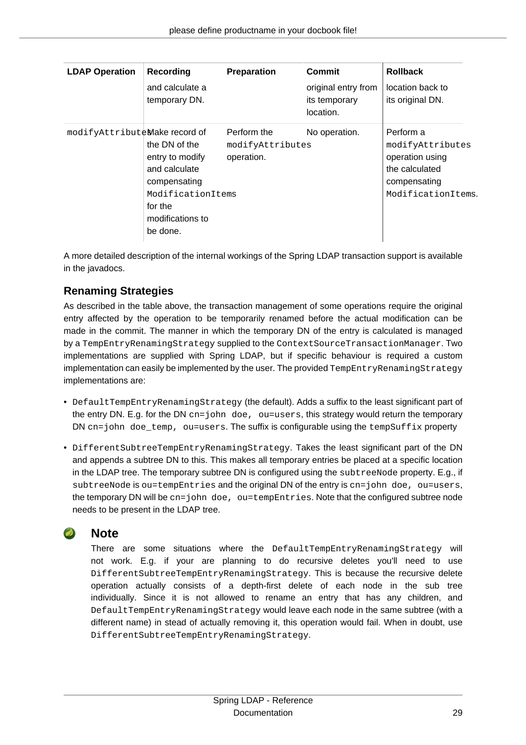| LDAP Operation | Recording | Preparation | Commit | Rollback |
|---|---|---|---|---|
| | and calculate a temporary DN. | | original entry from its temporary location. | location back to its original DN. |
| `modifyAttributes` | Make record of the DN of the entry to modify and calculate compensating `ModificationItems` for the modifications to be done. | Perform the `modifyAttributes` operation. | No operation. | Perform a `modifyAttributes` operation using the calculated compensating `ModificationItems`. |

A more detailed description of the internal workings of the Spring LDAP transaction support is available in the javadocs.

## Renaming Strategies

As described in the table above, the transaction management of some operations require the original entry affected by the operation to be temporarily renamed before the actual modification can be made in the commit. The manner in which the temporary DN of the entry is calculated is managed by a `TempEntryRenamingStrategy` supplied to the `ContextSourceTransactionManager`. Two implementations are supplied with Spring LDAP, but if specific behaviour is required a custom implementation can easily be implemented by the user. The provided `TempEntryRenamingStrategy` implementations are:

- `DefaultTempEntryRenamingStrategy` (the default). Adds a suffix to the least significant part of the entry DN. E.g. for the DN `cn=john doe, ou=users`, this strategy would return the temporary DN `cn=john doe_temp, ou=users`. The suffix is configurable using the `tempSuffix` property
- `DifferentSubtreeTempEntryRenamingStrategy`. Takes the least significant part of the DN and appends a subtree DN to this. This makes all temporary entries be placed at a specific location in the LDAP tree. The temporary subtree DN is configured using the `subtreeNode` property. E.g., if `subtreeNode` is `ou=tempEntries` and the original DN of the entry is `cn=john doe, ou=users`, the temporary DN will be `cn=john doe, ou=tempEntries`. Note that the configured subtree node needs to be present in the LDAP tree.

### Note

There are some situations where the `DefaultTempEntryRenamingStrategy` will not work. E.g. if your are planning to do recursive deletes you'll need to use `DifferentSubtreeTempEntryRenamingStrategy`. This is because the recursive delete operation actually consists of a depth-first delete of each node in the sub tree individually. Since it is not allowed to rename an entry that has any children, and `DefaultTempEntryRenamingStrategy` would leave each node in the same subtree (with a different name) in stead of actually removing it, this operation would fail. When in doubt, use `DifferentSubtreeTempEntryRenamingStrategy`.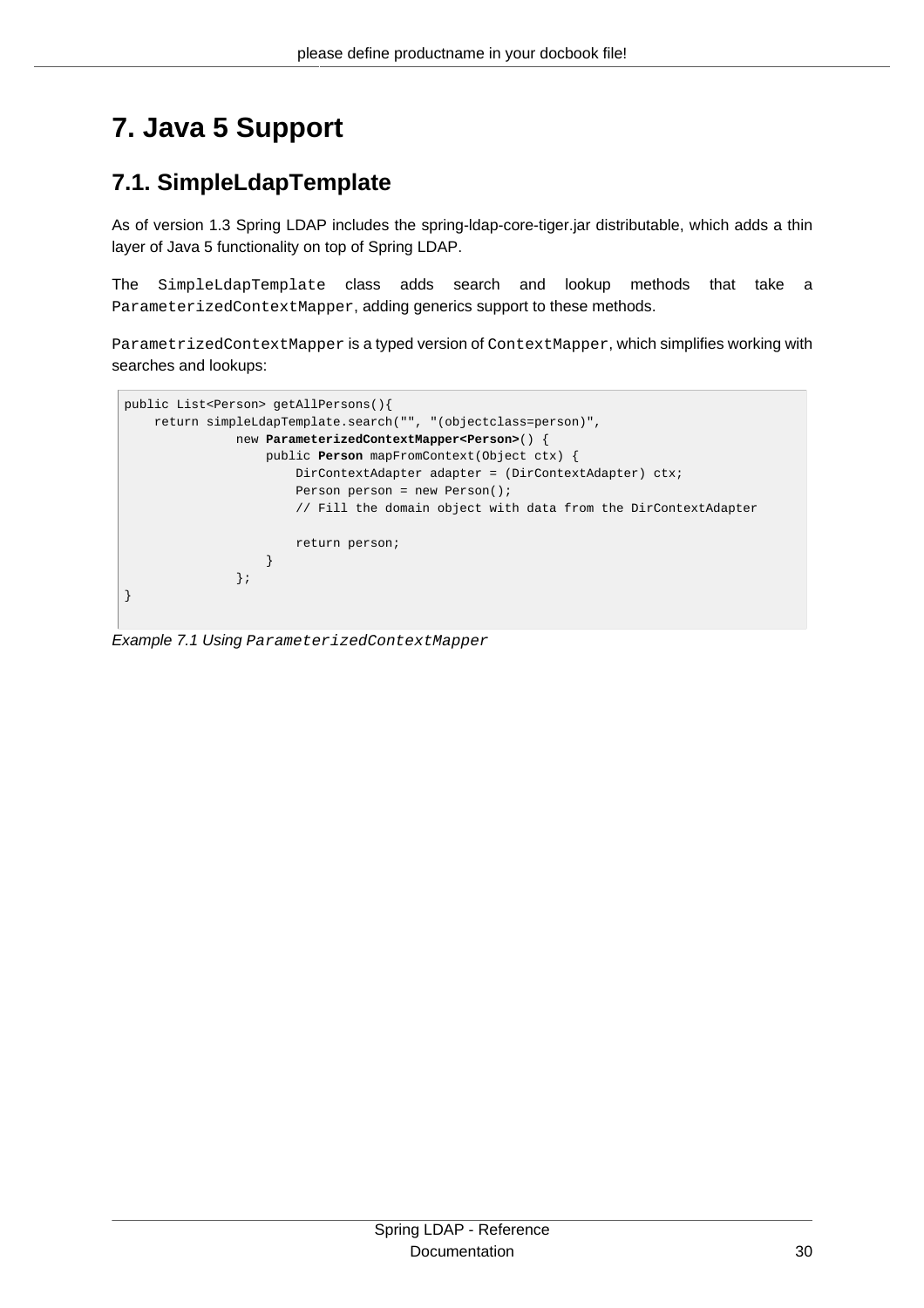# 7. Java 5 Support

## 7.1. SimpleLdapTemplate

As of version 1.3 Spring LDAP includes the spring-ldap-core-tiger.jar distributable, which adds a thin layer of Java 5 functionality on top of Spring LDAP.

The `SimpleLdapTemplate` class adds search and lookup methods that take a `ParameterizedContextMapper`, adding generics support to these methods.

`ParametrizedContextMapper` is a typed version of `ContextMapper`, which simplifies working with searches and lookups:

```
public List<Person> getAllPersons(){
    return simpleLdapTemplate.search("", "(objectclass=person)",
               new ParameterizedContextMapper<Person>() {
                   public Person mapFromContext(Object ctx) {
                       DirContextAdapter adapter = (DirContextAdapter) ctx;
                       Person person = new Person();
                       // Fill the domain object with data from the DirContextAdapter

                       return person;
                   }
               };
}
```

*Example 7.1 Using `ParameterizedContextMapper`*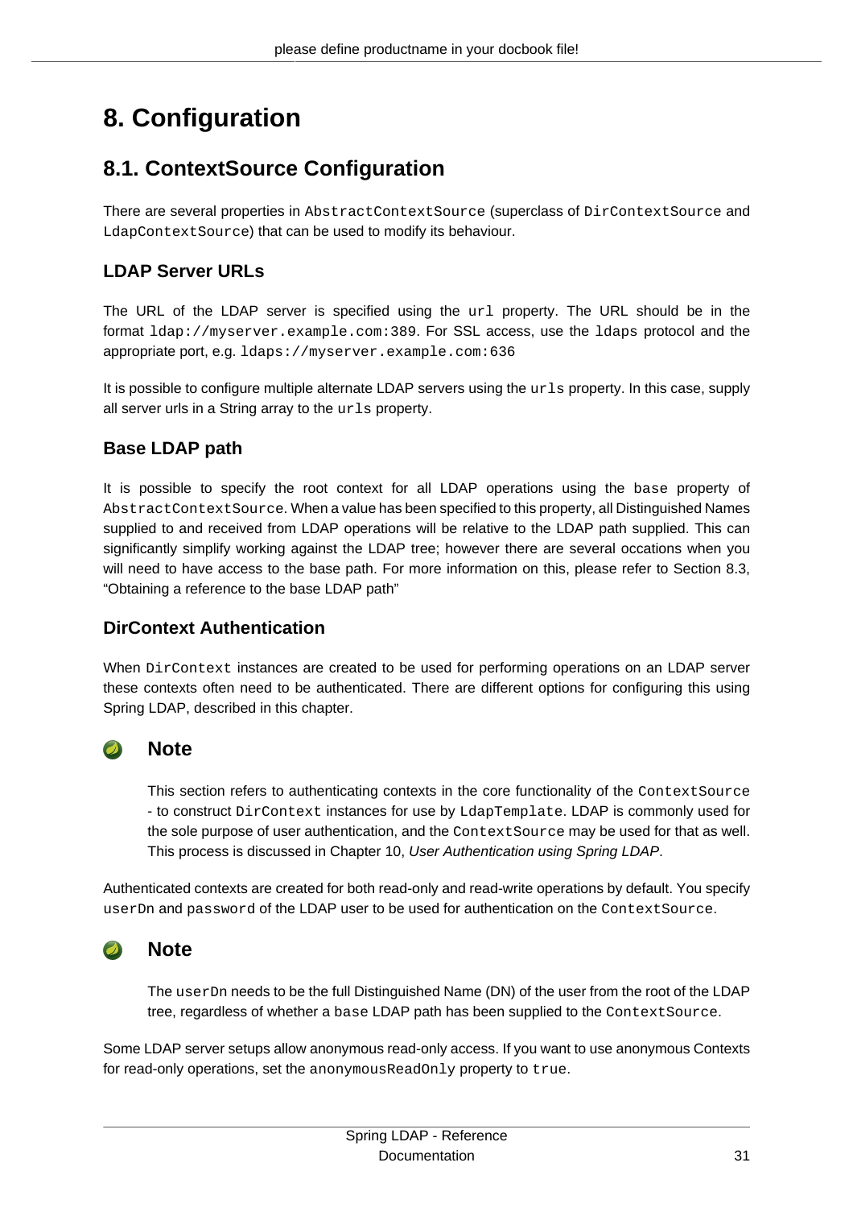# 8. Configuration

## 8.1. ContextSource Configuration

There are several properties in `AbstractContextSource` (superclass of `DirContextSource` and `LdapContextSource`) that can be used to modify its behaviour.

### LDAP Server URLs

The URL of the LDAP server is specified using the `url` property. The URL should be in the format `ldap://myserver.example.com:389`. For SSL access, use the `ldaps` protocol and the appropriate port, e.g. `ldaps://myserver.example.com:636`

It is possible to configure multiple alternate LDAP servers using the `urls` property. In this case, supply all server urls in a String array to the `urls` property.

### Base LDAP path

It is possible to specify the root context for all LDAP operations using the `base` property of `AbstractContextSource`. When a value has been specified to this property, all Distinguished Names supplied to and received from LDAP operations will be relative to the LDAP path supplied. This can significantly simplify working against the LDAP tree; however there are several occations when you will need to have access to the base path. For more information on this, please refer to Section 8.3, “Obtaining a reference to the base LDAP path”

### DirContext Authentication

When `DirContext` instances are created to be used for performing operations on an LDAP server these contexts often need to be authenticated. There are different options for configuring this using Spring LDAP, described in this chapter.

> **Note**
>
> This section refers to authenticating contexts in the core functionality of the `ContextSource` - to construct `DirContext` instances for use by `LdapTemplate`. LDAP is commonly used for the sole purpose of user authentication, and the `ContextSource` may be used for that as well. This process is discussed in Chapter 10, *User Authentication using Spring LDAP*.

Authenticated contexts are created for both read-only and read-write operations by default. You specify `userDn` and `password` of the LDAP user to be used for authentication on the `ContextSource`.

> **Note**
>
> The `userDn` needs to be the full Distinguished Name (DN) of the user from the root of the LDAP tree, regardless of whether a `base` LDAP path has been supplied to the `ContextSource`.

Some LDAP server setups allow anonymous read-only access. If you want to use anonymous Contexts for read-only operations, set the `anonymousReadOnly` property to `true`.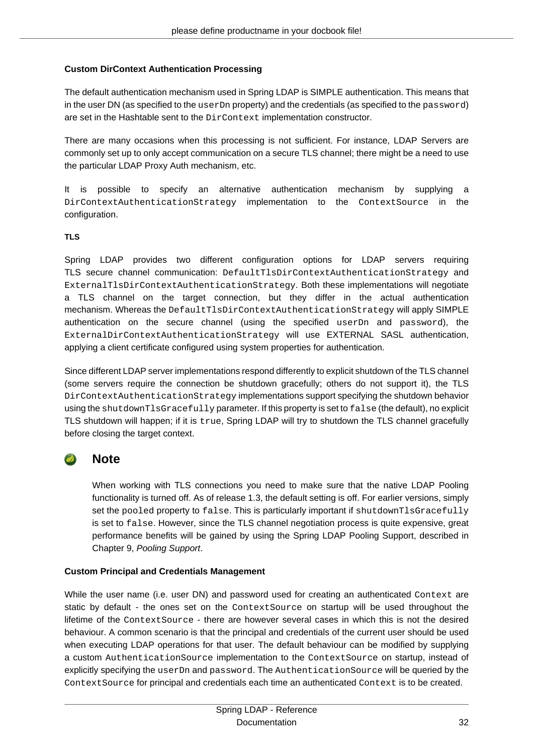### Custom DirContext Authentication Processing

The default authentication mechanism used in Spring LDAP is SIMPLE authentication. This means that in the user DN (as specified to the `userDn` property) and the credentials (as specified to the `password`) are set in the Hashtable sent to the `DirContext` implementation constructor.

There are many occasions when this processing is not sufficient. For instance, LDAP Servers are commonly set up to only accept communication on a secure TLS channel; there might be a need to use the particular LDAP Proxy Auth mechanism, etc.

It is possible to specify an alternative authentication mechanism by supplying a `DirContextAuthenticationStrategy` implementation to the `ContextSource` in the configuration.

#### TLS

Spring LDAP provides two different configuration options for LDAP servers requiring TLS secure channel communication: `DefaultTlsDirContextAuthenticationStrategy` and `ExternalTlsDirContextAuthenticationStrategy`. Both these implementations will negotiate a TLS channel on the target connection, but they differ in the actual authentication mechanism. Whereas the `DefaultTlsDirContextAuthenticationStrategy` will apply SIMPLE authentication on the secure channel (using the specified `userDn` and `password`), the `ExternalDirContextAuthenticationStrategy` will use EXTERNAL SASL authentication, applying a client certificate configured using system properties for authentication.

Since different LDAP server implementations respond differently to explicit shutdown of the TLS channel (some servers require the connection be shutdown gracefully; others do not support it), the TLS `DirContextAuthenticationStrategy` implementations support specifying the shutdown behavior using the `shutdownTlsGracefully` parameter. If this property is set to `false` (the default), no explicit TLS shutdown will happen; if it is `true`, Spring LDAP will try to shutdown the TLS channel gracefully before closing the target context.

> **Note**
>
> When working with TLS connections you need to make sure that the native LDAP Pooling functionality is turned off. As of release 1.3, the default setting is off. For earlier versions, simply set the `pooled` property to `false`. This is particularly important if `shutdownTlsGracefully` is set to `false`. However, since the TLS channel negotiation process is quite expensive, great performance benefits will be gained by using the Spring LDAP Pooling Support, described in Chapter 9, *Pooling Support*.

### Custom Principal and Credentials Management

While the user name (i.e. user DN) and password used for creating an authenticated `Context` are static by default - the ones set on the `ContextSource` on startup will be used throughout the lifetime of the `ContextSource` - there are however several cases in which this is not the desired behaviour. A common scenario is that the principal and credentials of the current user should be used when executing LDAP operations for that user. The default behaviour can be modified by supplying a custom `AuthenticationSource` implementation to the `ContextSource` on startup, instead of explicitly specifying the `userDn` and `password`. The `AuthenticationSource` will be queried by the `ContextSource` for principal and credentials each time an authenticated `Context` is to be created.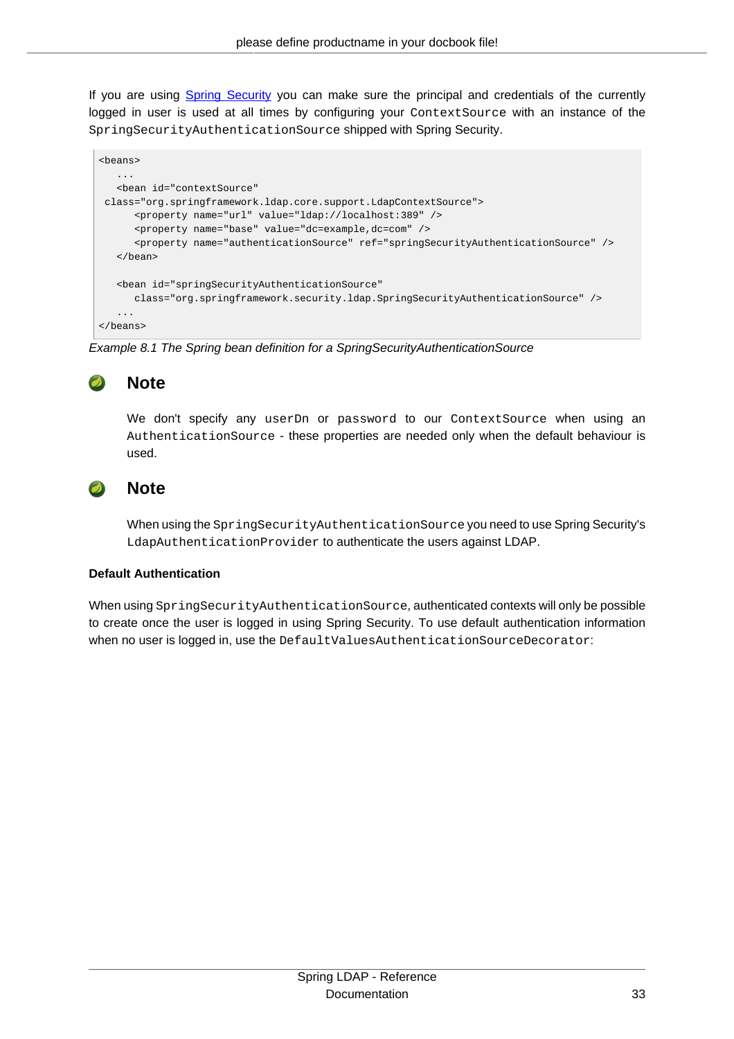If you are using [Spring Security](#) you can make sure the principal and credentials of the currently logged in user is used at all times by configuring your `ContextSource` with an instance of the `SpringSecurityAuthenticationSource` shipped with Spring Security.

```
<beans>
   ...
   <bean id="contextSource"
 class="org.springframework.ldap.core.support.LdapContextSource">
      <property name="url" value="ldap://localhost:389" />
      <property name="base" value="dc=example,dc=com" />
      <property name="authenticationSource" ref="springSecurityAuthenticationSource" />
   </bean>

   <bean id="springSecurityAuthenticationSource"
      class="org.springframework.security.ldap.SpringSecurityAuthenticationSource" />
   ...
</beans>
```

*Example 8.1 The Spring bean definition for a SpringSecurityAuthenticationSource*

### Note

We don't specify any `userDn` or `password` to our `ContextSource` when using an `AuthenticationSource` - these properties are needed only when the default behaviour is used.

### Note

When using the `SpringSecurityAuthenticationSource` you need to use Spring Security's `LdapAuthenticationProvider` to authenticate the users against LDAP.

**Default Authentication**

When using `SpringSecurityAuthenticationSource`, authenticated contexts will only be possible to create once the user is logged in using Spring Security. To use default authentication information when no user is logged in, use the `DefaultValuesAuthenticationSourceDecorator`: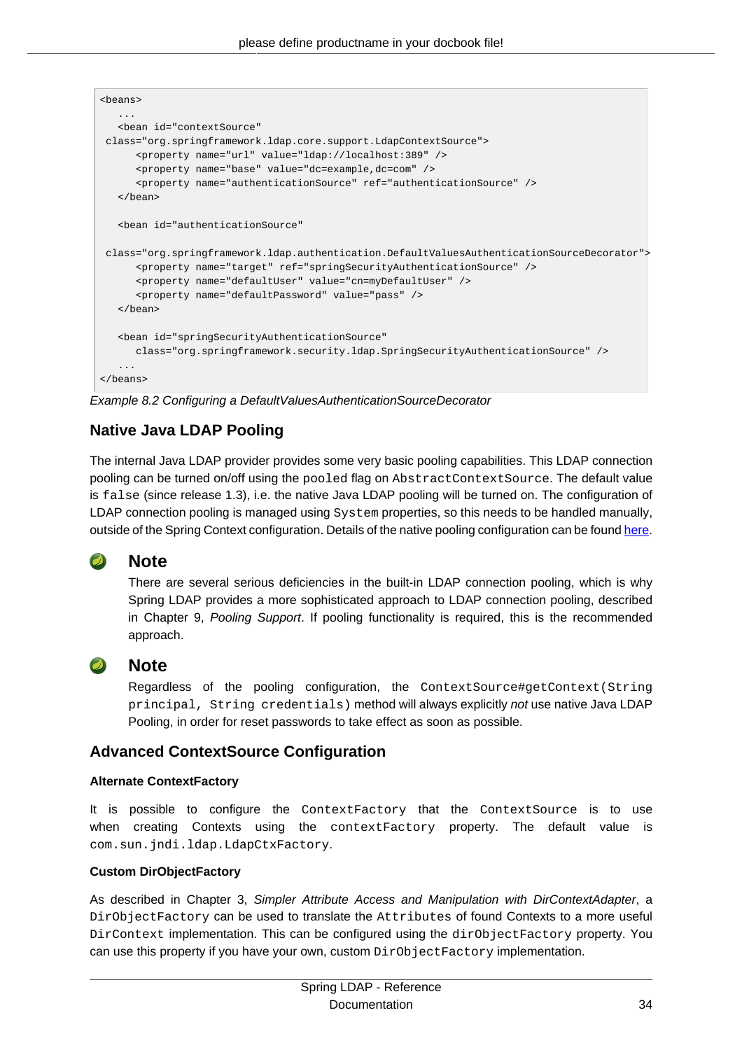```
<beans>
   ...
   <bean id="contextSource"
 class="org.springframework.ldap.core.support.LdapContextSource">
      <property name="url" value="ldap://localhost:389" />
      <property name="base" value="dc=example,dc=com" />
      <property name="authenticationSource" ref="authenticationSource" />
   </bean>

   <bean id="authenticationSource"

 class="org.springframework.ldap.authentication.DefaultValuesAuthenticationSourceDecorator">
      <property name="target" ref="springSecurityAuthenticationSource" />
      <property name="defaultUser" value="cn=myDefaultUser" />
      <property name="defaultPassword" value="pass" />
   </bean>

   <bean id="springSecurityAuthenticationSource"
      class="org.springframework.security.ldap.SpringSecurityAuthenticationSource" />
   ...
</beans>
```

*Example 8.2 Configuring a DefaultValuesAuthenticationSourceDecorator*

## Native Java LDAP Pooling

The internal Java LDAP provider provides some very basic pooling capabilities. This LDAP connection pooling can be turned on/off using the `pooled` flag on `AbstractContextSource`. The default value is `false` (since release 1.3), i.e. the native Java LDAP pooling will be turned on. The configuration of LDAP connection pooling is managed using `System` properties, so this needs to be handled manually, outside of the Spring Context configuration. Details of the native pooling configuration can be found here.

> **Note**
>
> There are several serious deficiencies in the built-in LDAP connection pooling, which is why Spring LDAP provides a more sophisticated approach to LDAP connection pooling, described in Chapter 9, *Pooling Support*. If pooling functionality is required, this is the recommended approach.

> **Note**
>
> Regardless of the pooling configuration, the `ContextSource#getContext(String principal, String credentials)` method will always explicitly *not* use native Java LDAP Pooling, in order for reset passwords to take effect as soon as possible.

## Advanced ContextSource Configuration

### Alternate ContextFactory

It is possible to configure the `ContextFactory` that the `ContextSource` is to use when creating Contexts using the `contextFactory` property. The default value is `com.sun.jndi.ldap.LdapCtxFactory`.

### Custom DirObjectFactory

As described in Chapter 3, *Simpler Attribute Access and Manipulation with DirContextAdapter*, a `DirObjectFactory` can be used to translate the `Attributes` of found Contexts to a more useful `DirContext` implementation. This can be configured using the `dirObjectFactory` property. You can use this property if you have your own, custom `DirObjectFactory` implementation.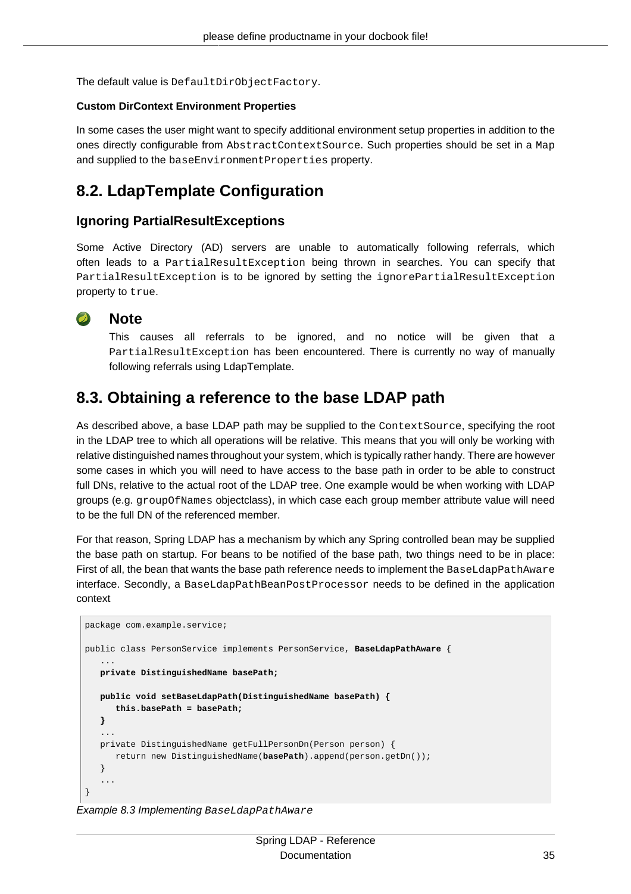The default value is `DefaultDirObjectFactory`.

**Custom DirContext Environment Properties**

In some cases the user might want to specify additional environment setup properties in addition to the ones directly configurable from `AbstractContextSource`. Such properties should be set in a `Map` and supplied to the `baseEnvironmentProperties` property.

## 8.2. LdapTemplate Configuration

### Ignoring PartialResultExceptions

Some Active Directory (AD) servers are unable to automatically following referrals, which often leads to a `PartialResultException` being thrown in searches. You can specify that `PartialResultException` is to be ignored by setting the `ignorePartialResultException` property to `true`.

> **Note**
>
> This causes all referrals to be ignored, and no notice will be given that a `PartialResultException` has been encountered. There is currently no way of manually following referrals using LdapTemplate.

## 8.3. Obtaining a reference to the base LDAP path

As described above, a base LDAP path may be supplied to the `ContextSource`, specifying the root in the LDAP tree to which all operations will be relative. This means that you will only be working with relative distinguished names throughout your system, which is typically rather handy. There are however some cases in which you will need to have access to the base path in order to be able to construct full DNs, relative to the actual root of the LDAP tree. One example would be when working with LDAP groups (e.g. `groupOfNames` objectclass), in which case each group member attribute value will need to be the full DN of the referenced member.

For that reason, Spring LDAP has a mechanism by which any Spring controlled bean may be supplied the base path on startup. For beans to be notified of the base path, two things need to be in place: First of all, the bean that wants the base path reference needs to implement the `BaseLdapPathAware` interface. Secondly, a `BaseLdapPathBeanPostProcessor` needs to be defined in the application context

```
package com.example.service;

public class PersonService implements PersonService, BaseLdapPathAware {
   ...
   private DistinguishedName basePath;

   public void setBaseLdapPath(DistinguishedName basePath) {
      this.basePath = basePath;
   }
   ...
   private DistinguishedName getFullPersonDn(Person person) {
      return new DistinguishedName(basePath).append(person.getDn());
   }
   ...
}
```

*Example 8.3 Implementing `BaseLdapPathAware`*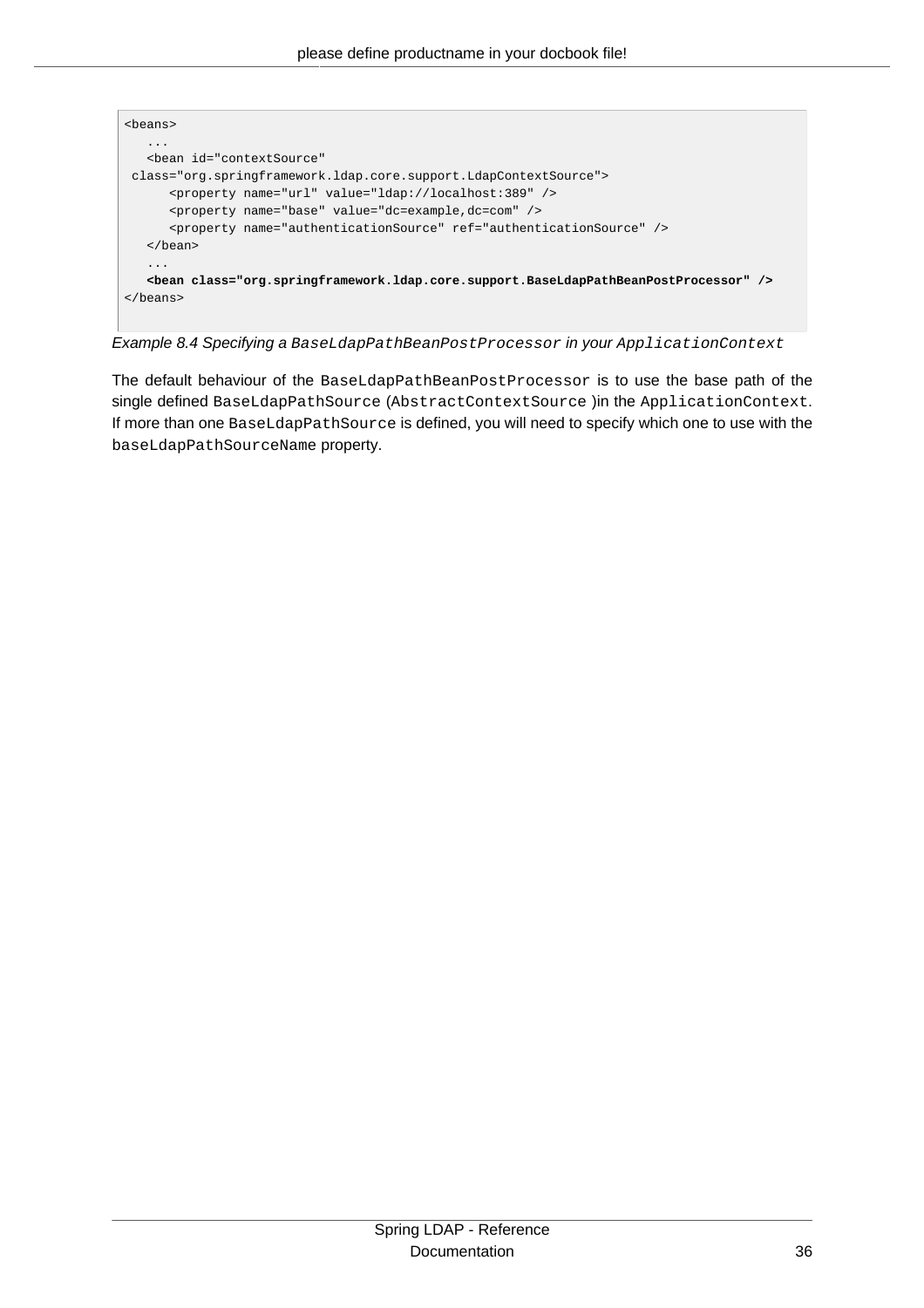```
<beans>
   ...
   <bean id="contextSource"
 class="org.springframework.ldap.core.support.LdapContextSource">
      <property name="url" value="ldap://localhost:389" />
      <property name="base" value="dc=example,dc=com" />
      <property name="authenticationSource" ref="authenticationSource" />
   </bean>
   ...
   <bean class="org.springframework.ldap.core.support.BaseLdapPathBeanPostProcessor" />
</beans>
```

*Example 8.4 Specifying a `BaseLdapPathBeanPostProcessor` in your `ApplicationContext`*

The default behaviour of the `BaseLdapPathBeanPostProcessor` is to use the base path of the single defined `BaseLdapPathSource` (`AbstractContextSource` )in the `ApplicationContext`. If more than one `BaseLdapPathSource` is defined, you will need to specify which one to use with the `baseLdapPathSourceName` property.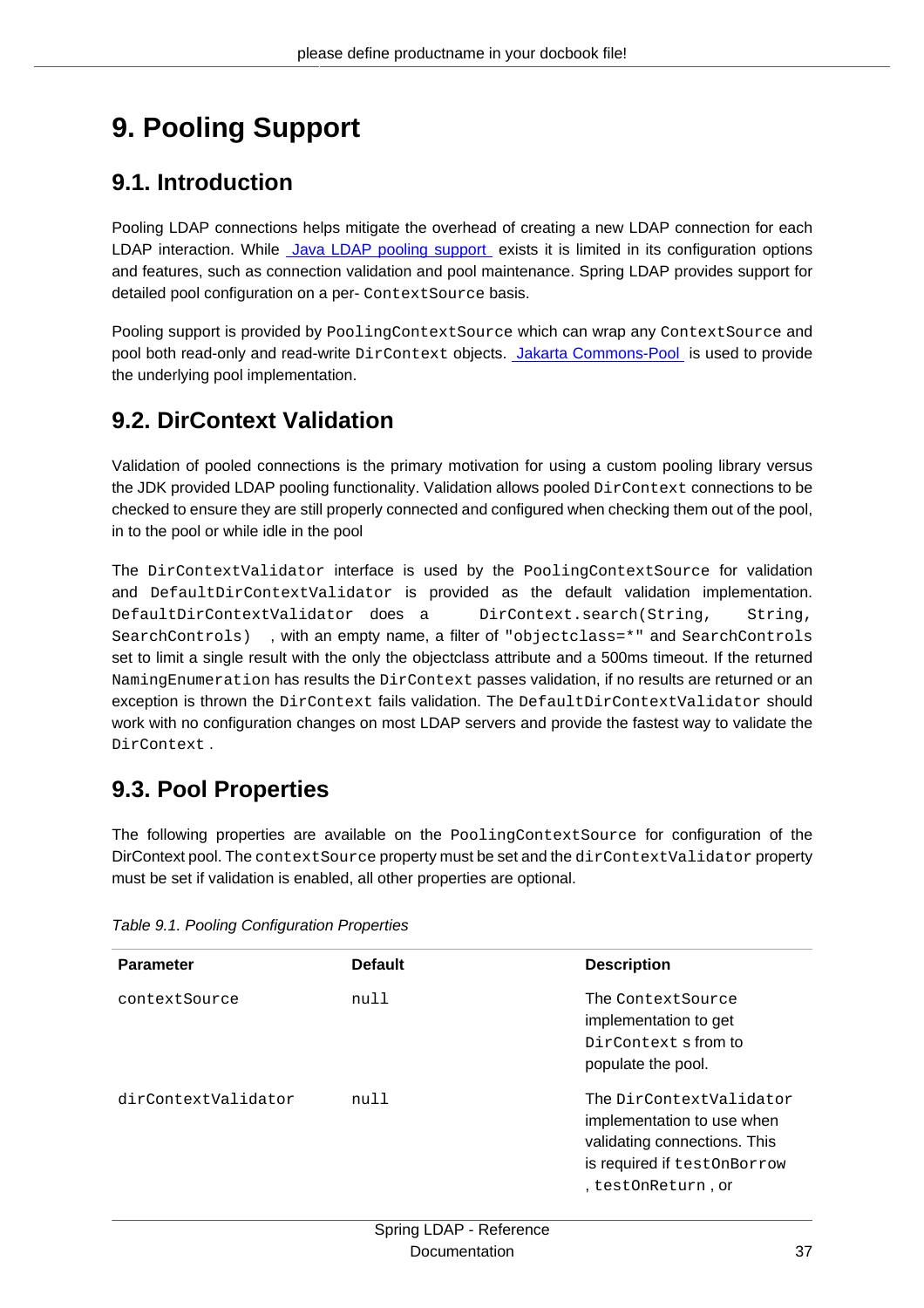# 9. Pooling Support

## 9.1. Introduction

Pooling LDAP connections helps mitigate the overhead of creating a new LDAP connection for each LDAP interaction. While Java LDAP pooling support exists it is limited in its configuration options and features, such as connection validation and pool maintenance. Spring LDAP provides support for detailed pool configuration on a per- `ContextSource` basis.

Pooling support is provided by `PoolingContextSource` which can wrap any `ContextSource` and pool both read-only and read-write `DirContext` objects. Jakarta Commons-Pool is used to provide the underlying pool implementation.

## 9.2. DirContext Validation

Validation of pooled connections is the primary motivation for using a custom pooling library versus the JDK provided LDAP pooling functionality. Validation allows pooled `DirContext` connections to be checked to ensure they are still properly connected and configured when checking them out of the pool, in to the pool or while idle in the pool

The `DirContextValidator` interface is used by the `PoolingContextSource` for validation and `DefaultDirContextValidator` is provided as the default validation implementation. `DefaultDirContextValidator` does a `DirContext.search(String, String, SearchControls)` , with an empty name, a filter of `"objectclass=*"` and `SearchControls` set to limit a single result with the only the objectclass attribute and a 500ms timeout. If the returned `NamingEnumeration` has results the `DirContext` passes validation, if no results are returned or an exception is thrown the `DirContext` fails validation. The `DefaultDirContextValidator` should work with no configuration changes on most LDAP servers and provide the fastest way to validate the `DirContext` .

## 9.3. Pool Properties

The following properties are available on the `PoolingContextSource` for configuration of the DirContext pool. The `contextSource` property must be set and the `dirContextValidator` property must be set if validation is enabled, all other properties are optional.

*Table 9.1. Pooling Configuration Properties*

| Parameter | Default | Description |
|---|---|---|
| `contextSource` | `null` | The `ContextSource` implementation to get `DirContext` s from to populate the pool. |
| `dirContextValidator` | `null` | The `DirContextValidator` implementation to use when validating connections. This is required if `testOnBorrow` , `testOnReturn` , or |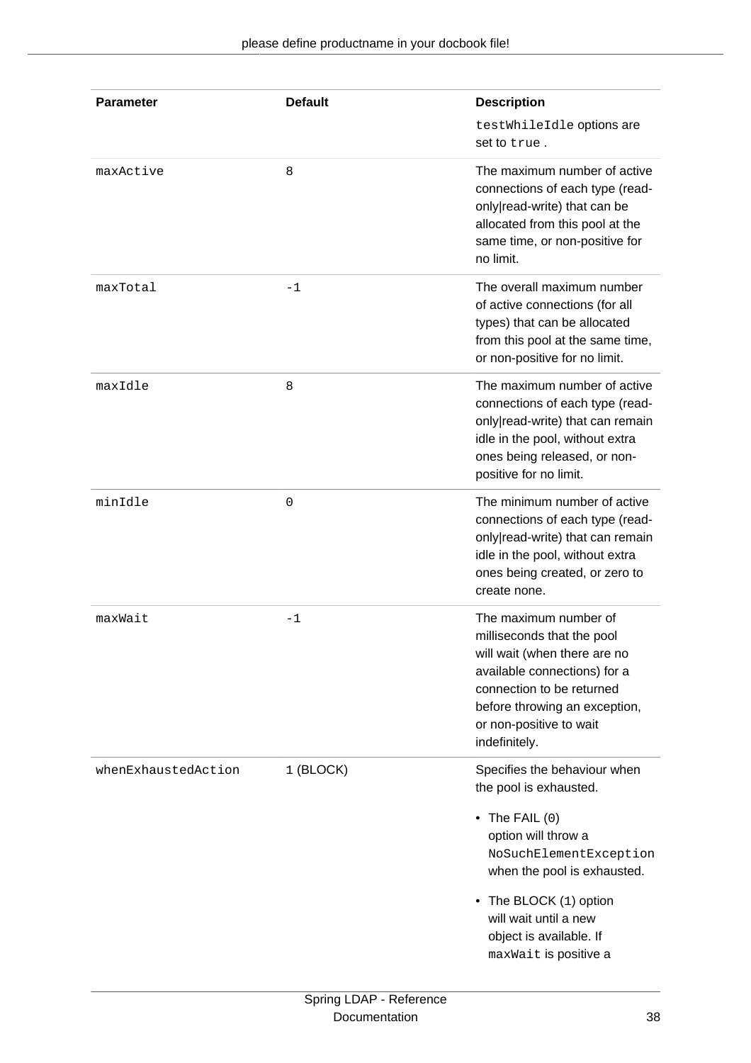| Parameter | Default | Description |
| --- | --- | --- |
| | | `testWhileIdle` options are set to `true` . |
| `maxActive` | 8 | The maximum number of active connections of each type (read-only\|read-write) that can be allocated from this pool at the same time, or non-positive for no limit. |
| `maxTotal` | -1 | The overall maximum number of active connections (for all types) that can be allocated from this pool at the same time, or non-positive for no limit. |
| `maxIdle` | 8 | The maximum number of active connections of each type (read-only\|read-write) that can remain idle in the pool, without extra ones being released, or non-positive for no limit. |
| `minIdle` | 0 | The minimum number of active connections of each type (read-only\|read-write) that can remain idle in the pool, without extra ones being created, or zero to create none. |
| `maxWait` | -1 | The maximum number of milliseconds that the pool will wait (when there are no available connections) for a connection to be returned before throwing an exception, or non-positive to wait indefinitely. |
| `whenExhaustedAction` | 1 (BLOCK) | Specifies the behaviour when the pool is exhausted.<br><br>• The FAIL (0) option will throw a `NoSuchElementException` when the pool is exhausted.<br><br>• The BLOCK (1) option will wait until a new object is available. If `maxWait` is positive a |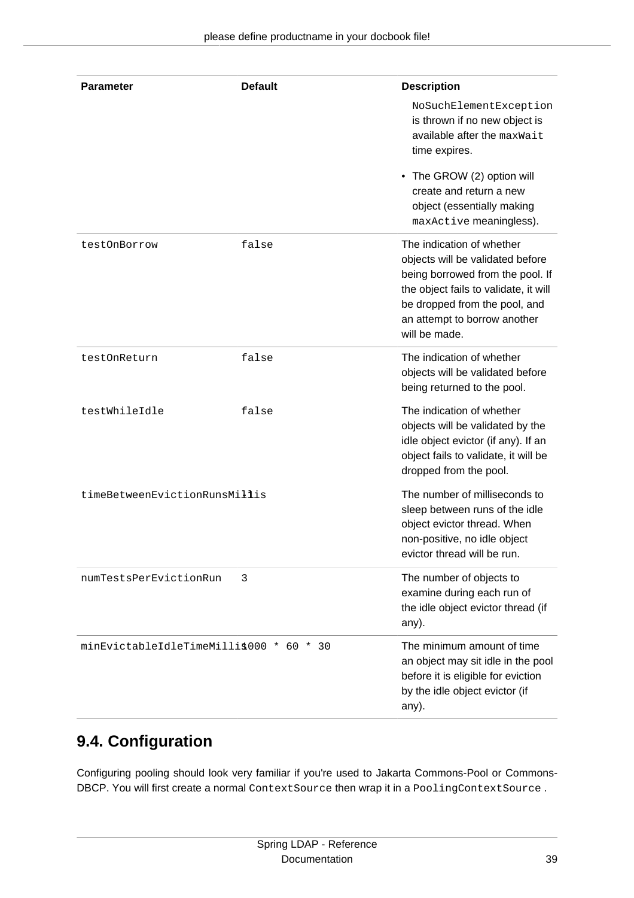| Parameter | Default | Description |
| --- | --- | --- |
| | | `NoSuchElementException` is thrown if no new object is available after the `maxWait` time expires.<br>• The GROW (2) option will create and return a new object (essentially making `maxActive` meaningless). |
| `testOnBorrow` | `false` | The indication of whether objects will be validated before being borrowed from the pool. If the object fails to validate, it will be dropped from the pool, and an attempt to borrow another will be made. |
| `testOnReturn` | `false` | The indication of whether objects will be validated before being returned to the pool. |
| `testWhileIdle` | `false` | The indication of whether objects will be validated by the idle object evictor (if any). If an object fails to validate, it will be dropped from the pool. |
| `timeBetweenEvictionRunsMillis` | `-1` | The number of milliseconds to sleep between runs of the idle object evictor thread. When non-positive, no idle object evictor thread will be run. |
| `numTestsPerEvictionRun` | `3` | The number of objects to examine during each run of the idle object evictor thread (if any). |
| `minEvictableIdleTimeMillis` | `1000 * 60 * 30` | The minimum amount of time an object may sit idle in the pool before it is eligible for eviction by the idle object evictor (if any). |

## 9.4. Configuration

Configuring pooling should look very familiar if you're used to Jakarta Commons-Pool or Commons-DBCP. You will first create a normal `ContextSource` then wrap it in a `PoolingContextSource` .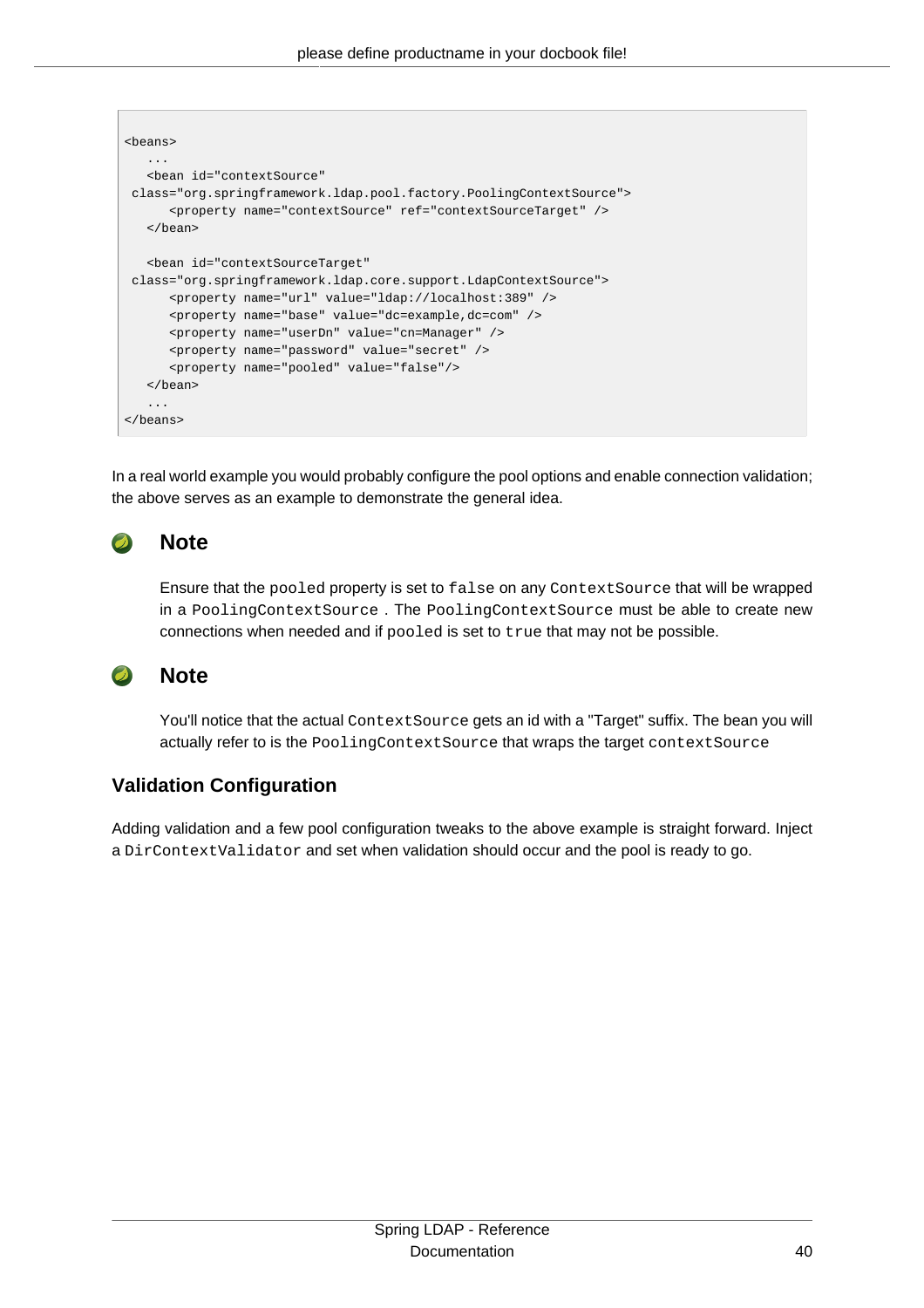```
<beans>
   ...
   <bean id="contextSource"
 class="org.springframework.ldap.pool.factory.PoolingContextSource">
      <property name="contextSource" ref="contextSourceTarget" />
   </bean>

   <bean id="contextSourceTarget"
 class="org.springframework.ldap.core.support.LdapContextSource">
      <property name="url" value="ldap://localhost:389" />
      <property name="base" value="dc=example,dc=com" />
      <property name="userDn" value="cn=Manager" />
      <property name="password" value="secret" />
      <property name="pooled" value="false"/>
   </bean>
   ...
</beans>
```

In a real world example you would probably configure the pool options and enable connection validation; the above serves as an example to demonstrate the general idea.

### Note

Ensure that the `pooled` property is set to `false` on any `ContextSource` that will be wrapped in a `PoolingContextSource` . The `PoolingContextSource` must be able to create new connections when needed and if `pooled` is set to `true` that may not be possible.

### Note

You'll notice that the actual `ContextSource` gets an id with a "Target" suffix. The bean you will actually refer to is the `PoolingContextSource` that wraps the target `contextSource`

## Validation Configuration

Adding validation and a few pool configuration tweaks to the above example is straight forward. Inject a `DirContextValidator` and set when validation should occur and the pool is ready to go.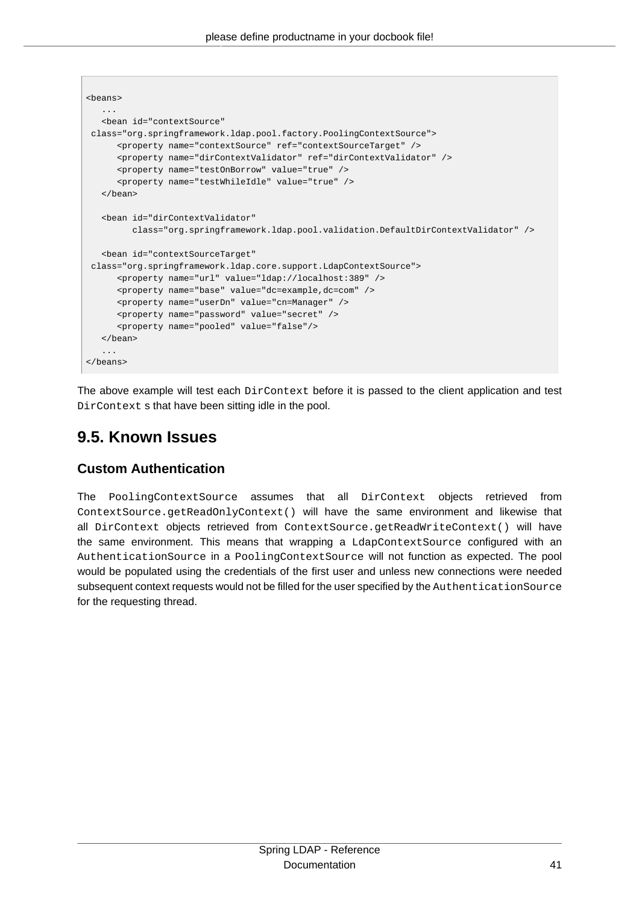```
<beans>
   ...
   <bean id="contextSource"
 class="org.springframework.ldap.pool.factory.PoolingContextSource">
      <property name="contextSource" ref="contextSourceTarget" />
      <property name="dirContextValidator" ref="dirContextValidator" />
      <property name="testOnBorrow" value="true" />
      <property name="testWhileIdle" value="true" />
   </bean>

   <bean id="dirContextValidator"
         class="org.springframework.ldap.pool.validation.DefaultDirContextValidator" />

   <bean id="contextSourceTarget"
 class="org.springframework.ldap.core.support.LdapContextSource">
      <property name="url" value="ldap://localhost:389" />
      <property name="base" value="dc=example,dc=com" />
      <property name="userDn" value="cn=Manager" />
      <property name="password" value="secret" />
      <property name="pooled" value="false"/>
   </bean>
   ...
</beans>
```

The above example will test each `DirContext` before it is passed to the client application and test `DirContext` s that have been sitting idle in the pool.

## 9.5. Known Issues

### Custom Authentication

The `PoolingContextSource` assumes that all `DirContext` objects retrieved from `ContextSource.getReadOnlyContext()` will have the same environment and likewise that all `DirContext` objects retrieved from `ContextSource.getReadWriteContext()` will have the same environment. This means that wrapping a `LdapContextSource` configured with an `AuthenticationSource` in a `PoolingContextSource` will not function as expected. The pool would be populated using the credentials of the first user and unless new connections were needed subsequent context requests would not be filled for the user specified by the `AuthenticationSource` for the requesting thread.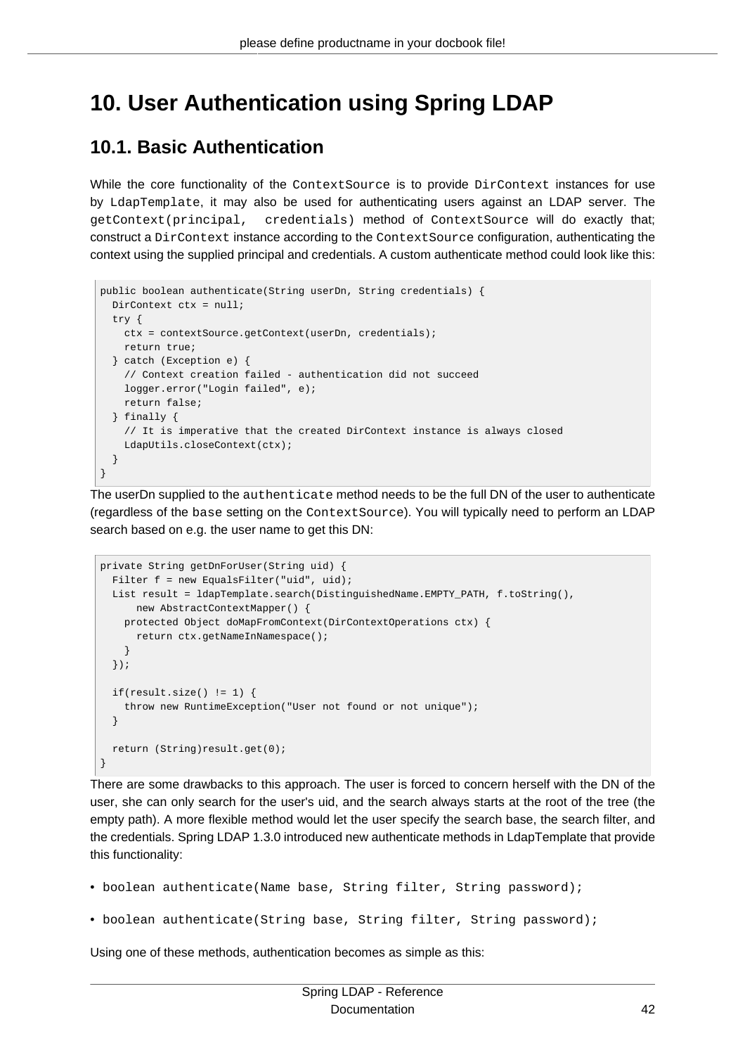// 10. User Authentication using Spring LDAP

## 10.1. Basic Authentication

While the core functionality of the `ContextSource` is to provide `DirContext` instances for use by `LdapTemplate`, it may also be used for authenticating users against an LDAP server. The `getContext(principal, credentials)` method of `ContextSource` will do exactly that; construct a `DirContext` instance according to the `ContextSource` configuration, authenticating the context using the supplied principal and credentials. A custom authenticate method could look like this:

```
public boolean authenticate(String userDn, String credentials) {
  DirContext ctx = null;
  try {
    ctx = contextSource.getContext(userDn, credentials);
    return true;
  } catch (Exception e) {
    // Context creation failed - authentication did not succeed
    logger.error("Login failed", e);
    return false;
  } finally {
    // It is imperative that the created DirContext instance is always closed
    LdapUtils.closeContext(ctx);
  }
}
```

The userDn supplied to the `authenticate` method needs to be the full DN of the user to authenticate (regardless of the `base` setting on the `ContextSource`). You will typically need to perform an LDAP search based on e.g. the user name to get this DN:

```
private String getDnForUser(String uid) {
  Filter f = new EqualsFilter("uid", uid);
  List result = ldapTemplate.search(DistinguishedName.EMPTY_PATH, f.toString(),
      new AbstractContextMapper() {
    protected Object doMapFromContext(DirContextOperations ctx) {
      return ctx.getNameInNamespace();
    }
  });

  if(result.size() != 1) {
    throw new RuntimeException("User not found or not unique");
  }

  return (String)result.get(0);
}
```

There are some drawbacks to this approach. The user is forced to concern herself with the DN of the user, she can only search for the user's uid, and the search always starts at the root of the tree (the empty path). A more flexible method would let the user specify the search base, the search filter, and the credentials. Spring LDAP 1.3.0 introduced new authenticate methods in LdapTemplate that provide this functionality:

- `boolean authenticate(Name base, String filter, String password);`
- `boolean authenticate(String base, String filter, String password);`

Using one of these methods, authentication becomes as simple as this:

# 10. User Authentication using Spring LDAP

## 10.1. Basic Authentication

While the core functionality of the `ContextSource` is to provide `DirContext` instances for use by `LdapTemplate`, it may also be used for authenticating users against an LDAP server. The `getContext(principal, credentials)` method of `ContextSource` will do exactly that; construct a `DirContext` instance according to the `ContextSource` configuration, authenticating the context using the supplied principal and credentials. A custom authenticate method could look like this:

```
public boolean authenticate(String userDn, String credentials) {
  DirContext ctx = null;
  try {
    ctx = contextSource.getContext(userDn, credentials);
    return true;
  } catch (Exception e) {
    // Context creation failed - authentication did not succeed
    logger.error("Login failed", e);
    return false;
  } finally {
    // It is imperative that the created DirContext instance is always closed
    LdapUtils.closeContext(ctx);
  }
}
```

The userDn supplied to the `authenticate` method needs to be the full DN of the user to authenticate (regardless of the `base` setting on the `ContextSource`). You will typically need to perform an LDAP search based on e.g. the user name to get this DN:

```
private String getDnForUser(String uid) {
  Filter f = new EqualsFilter("uid", uid);
  List result = ldapTemplate.search(DistinguishedName.EMPTY_PATH, f.toString(),
      new AbstractContextMapper() {
    protected Object doMapFromContext(DirContextOperations ctx) {
      return ctx.getNameInNamespace();
    }
  });

  if(result.size() != 1) {
    throw new RuntimeException("User not found or not unique");
  }

  return (String)result.get(0);
}
```

There are some drawbacks to this approach. The user is forced to concern herself with the DN of the user, she can only search for the user's uid, and the search always starts at the root of the tree (the empty path). A more flexible method would let the user specify the search base, the search filter, and the credentials. Spring LDAP 1.3.0 introduced new authenticate methods in LdapTemplate that provide this functionality:

- `boolean authenticate(Name base, String filter, String password);`
- `boolean authenticate(String base, String filter, String password);`

Using one of these methods, authentication becomes as simple as this: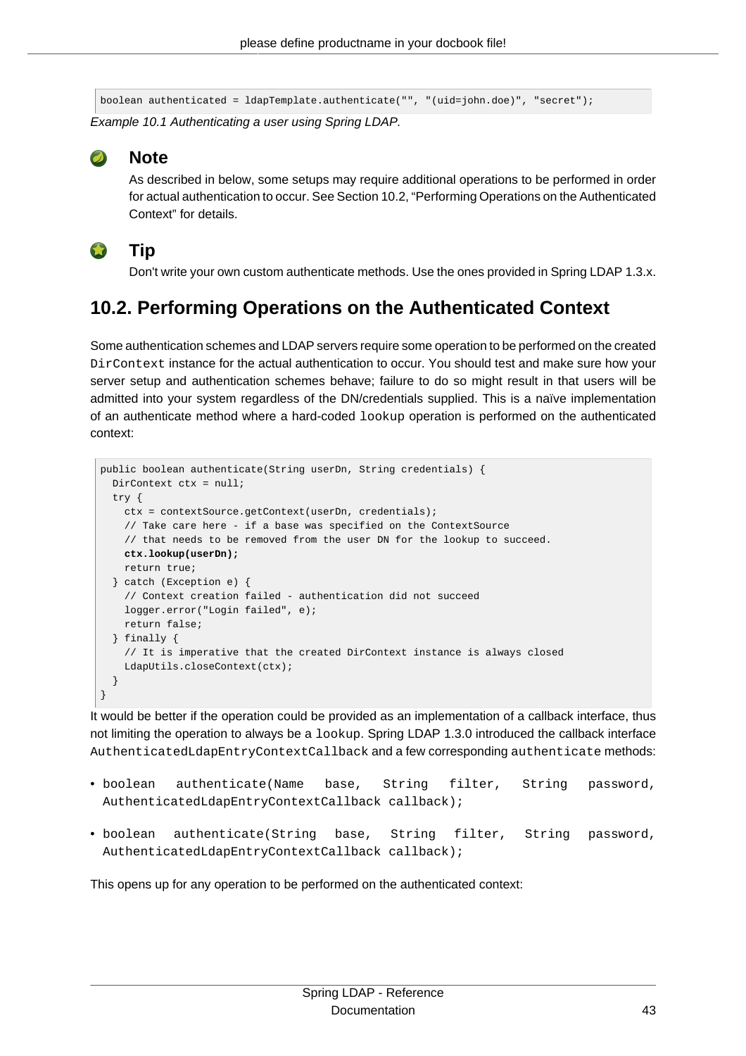```
boolean authenticated = ldapTemplate.authenticate("", "(uid=john.doe)", "secret");
```

*Example 10.1 Authenticating a user using Spring LDAP.*

> **Note**
>
> As described in below, some setups may require additional operations to be performed in order for actual authentication to occur. See Section 10.2, "Performing Operations on the Authenticated Context" for details.

> **Tip**
>
> Don't write your own custom authenticate methods. Use the ones provided in Spring LDAP 1.3.x.

## 10.2. Performing Operations on the Authenticated Context

Some authentication schemes and LDAP servers require some operation to be performed on the created `DirContext` instance for the actual authentication to occur. You should test and make sure how your server setup and authentication schemes behave; failure to do so might result in that users will be admitted into your system regardless of the DN/credentials supplied. This is a naïve implementation of an authenticate method where a hard-coded `lookup` operation is performed on the authenticated context:

```
public boolean authenticate(String userDn, String credentials) {
  DirContext ctx = null;
  try {
    ctx = contextSource.getContext(userDn, credentials);
    // Take care here - if a base was specified on the ContextSource
    // that needs to be removed from the user DN for the lookup to succeed.
    ctx.lookup(userDn);
    return true;
  } catch (Exception e) {
    // Context creation failed - authentication did not succeed
    logger.error("Login failed", e);
    return false;
  } finally {
    // It is imperative that the created DirContext instance is always closed
    LdapUtils.closeContext(ctx);
  }
}
```

It would be better if the operation could be provided as an implementation of a callback interface, thus not limiting the operation to always be a `lookup`. Spring LDAP 1.3.0 introduced the callback interface `AuthenticatedLdapEntryContextCallback` and a few corresponding `authenticate` methods:

- `boolean authenticate(Name base, String filter, String password, AuthenticatedLdapEntryContextCallback callback);`
- `boolean authenticate(String base, String filter, String password, AuthenticatedLdapEntryContextCallback callback);`

This opens up for any operation to be performed on the authenticated context: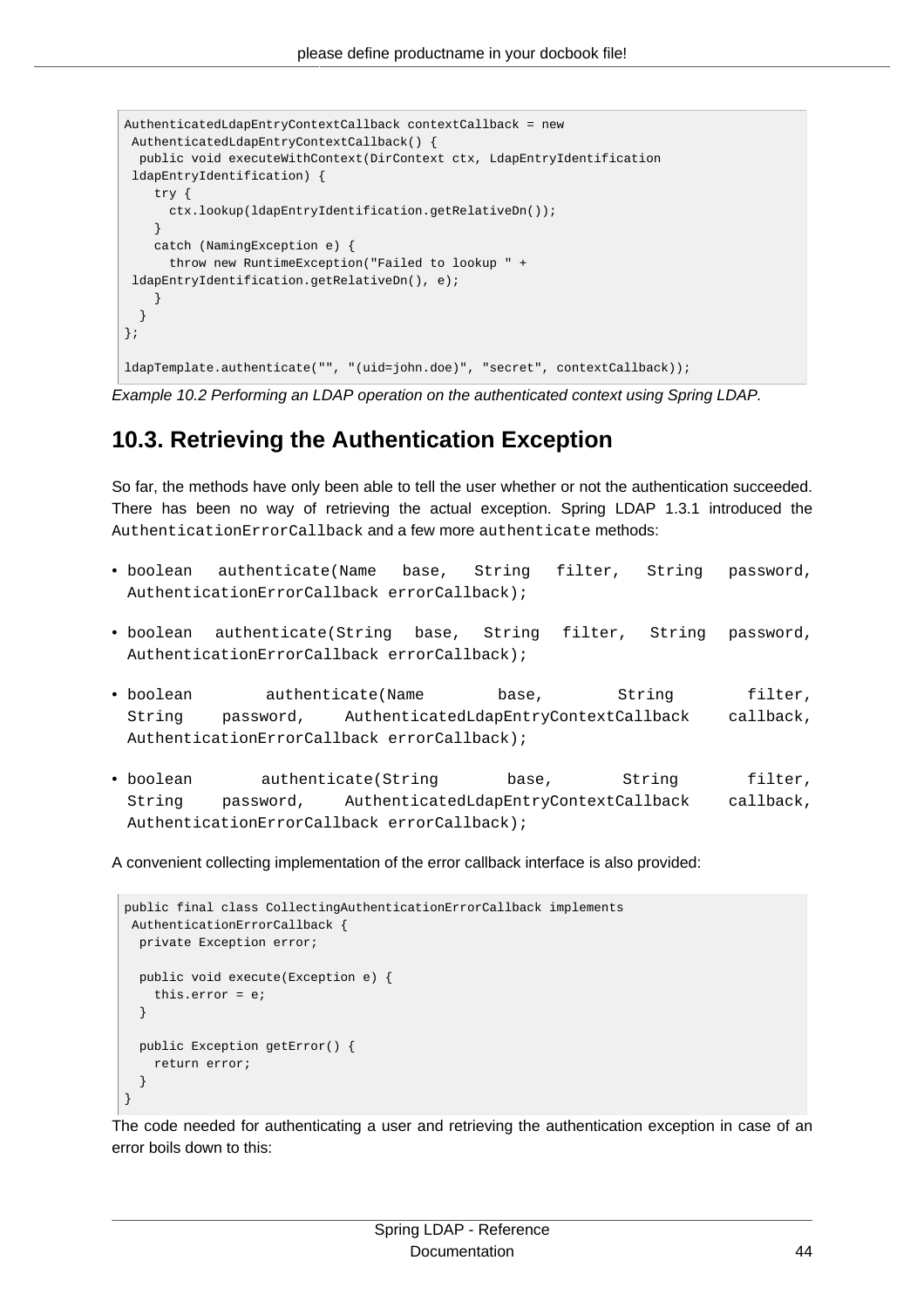```
AuthenticatedLdapEntryContextCallback contextCallback = new
 AuthenticatedLdapEntryContextCallback() {
  public void executeWithContext(DirContext ctx, LdapEntryIdentification
 ldapEntryIdentification) {
    try {
      ctx.lookup(ldapEntryIdentification.getRelativeDn());
    }
    catch (NamingException e) {
      throw new RuntimeException("Failed to lookup " +
 ldapEntryIdentification.getRelativeDn(), e);
    }
  }
};

ldapTemplate.authenticate("", "(uid=john.doe)", "secret", contextCallback));
```

*Example 10.2 Performing an LDAP operation on the authenticated context using Spring LDAP.*

## 10.3. Retrieving the Authentication Exception

So far, the methods have only been able to tell the user whether or not the authentication succeeded. There has been no way of retrieving the actual exception. Spring LDAP 1.3.1 introduced the `AuthenticationErrorCallback` and a few more `authenticate` methods:

- `boolean authenticate(Name base, String filter, String password, AuthenticationErrorCallback errorCallback);`
- `boolean authenticate(String base, String filter, String password, AuthenticationErrorCallback errorCallback);`
- `boolean authenticate(Name base, String filter, String password, AuthenticatedLdapEntryContextCallback callback, AuthenticationErrorCallback errorCallback);`
- `boolean authenticate(String base, String filter, String password, AuthenticatedLdapEntryContextCallback callback, AuthenticationErrorCallback errorCallback);`

A convenient collecting implementation of the error callback interface is also provided:

```
public final class CollectingAuthenticationErrorCallback implements
 AuthenticationErrorCallback {
  private Exception error;

  public void execute(Exception e) {
    this.error = e;
  }

  public Exception getError() {
    return error;
  }
}
```

The code needed for authenticating a user and retrieving the authentication exception in case of an error boils down to this: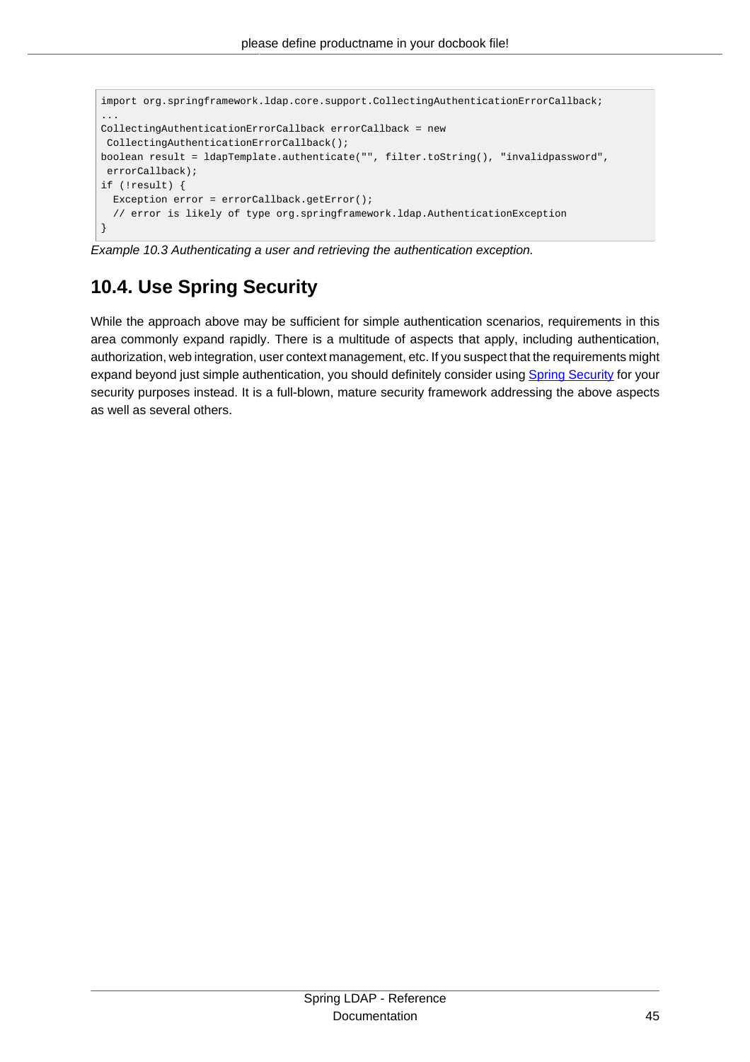```
import org.springframework.ldap.core.support.CollectingAuthenticationErrorCallback;
...
CollectingAuthenticationErrorCallback errorCallback = new
 CollectingAuthenticationErrorCallback();
boolean result = ldapTemplate.authenticate("", filter.toString(), "invalidpassword",
 errorCallback);
if (!result) {
  Exception error = errorCallback.getError();
  // error is likely of type org.springframework.ldap.AuthenticationException
}
```

*Example 10.3 Authenticating a user and retrieving the authentication exception.*

## 10.4. Use Spring Security

While the approach above may be sufficient for simple authentication scenarios, requirements in this area commonly expand rapidly. There is a multitude of aspects that apply, including authentication, authorization, web integration, user context management, etc. If you suspect that the requirements might expand beyond just simple authentication, you should definitely consider using Spring Security for your security purposes instead. It is a full-blown, mature security framework addressing the above aspects as well as several others.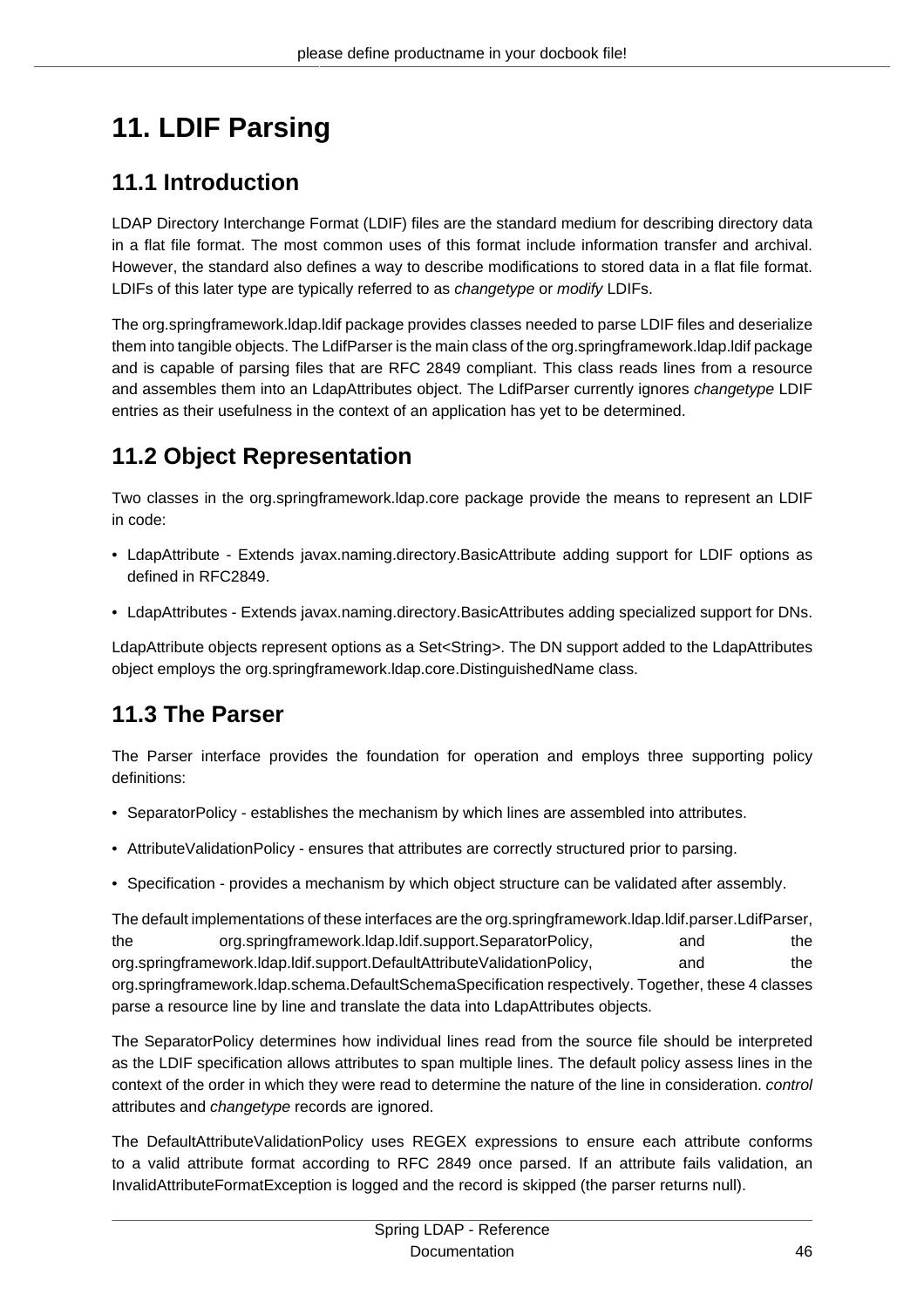# 11. LDIF Parsing

## 11.1 Introduction

LDAP Directory Interchange Format (LDIF) files are the standard medium for describing directory data in a flat file format. The most common uses of this format include information transfer and archival. However, the standard also defines a way to describe modifications to stored data in a flat file format. LDIFs of this later type are typically referred to as *changetype* or *modify* LDIFs.

The org.springframework.ldap.ldif package provides classes needed to parse LDIF files and deserialize them into tangible objects. The LdifParser is the main class of the org.springframework.ldap.ldif package and is capable of parsing files that are RFC 2849 compliant. This class reads lines from a resource and assembles them into an LdapAttributes object. The LdifParser currently ignores *changetype* LDIF entries as their usefulness in the context of an application has yet to be determined.

## 11.2 Object Representation

Two classes in the org.springframework.ldap.core package provide the means to represent an LDIF in code:

- LdapAttribute - Extends javax.naming.directory.BasicAttribute adding support for LDIF options as defined in RFC2849.
- LdapAttributes - Extends javax.naming.directory.BasicAttributes adding specialized support for DNs.

LdapAttribute objects represent options as a Set<String>. The DN support added to the LdapAttributes object employs the org.springframework.ldap.core.DistinguishedName class.

## 11.3 The Parser

The Parser interface provides the foundation for operation and employs three supporting policy definitions:

- SeparatorPolicy - establishes the mechanism by which lines are assembled into attributes.
- AttributeValidationPolicy - ensures that attributes are correctly structured prior to parsing.
- Specification - provides a mechanism by which object structure can be validated after assembly.

The default implementations of these interfaces are the org.springframework.ldap.ldif.parser.LdifParser, the org.springframework.ldap.ldif.support.SeparatorPolicy, and the org.springframework.ldap.ldif.support.DefaultAttributeValidationPolicy, and the org.springframework.ldap.schema.DefaultSchemaSpecification respectively. Together, these 4 classes parse a resource line by line and translate the data into LdapAttributes objects.

The SeparatorPolicy determines how individual lines read from the source file should be interpreted as the LDIF specification allows attributes to span multiple lines. The default policy assess lines in the context of the order in which they were read to determine the nature of the line in consideration. *control* attributes and *changetype* records are ignored.

The DefaultAttributeValidationPolicy uses REGEX expressions to ensure each attribute conforms to a valid attribute format according to RFC 2849 once parsed. If an attribute fails validation, an InvalidAttributeFormatException is logged and the record is skipped (the parser returns null).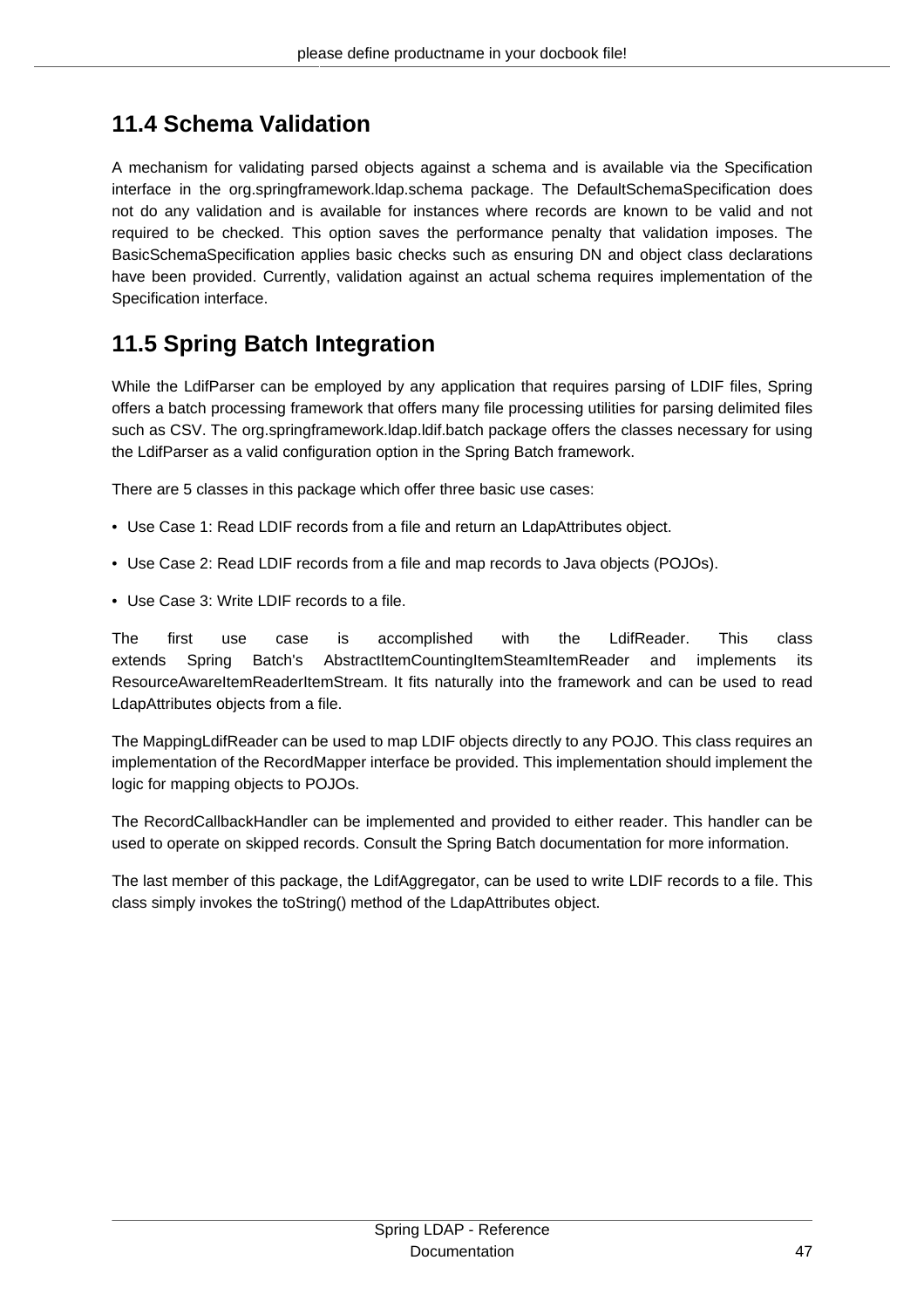## 11.4 Schema Validation

A mechanism for validating parsed objects against a schema and is available via the Specification interface in the org.springframework.ldap.schema package. The DefaultSchemaSpecification does not do any validation and is available for instances where records are known to be valid and not required to be checked. This option saves the performance penalty that validation imposes. The BasicSchemaSpecification applies basic checks such as ensuring DN and object class declarations have been provided. Currently, validation against an actual schema requires implementation of the Specification interface.

## 11.5 Spring Batch Integration

While the LdifParser can be employed by any application that requires parsing of LDIF files, Spring offers a batch processing framework that offers many file processing utilities for parsing delimited files such as CSV. The org.springframework.ldap.ldif.batch package offers the classes necessary for using the LdifParser as a valid configuration option in the Spring Batch framework.

There are 5 classes in this package which offer three basic use cases:

- Use Case 1: Read LDIF records from a file and return an LdapAttributes object.
- Use Case 2: Read LDIF records from a file and map records to Java objects (POJOs).
- Use Case 3: Write LDIF records to a file.

The first use case is accomplished with the LdifReader. This class extends Spring Batch's AbstractItemCountingItemSteamItemReader and implements its ResourceAwareItemReaderItemStream. It fits naturally into the framework and can be used to read LdapAttributes objects from a file.

The MappingLdifReader can be used to map LDIF objects directly to any POJO. This class requires an implementation of the RecordMapper interface be provided. This implementation should implement the logic for mapping objects to POJOs.

The RecordCallbackHandler can be implemented and provided to either reader. This handler can be used to operate on skipped records. Consult the Spring Batch documentation for more information.

The last member of this package, the LdifAggregator, can be used to write LDIF records to a file. This class simply invokes the toString() method of the LdapAttributes object.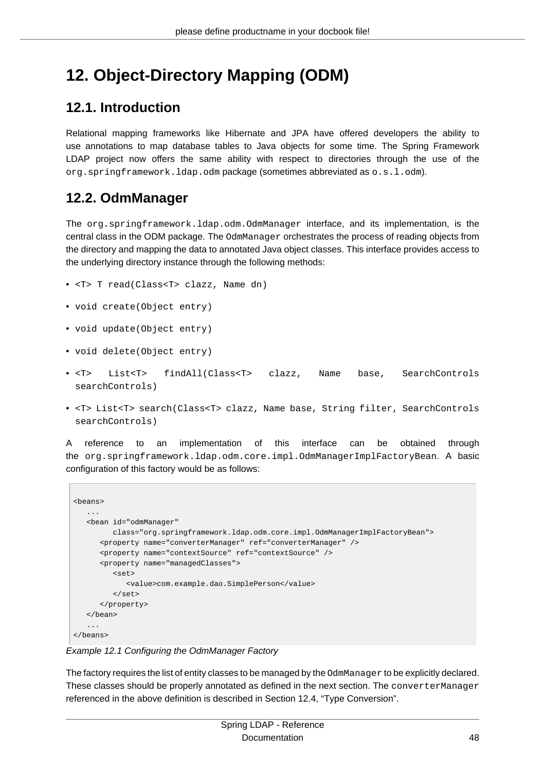# 12. Object-Directory Mapping (ODM)

## 12.1. Introduction

Relational mapping frameworks like Hibernate and JPA have offered developers the ability to use annotations to map database tables to Java objects for some time. The Spring Framework LDAP project now offers the same ability with respect to directories through the use of the `org.springframework.ldap.odm` package (sometimes abbreviated as `o.s.l.odm`).

## 12.2. OdmManager

The `org.springframework.ldap.odm.OdmManager` interface, and its implementation, is the central class in the ODM package. The `OdmManager` orchestrates the process of reading objects from the directory and mapping the data to annotated Java object classes. This interface provides access to the underlying directory instance through the following methods:

- `<T> T read(Class<T> clazz, Name dn)`
- `void create(Object entry)`
- `void update(Object entry)`
- `void delete(Object entry)`
- `<T> List<T> findAll(Class<T> clazz, Name base, SearchControls searchControls)`
- `<T> List<T> search(Class<T> clazz, Name base, String filter, SearchControls searchControls)`

A reference to an implementation of this interface can be obtained through the `org.springframework.ldap.odm.core.impl.OdmManagerImplFactoryBean`. A basic configuration of this factory would be as follows:

```
<beans>
   ...
   <bean id="odmManager"
         class="org.springframework.ldap.odm.core.impl.OdmManagerImplFactoryBean">
      <property name="converterManager" ref="converterManager" />
      <property name="contextSource" ref="contextSource" />
      <property name="managedClasses">
         <set>
            <value>com.example.dao.SimplePerson</value>
         </set>
      </property>
   </bean>
   ...
</beans>
```

*Example 12.1 Configuring the OdmManager Factory*

The factory requires the list of entity classes to be managed by the `OdmManager` to be explicitly declared. These classes should be properly annotated as defined in the next section. The `converterManager` referenced in the above definition is described in Section 12.4, “Type Conversion”.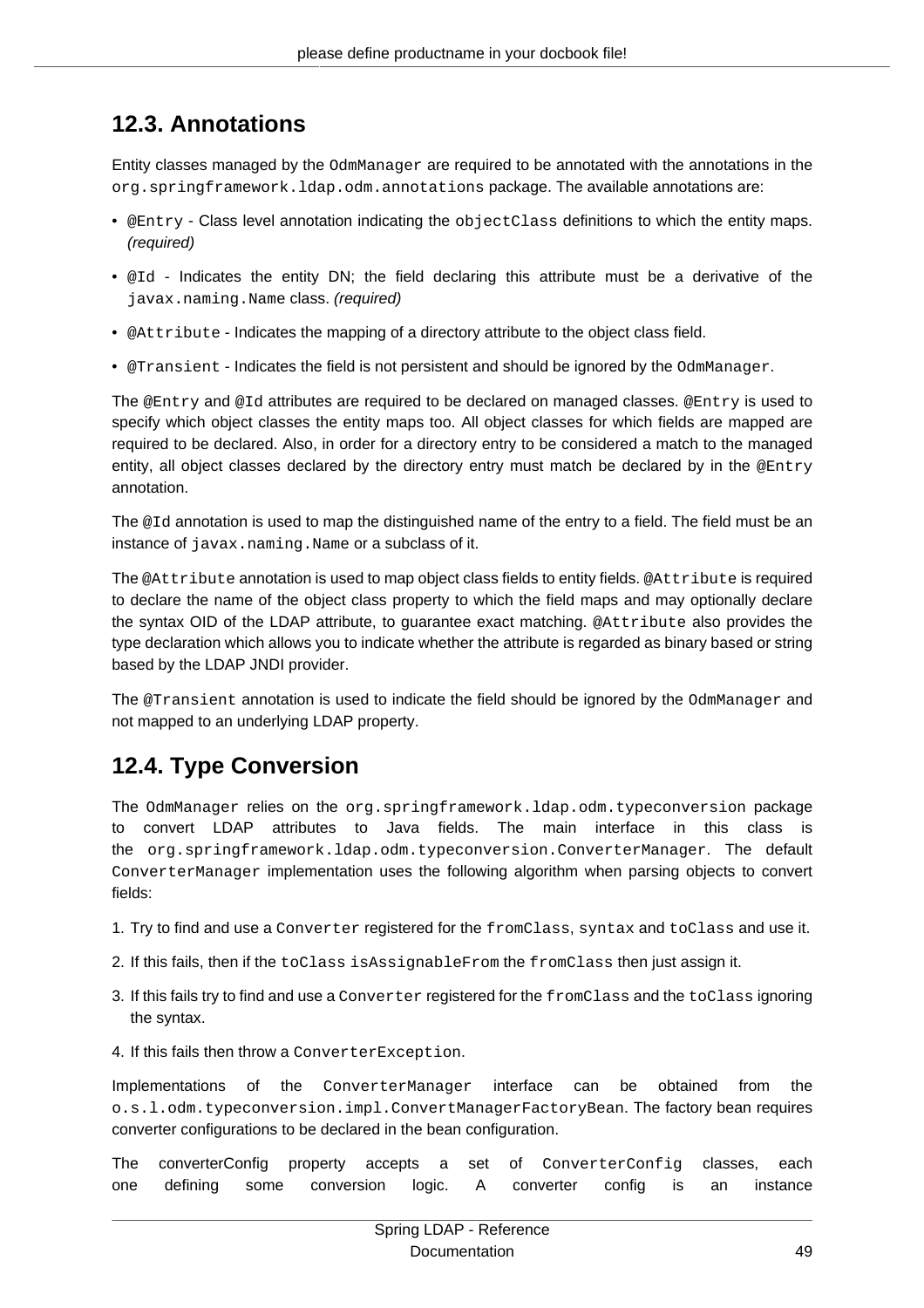## 12.3. Annotations

Entity classes managed by the `OdmManager` are required to be annotated with the annotations in the `org.springframework.ldap.odm.annotations` package. The available annotations are:

- `@Entry` - Class level annotation indicating the `objectClass` definitions to which the entity maps. *(required)*
- `@Id` - Indicates the entity DN; the field declaring this attribute must be a derivative of the `javax.naming.Name` class. *(required)*
- `@Attribute` - Indicates the mapping of a directory attribute to the object class field.
- `@Transient` - Indicates the field is not persistent and should be ignored by the `OdmManager`.

The `@Entry` and `@Id` attributes are required to be declared on managed classes. `@Entry` is used to specify which object classes the entity maps too. All object classes for which fields are mapped are required to be declared. Also, in order for a directory entry to be considered a match to the managed entity, all object classes declared by the directory entry must match be declared by in the `@Entry` annotation.

The `@Id` annotation is used to map the distinguished name of the entry to a field. The field must be an instance of `javax.naming.Name` or a subclass of it.

The `@Attribute` annotation is used to map object class fields to entity fields. `@Attribute` is required to declare the name of the object class property to which the field maps and may optionally declare the syntax OID of the LDAP attribute, to guarantee exact matching. `@Attribute` also provides the type declaration which allows you to indicate whether the attribute is regarded as binary based or string based by the LDAP JNDI provider.

The `@Transient` annotation is used to indicate the field should be ignored by the `OdmManager` and not mapped to an underlying LDAP property.

## 12.4. Type Conversion

The `OdmManager` relies on the `org.springframework.ldap.odm.typeconversion` package to convert LDAP attributes to Java fields. The main interface in this class is the `org.springframework.ldap.odm.typeconversion.ConverterManager`. The default `ConverterManager` implementation uses the following algorithm when parsing objects to convert fields:

1. Try to find and use a `Converter` registered for the `fromClass`, `syntax` and `toClass` and use it.
2. If this fails, then if the `toClass` `isAssignableFrom` the `fromClass` then just assign it.
3. If this fails try to find and use a `Converter` registered for the `fromClass` and the `toClass` ignoring the syntax.
4. If this fails then throw a `ConverterException`.

Implementations of the `ConverterManager` interface can be obtained from the `o.s.l.odm.typeconversion.impl.ConvertManagerFactoryBean`. The factory bean requires converter configurations to be declared in the bean configuration.

The converterConfig property accepts a set of `ConverterConfig` classes, each one defining some conversion logic. A converter config is an instance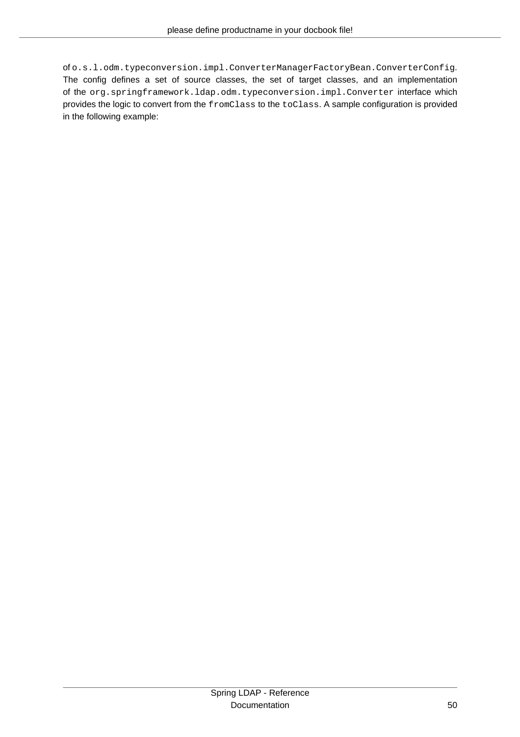of `o.s.l.odm.typeconversion.impl.ConverterManagerFactoryBean.ConverterConfig`. The config defines a set of source classes, the set of target classes, and an implementation of the `org.springframework.ldap.odm.typeconversion.impl.Converter` interface which provides the logic to convert from the `fromClass` to the `toClass`. A sample configuration is provided in the following example: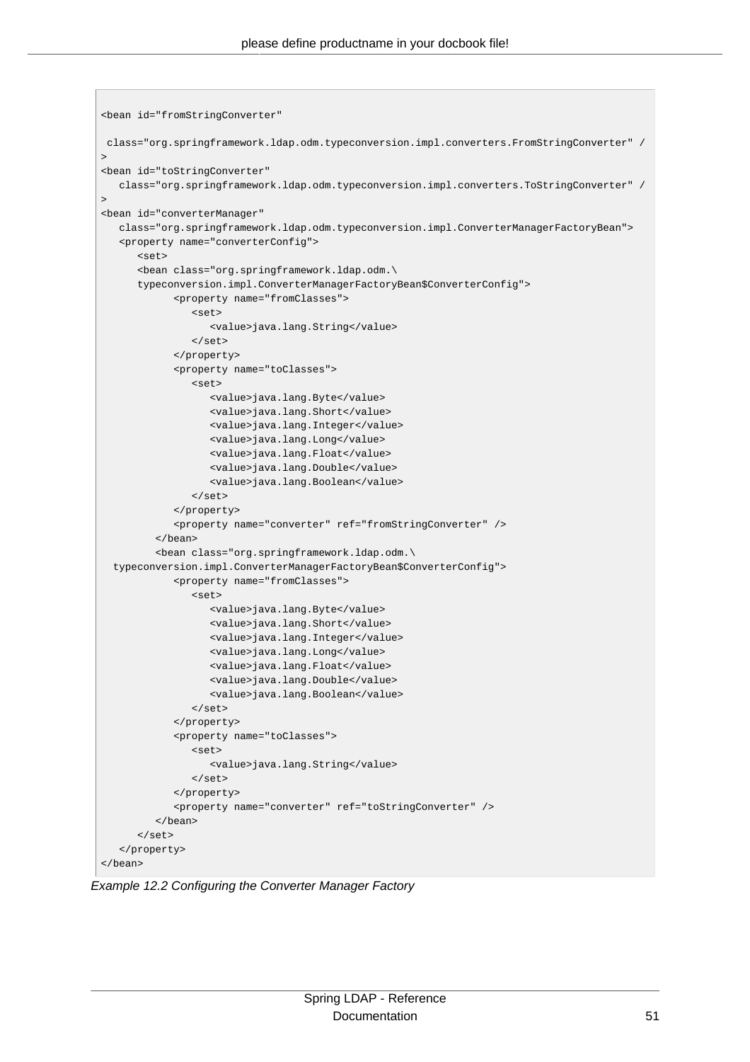```
<bean id="fromStringConverter"

 class="org.springframework.ldap.odm.typeconversion.impl.converters.FromStringConverter" /
>
<bean id="toStringConverter"
   class="org.springframework.ldap.odm.typeconversion.impl.converters.ToStringConverter" /
>
<bean id="converterManager"
   class="org.springframework.ldap.odm.typeconversion.impl.ConverterManagerFactoryBean">
   <property name="converterConfig">
      <set>
      <bean class="org.springframework.ldap.odm.\
      typeconversion.impl.ConverterManagerFactoryBean$ConverterConfig">
            <property name="fromClasses">
               <set>
                  <value>java.lang.String</value>
               </set>
            </property>
            <property name="toClasses">
               <set>
                  <value>java.lang.Byte</value>
                  <value>java.lang.Short</value>
                  <value>java.lang.Integer</value>
                  <value>java.lang.Long</value>
                  <value>java.lang.Float</value>
                  <value>java.lang.Double</value>
                  <value>java.lang.Boolean</value>
               </set>
            </property>
            <property name="converter" ref="fromStringConverter" />
         </bean>
         <bean class="org.springframework.ldap.odm.\
  typeconversion.impl.ConverterManagerFactoryBean$ConverterConfig">
            <property name="fromClasses">
               <set>
                  <value>java.lang.Byte</value>
                  <value>java.lang.Short</value>
                  <value>java.lang.Integer</value>
                  <value>java.lang.Long</value>
                  <value>java.lang.Float</value>
                  <value>java.lang.Double</value>
                  <value>java.lang.Boolean</value>
               </set>
            </property>
            <property name="toClasses">
               <set>
                  <value>java.lang.String</value>
               </set>
            </property>
            <property name="converter" ref="toStringConverter" />
         </bean>
      </set>
   </property>
</bean>
```

*Example 12.2 Configuring the Converter Manager Factory*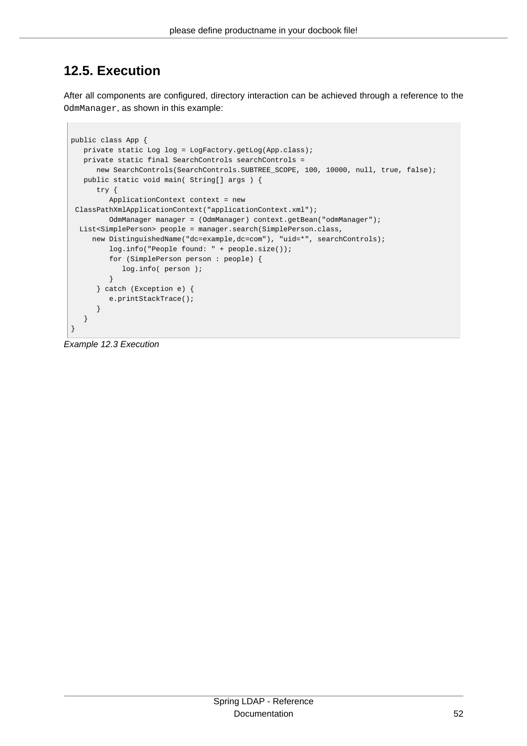## 12.5. Execution

After all components are configured, directory interaction can be achieved through a reference to the `OdmManager`, as shown in this example:

```
public class App {
   private static Log log = LogFactory.getLog(App.class);
   private static final SearchControls searchControls =
      new SearchControls(SearchControls.SUBTREE_SCOPE, 100, 10000, null, true, false);
   public static void main( String[] args ) {
      try {
         ApplicationContext context = new
 ClassPathXmlApplicationContext("applicationContext.xml");
         OdmManager manager = (OdmManager) context.getBean("odmManager");
  List<SimplePerson> people = manager.search(SimplePerson.class,
     new DistinguishedName("dc=example,dc=com"), "uid=*", searchControls);
         log.info("People found: " + people.size());
         for (SimplePerson person : people) {
            log.info( person );
         }
      } catch (Exception e) {
         e.printStackTrace();
      }
   }
}
```

*Example 12.3 Execution*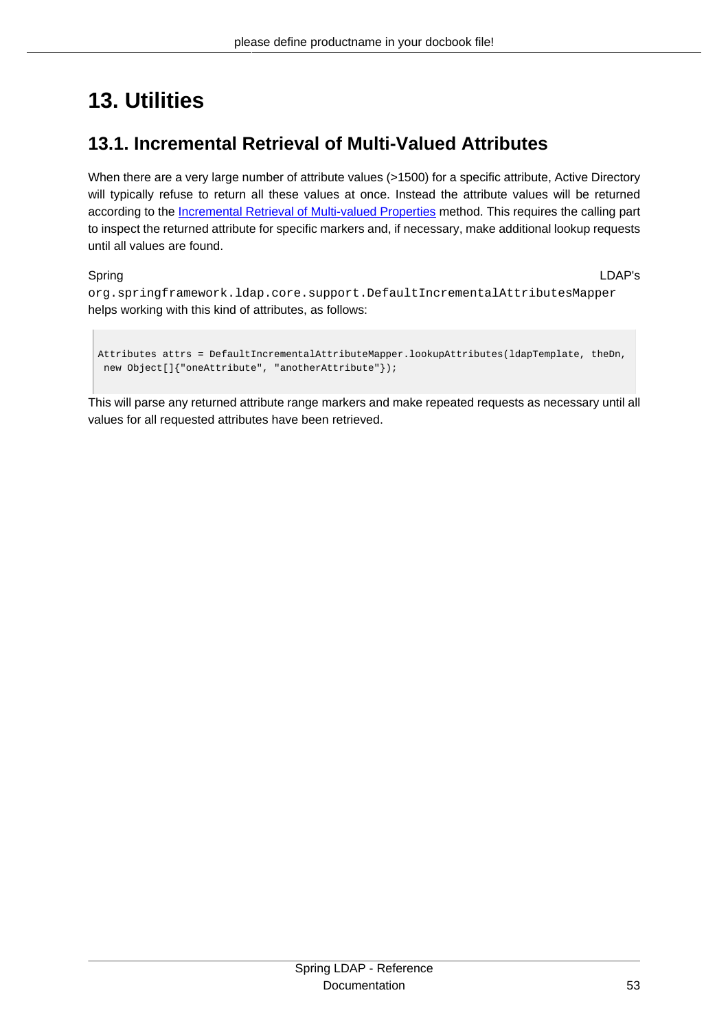# 13. Utilities

## 13.1. Incremental Retrieval of Multi-Valued Attributes

When there are a very large number of attribute values (>1500) for a specific attribute, Active Directory will typically refuse to return all these values at once. Instead the attribute values will be returned according to the Incremental Retrieval of Multi-valued Properties method. This requires the calling part to inspect the returned attribute for specific markers and, if necessary, make additional lookup requests until all values are found.

Spring LDAP's `org.springframework.ldap.core.support.DefaultIncrementalAttributesMapper` helps working with this kind of attributes, as follows:

```
Attributes attrs = DefaultIncrementalAttributeMapper.lookupAttributes(ldapTemplate, theDn,
 new Object[]{"oneAttribute", "anotherAttribute"});
```

This will parse any returned attribute range markers and make repeated requests as necessary until all values for all requested attributes have been retrieved.